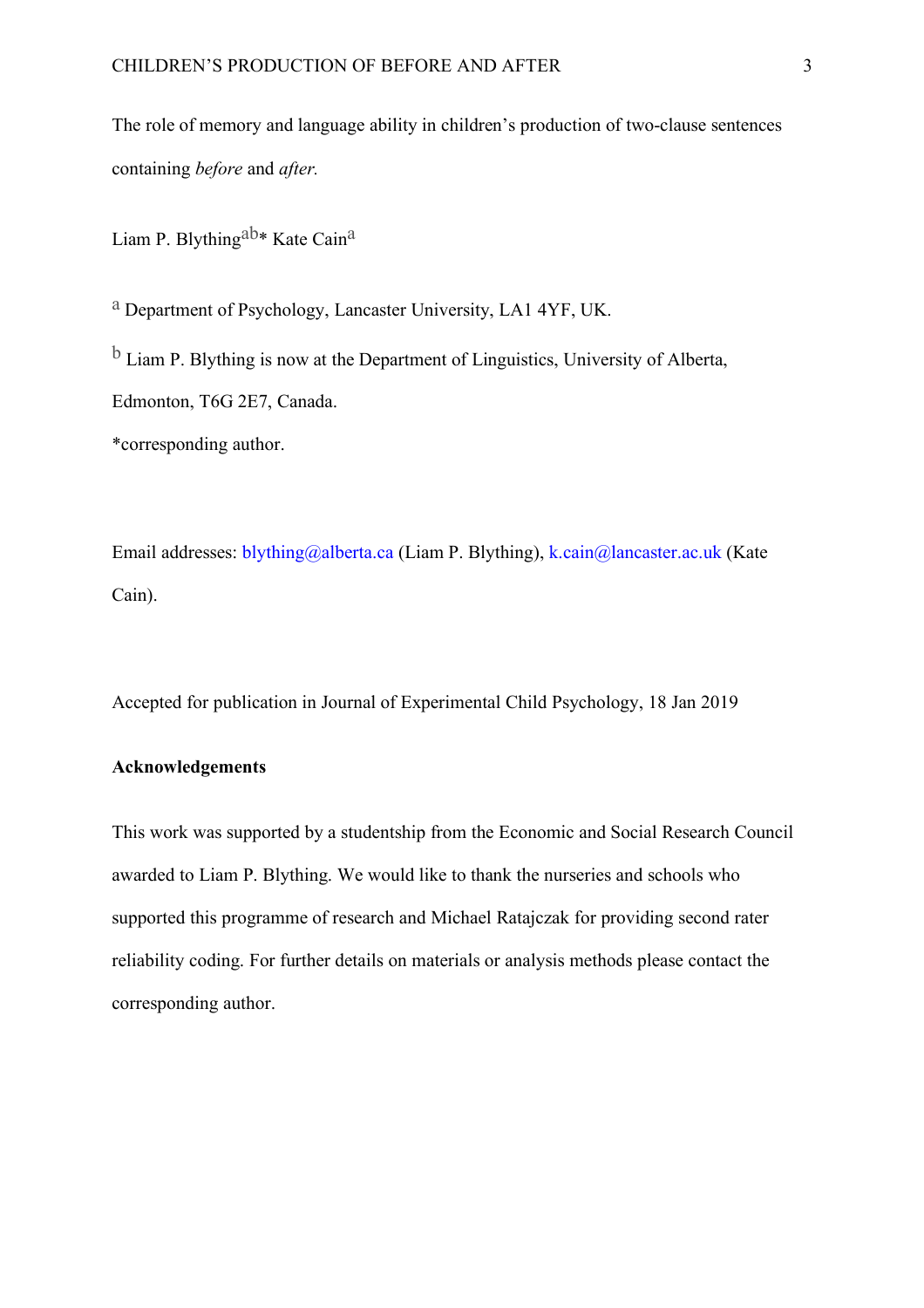The role of memory and language ability in children's production of two-clause sentences containing *before* and *after.*

Liam P. Blything[ab]* Kate Cain[a]

[a] Department of Psychology, Lancaster University, LA1 4YF, UK.

[b] Liam P. Blything is now at the Department of Linguistics, University of Alberta, Edmonton, T6G 2E7, Canada.

*corresponding author.

Email addresses: blything@alberta.ca (Liam P. Blything), k.cain@lancaster.ac.uk (Kate Cain).

Accepted for publication in Journal of Experimental Child Psychology, 18 Jan 2019

**Acknowledgements**

This work was supported by a studentship from the Economic and Social Research Council awarded to Liam P. Blything. We would like to thank the nurseries and schools who supported this programme of research and Michael Ratajczak for providing second rater reliability coding. For further details on materials or analysis methods please contact the corresponding author.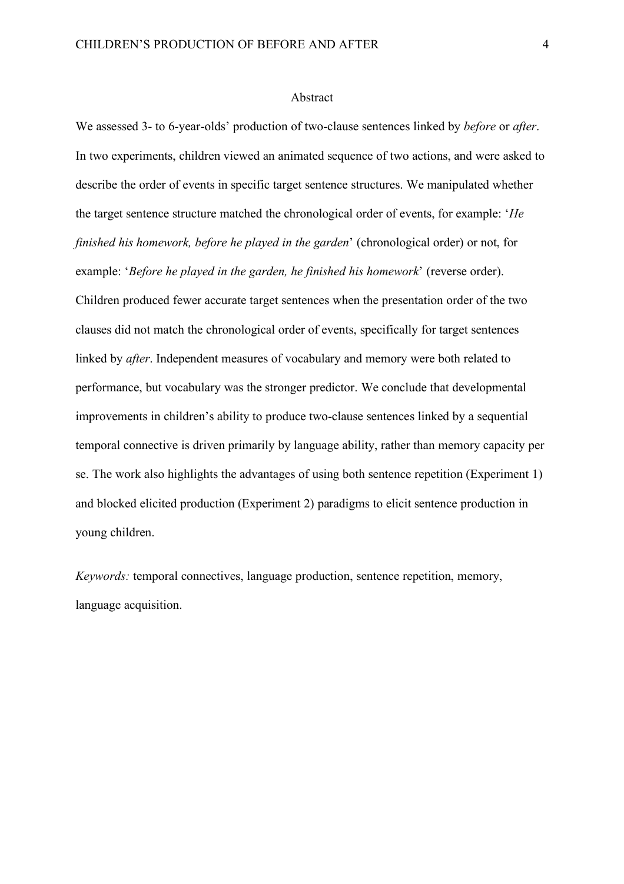## Abstract

We assessed 3- to 6-year-olds' production of two-clause sentences linked by *before* or *after*. In two experiments, children viewed an animated sequence of two actions, and were asked to describe the order of events in specific target sentence structures. We manipulated whether the target sentence structure matched the chronological order of events, for example: '*He finished his homework, before he played in the garden*' (chronological order) or not, for example: '*Before he played in the garden, he finished his homework*' (reverse order). Children produced fewer accurate target sentences when the presentation order of the two clauses did not match the chronological order of events, specifically for target sentences linked by *after*. Independent measures of vocabulary and memory were both related to performance, but vocabulary was the stronger predictor. We conclude that developmental improvements in children's ability to produce two-clause sentences linked by a sequential temporal connective is driven primarily by language ability, rather than memory capacity per se. The work also highlights the advantages of using both sentence repetition (Experiment 1) and blocked elicited production (Experiment 2) paradigms to elicit sentence production in young children.

*Keywords:* temporal connectives, language production, sentence repetition, memory, language acquisition.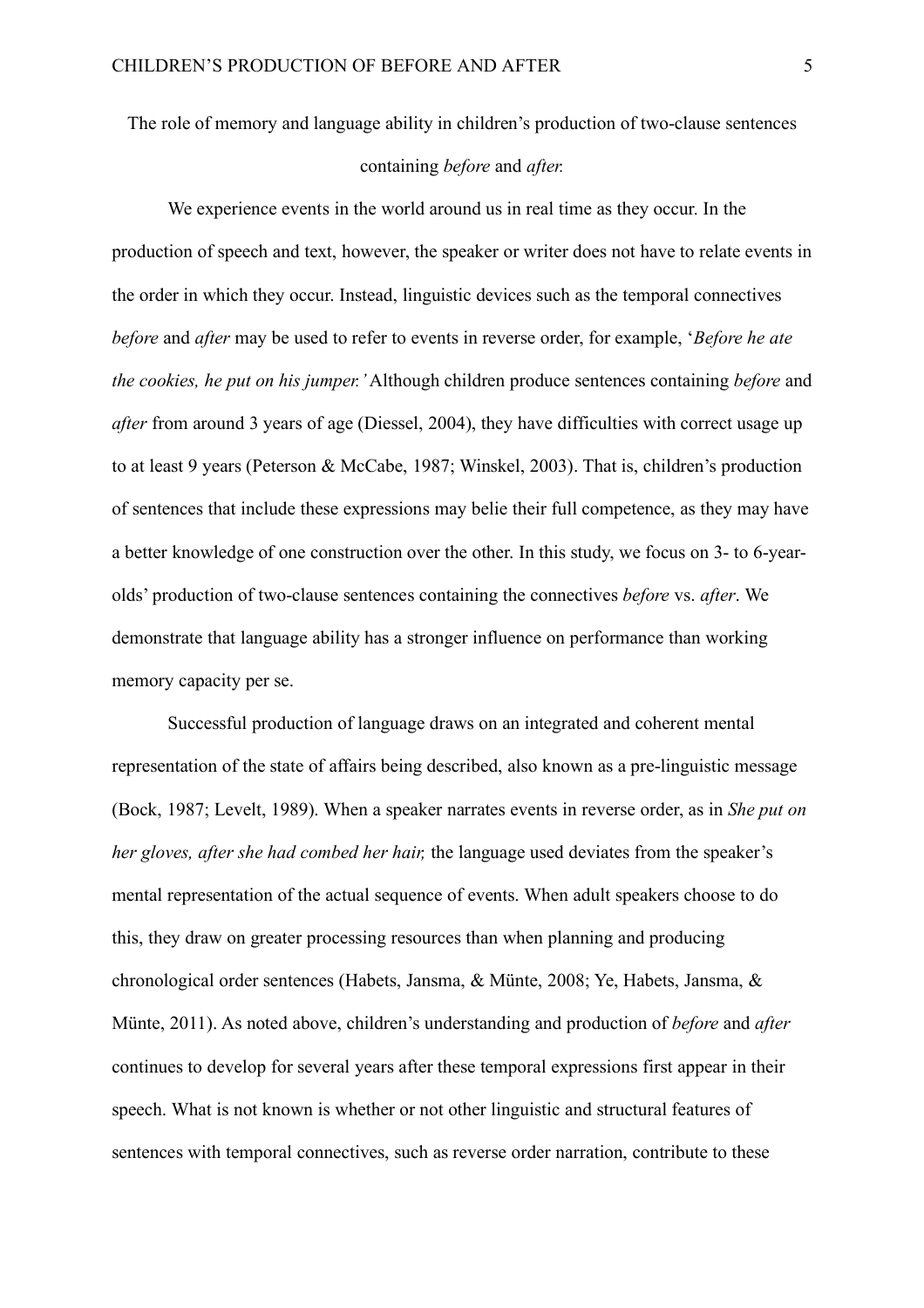# The role of memory and language ability in children's production of two-clause sentences containing *before* and *after*.

We experience events in the world around us in real time as they occur. In the production of speech and text, however, the speaker or writer does not have to relate events in the order in which they occur. Instead, linguistic devices such as the temporal connectives *before* and *after* may be used to refer to events in reverse order, for example, '*Before he ate the cookies, he put on his jumper.'* Although children produce sentences containing *before* and *after* from around 3 years of age (Diessel, 2004), they have difficulties with correct usage up to at least 9 years (Peterson & McCabe, 1987; Winskel, 2003). That is, children's production of sentences that include these expressions may belie their full competence, as they may have a better knowledge of one construction over the other. In this study, we focus on 3- to 6-year-olds' production of two-clause sentences containing the connectives *before* vs. *after*. We demonstrate that language ability has a stronger influence on performance than working memory capacity per se.

Successful production of language draws on an integrated and coherent mental representation of the state of affairs being described, also known as a pre-linguistic message (Bock, 1987; Levelt, 1989). When a speaker narrates events in reverse order, as in *She put on her gloves, after she had combed her hair,* the language used deviates from the speaker's mental representation of the actual sequence of events. When adult speakers choose to do this, they draw on greater processing resources than when planning and producing chronological order sentences (Habets, Jansma, & Münte, 2008; Ye, Habets, Jansma, & Münte, 2011). As noted above, children's understanding and production of *before* and *after* continues to develop for several years after these temporal expressions first appear in their speech. What is not known is whether or not other linguistic and structural features of sentences with temporal connectives, such as reverse order narration, contribute to these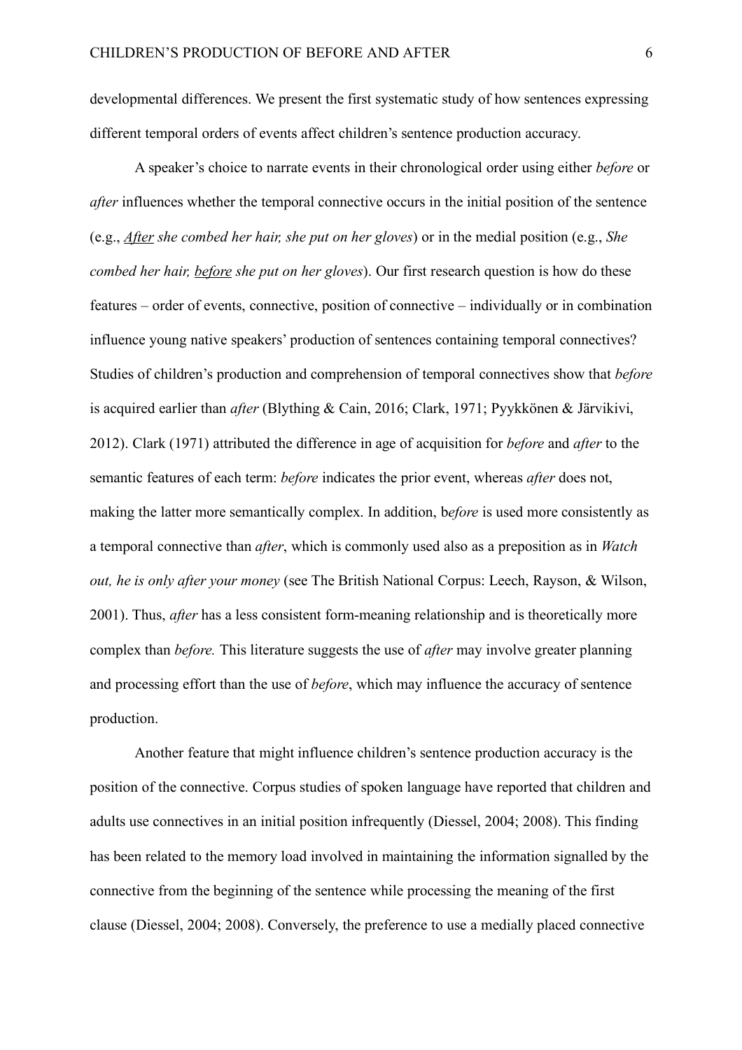developmental differences. We present the first systematic study of how sentences expressing different temporal orders of events affect children's sentence production accuracy.

A speaker's choice to narrate events in their chronological order using either *before* or *after* influences whether the temporal connective occurs in the initial position of the sentence (e.g., *After she combed her hair, she put on her gloves*) or in the medial position (e.g., *She combed her hair, before she put on her gloves*). Our first research question is how do these features – order of events, connective, position of connective – individually or in combination influence young native speakers' production of sentences containing temporal connectives? Studies of children's production and comprehension of temporal connectives show that *before* is acquired earlier than *after* (Blything & Cain, 2016; Clark, 1971; Pyykkönen & Järvikivi, 2012). Clark (1971) attributed the difference in age of acquisition for *before* and *after* to the semantic features of each term: *before* indicates the prior event, whereas *after* does not, making the latter more semantically complex. In addition, b*efore* is used more consistently as a temporal connective than *after*, which is commonly used also as a preposition as in *Watch out, he is only after your money* (see The British National Corpus: Leech, Rayson, & Wilson, 2001). Thus, *after* has a less consistent form-meaning relationship and is theoretically more complex than *before.* This literature suggests the use of *after* may involve greater planning and processing effort than the use of *before*, which may influence the accuracy of sentence production.

Another feature that might influence children's sentence production accuracy is the position of the connective. Corpus studies of spoken language have reported that children and adults use connectives in an initial position infrequently (Diessel, 2004; 2008). This finding has been related to the memory load involved in maintaining the information signalled by the connective from the beginning of the sentence while processing the meaning of the first clause (Diessel, 2004; 2008). Conversely, the preference to use a medially placed connective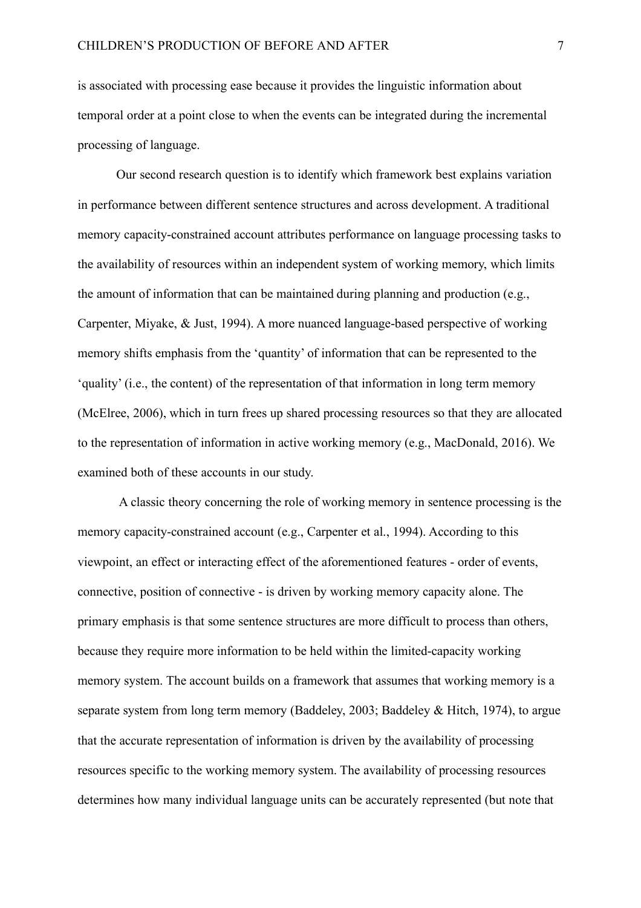is associated with processing ease because it provides the linguistic information about temporal order at a point close to when the events can be integrated during the incremental processing of language.

Our second research question is to identify which framework best explains variation in performance between different sentence structures and across development. A traditional memory capacity-constrained account attributes performance on language processing tasks to the availability of resources within an independent system of working memory, which limits the amount of information that can be maintained during planning and production (e.g., Carpenter, Miyake, & Just, 1994). A more nuanced language-based perspective of working memory shifts emphasis from the 'quantity' of information that can be represented to the 'quality' (i.e., the content) of the representation of that information in long term memory (McElree, 2006), which in turn frees up shared processing resources so that they are allocated to the representation of information in active working memory (e.g., MacDonald, 2016). We examined both of these accounts in our study.

A classic theory concerning the role of working memory in sentence processing is the memory capacity-constrained account (e.g., Carpenter et al., 1994). According to this viewpoint, an effect or interacting effect of the aforementioned features - order of events, connective, position of connective - is driven by working memory capacity alone. The primary emphasis is that some sentence structures are more difficult to process than others, because they require more information to be held within the limited-capacity working memory system. The account builds on a framework that assumes that working memory is a separate system from long term memory (Baddeley, 2003; Baddeley & Hitch, 1974), to argue that the accurate representation of information is driven by the availability of processing resources specific to the working memory system. The availability of processing resources determines how many individual language units can be accurately represented (but note that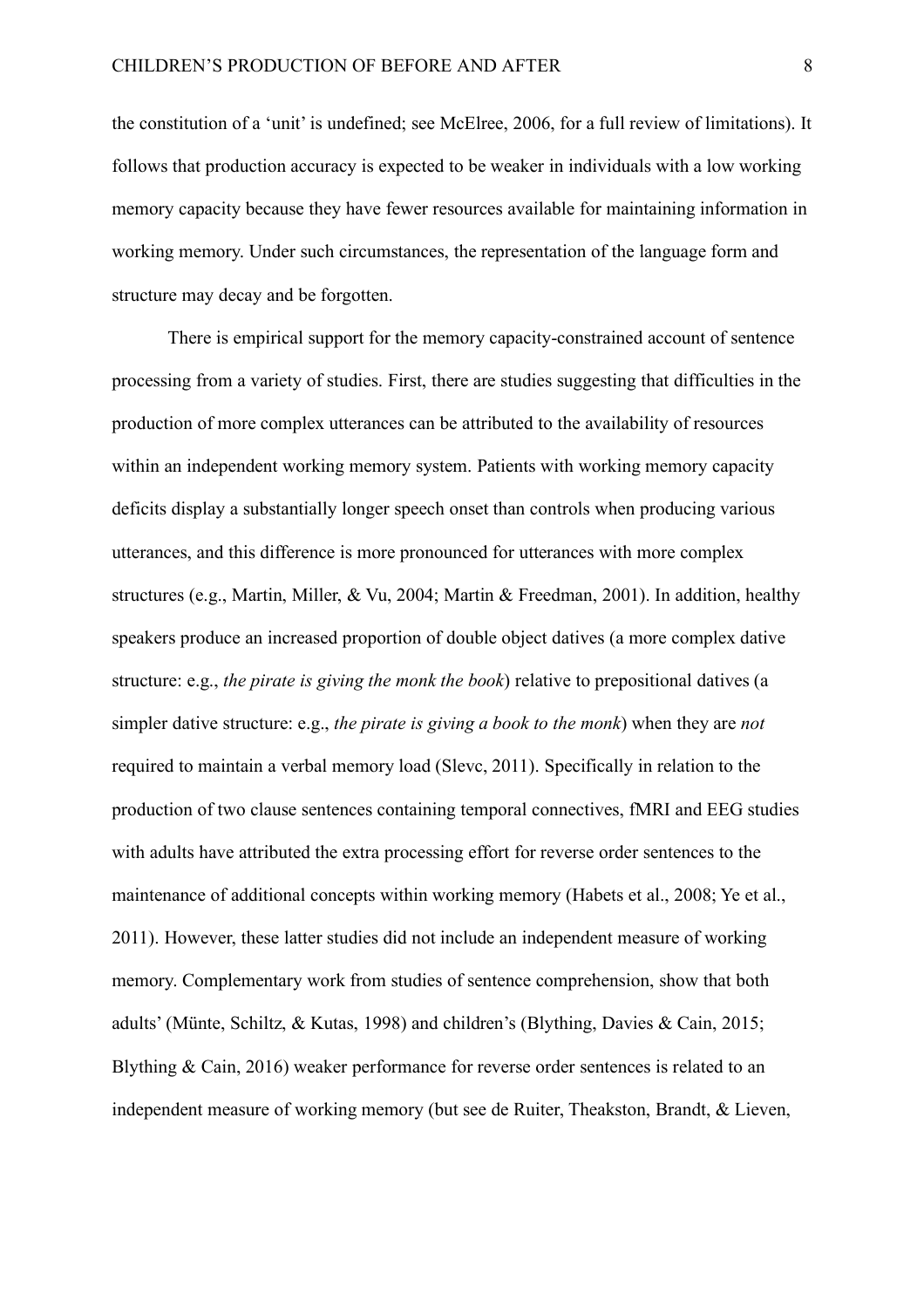the constitution of a 'unit' is undefined; see McElree, 2006, for a full review of limitations). It follows that production accuracy is expected to be weaker in individuals with a low working memory capacity because they have fewer resources available for maintaining information in working memory. Under such circumstances, the representation of the language form and structure may decay and be forgotten.

There is empirical support for the memory capacity-constrained account of sentence processing from a variety of studies. First, there are studies suggesting that difficulties in the production of more complex utterances can be attributed to the availability of resources within an independent working memory system. Patients with working memory capacity deficits display a substantially longer speech onset than controls when producing various utterances, and this difference is more pronounced for utterances with more complex structures (e.g., Martin, Miller, & Vu, 2004; Martin & Freedman, 2001). In addition, healthy speakers produce an increased proportion of double object datives (a more complex dative structure: e.g., *the pirate is giving the monk the book*) relative to prepositional datives (a simpler dative structure: e.g., *the pirate is giving a book to the monk*) when they are *not* required to maintain a verbal memory load (Slevc, 2011). Specifically in relation to the production of two clause sentences containing temporal connectives, fMRI and EEG studies with adults have attributed the extra processing effort for reverse order sentences to the maintenance of additional concepts within working memory (Habets et al., 2008; Ye et al., 2011). However, these latter studies did not include an independent measure of working memory. Complementary work from studies of sentence comprehension, show that both adults' (Münte, Schiltz, & Kutas, 1998) and children's (Blything, Davies & Cain, 2015; Blything & Cain, 2016) weaker performance for reverse order sentences is related to an independent measure of working memory (but see de Ruiter, Theakston, Brandt, & Lieven,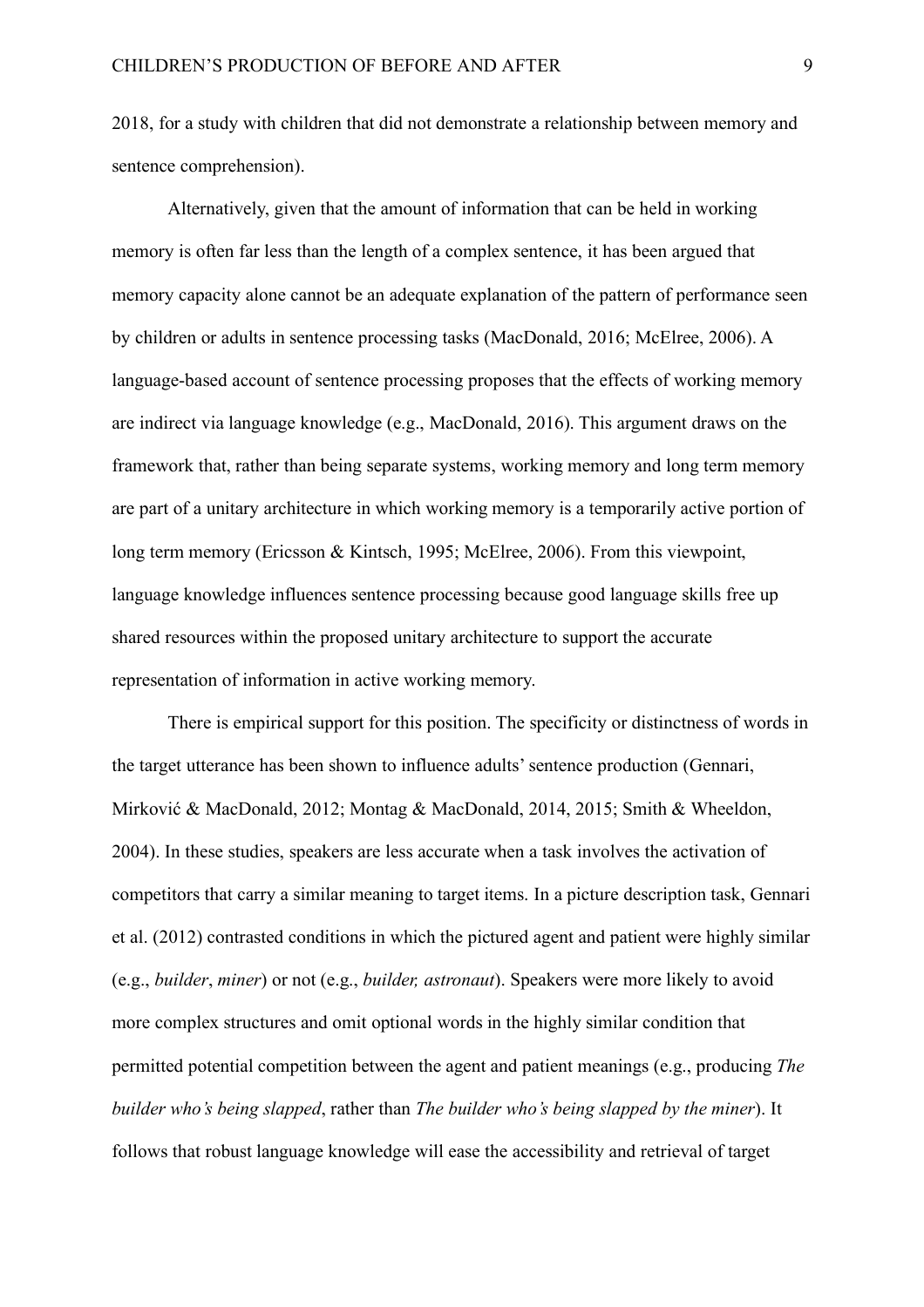2018, for a study with children that did not demonstrate a relationship between memory and sentence comprehension).

Alternatively, given that the amount of information that can be held in working memory is often far less than the length of a complex sentence, it has been argued that memory capacity alone cannot be an adequate explanation of the pattern of performance seen by children or adults in sentence processing tasks (MacDonald, 2016; McElree, 2006). A language-based account of sentence processing proposes that the effects of working memory are indirect via language knowledge (e.g., MacDonald, 2016). This argument draws on the framework that, rather than being separate systems, working memory and long term memory are part of a unitary architecture in which working memory is a temporarily active portion of long term memory (Ericsson & Kintsch, 1995; McElree, 2006). From this viewpoint, language knowledge influences sentence processing because good language skills free up shared resources within the proposed unitary architecture to support the accurate representation of information in active working memory.

There is empirical support for this position. The specificity or distinctness of words in the target utterance has been shown to influence adults' sentence production (Gennari, Mirković & MacDonald, 2012; Montag & MacDonald, 2014, 2015; Smith & Wheeldon, 2004). In these studies, speakers are less accurate when a task involves the activation of competitors that carry a similar meaning to target items. In a picture description task, Gennari et al. (2012) contrasted conditions in which the pictured agent and patient were highly similar (e.g., *builder*, *miner*) or not (e.g., *builder, astronaut*). Speakers were more likely to avoid more complex structures and omit optional words in the highly similar condition that permitted potential competition between the agent and patient meanings (e.g., producing *The builder who's being slapped*, rather than *The builder who's being slapped by the miner*). It follows that robust language knowledge will ease the accessibility and retrieval of target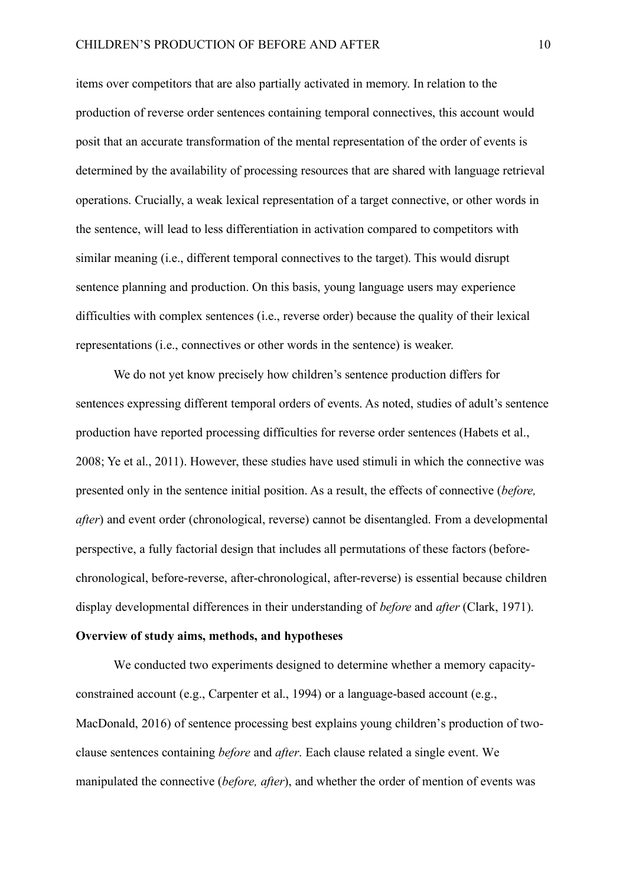items over competitors that are also partially activated in memory. In relation to the production of reverse order sentences containing temporal connectives, this account would posit that an accurate transformation of the mental representation of the order of events is determined by the availability of processing resources that are shared with language retrieval operations. Crucially, a weak lexical representation of a target connective, or other words in the sentence, will lead to less differentiation in activation compared to competitors with similar meaning (i.e., different temporal connectives to the target). This would disrupt sentence planning and production. On this basis, young language users may experience difficulties with complex sentences (i.e., reverse order) because the quality of their lexical representations (i.e., connectives or other words in the sentence) is weaker.

We do not yet know precisely how children's sentence production differs for sentences expressing different temporal orders of events. As noted, studies of adult's sentence production have reported processing difficulties for reverse order sentences (Habets et al., 2008; Ye et al., 2011). However, these studies have used stimuli in which the connective was presented only in the sentence initial position. As a result, the effects of connective (*before, after*) and event order (chronological, reverse) cannot be disentangled. From a developmental perspective, a fully factorial design that includes all permutations of these factors (before-chronological, before-reverse, after-chronological, after-reverse) is essential because children display developmental differences in their understanding of *before* and *after* (Clark, 1971).

## Overview of study aims, methods, and hypotheses

We conducted two experiments designed to determine whether a memory capacity-constrained account (e.g., Carpenter et al., 1994) or a language-based account (e.g., MacDonald, 2016) of sentence processing best explains young children's production of two-clause sentences containing *before* and *after*. Each clause related a single event. We manipulated the connective (*before, after*), and whether the order of mention of events was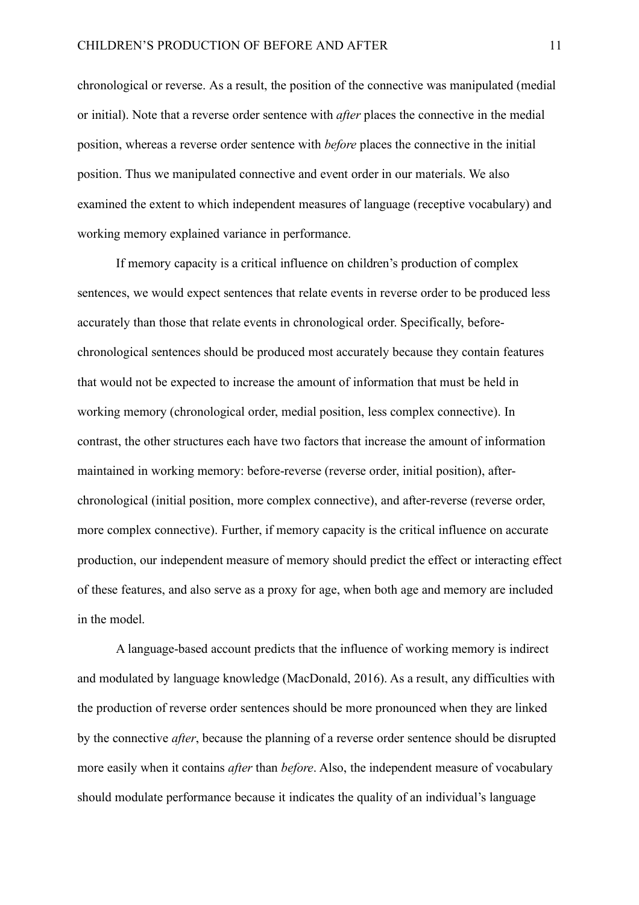chronological or reverse. As a result, the position of the connective was manipulated (medial or initial). Note that a reverse order sentence with *after* places the connective in the medial position, whereas a reverse order sentence with *before* places the connective in the initial position. Thus we manipulated connective and event order in our materials. We also examined the extent to which independent measures of language (receptive vocabulary) and working memory explained variance in performance.

If memory capacity is a critical influence on children's production of complex sentences, we would expect sentences that relate events in reverse order to be produced less accurately than those that relate events in chronological order. Specifically, before-chronological sentences should be produced most accurately because they contain features that would not be expected to increase the amount of information that must be held in working memory (chronological order, medial position, less complex connective). In contrast, the other structures each have two factors that increase the amount of information maintained in working memory: before-reverse (reverse order, initial position), after-chronological (initial position, more complex connective), and after-reverse (reverse order, more complex connective). Further, if memory capacity is the critical influence on accurate production, our independent measure of memory should predict the effect or interacting effect of these features, and also serve as a proxy for age, when both age and memory are included in the model.

A language-based account predicts that the influence of working memory is indirect and modulated by language knowledge (MacDonald, 2016). As a result, any difficulties with the production of reverse order sentences should be more pronounced when they are linked by the connective *after*, because the planning of a reverse order sentence should be disrupted more easily when it contains *after* than *before*. Also, the independent measure of vocabulary should modulate performance because it indicates the quality of an individual's language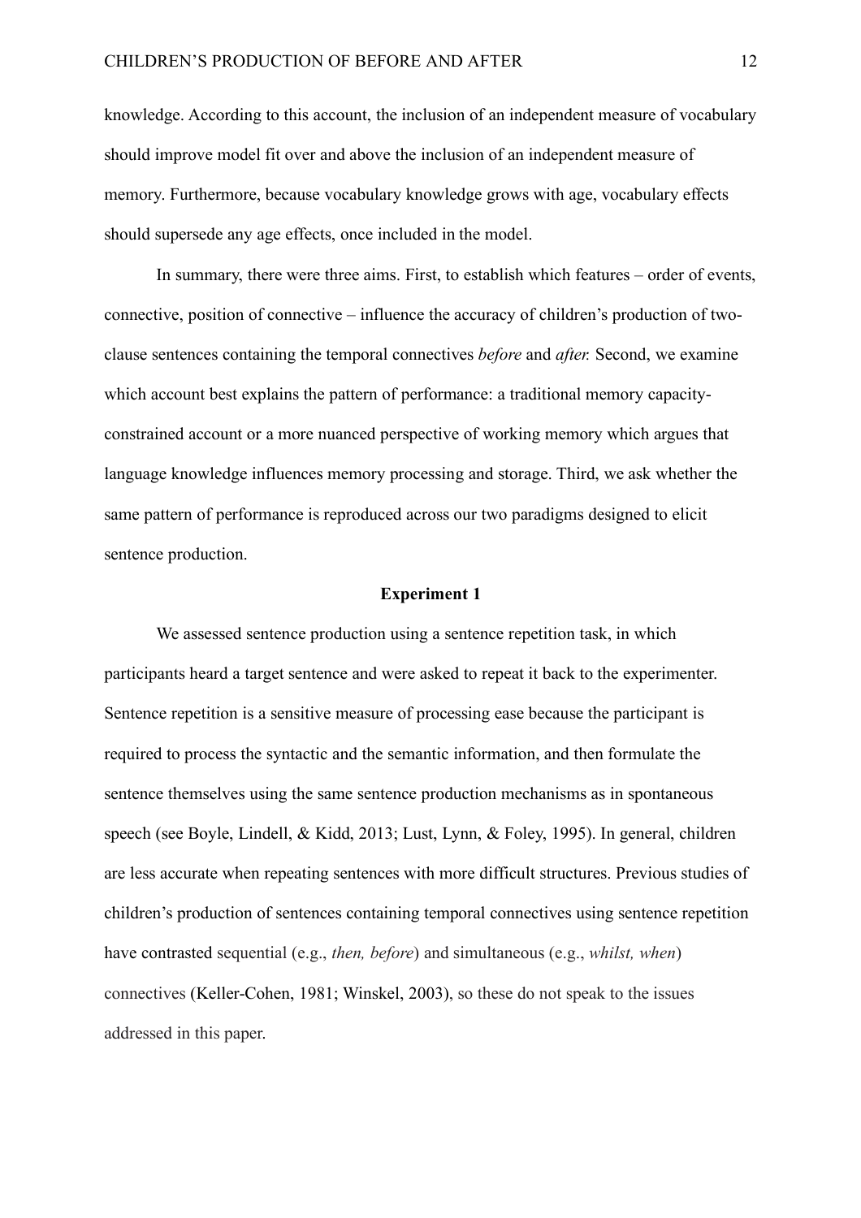knowledge. According to this account, the inclusion of an independent measure of vocabulary should improve model fit over and above the inclusion of an independent measure of memory. Furthermore, because vocabulary knowledge grows with age, vocabulary effects should supersede any age effects, once included in the model.

In summary, there were three aims. First, to establish which features – order of events, connective, position of connective – influence the accuracy of children's production of two-clause sentences containing the temporal connectives *before* and *after.* Second, we examine which account best explains the pattern of performance: a traditional memory capacity-constrained account or a more nuanced perspective of working memory which argues that language knowledge influences memory processing and storage. Third, we ask whether the same pattern of performance is reproduced across our two paradigms designed to elicit sentence production.

## Experiment 1

We assessed sentence production using a sentence repetition task, in which participants heard a target sentence and were asked to repeat it back to the experimenter. Sentence repetition is a sensitive measure of processing ease because the participant is required to process the syntactic and the semantic information, and then formulate the sentence themselves using the same sentence production mechanisms as in spontaneous speech (see Boyle, Lindell, & Kidd, 2013; Lust, Lynn, & Foley, 1995). In general, children are less accurate when repeating sentences with more difficult structures. Previous studies of children's production of sentences containing temporal connectives using sentence repetition have contrasted sequential (e.g., *then, before*) and simultaneous (e.g., *whilst, when*) connectives (Keller-Cohen, 1981; Winskel, 2003), so these do not speak to the issues addressed in this paper.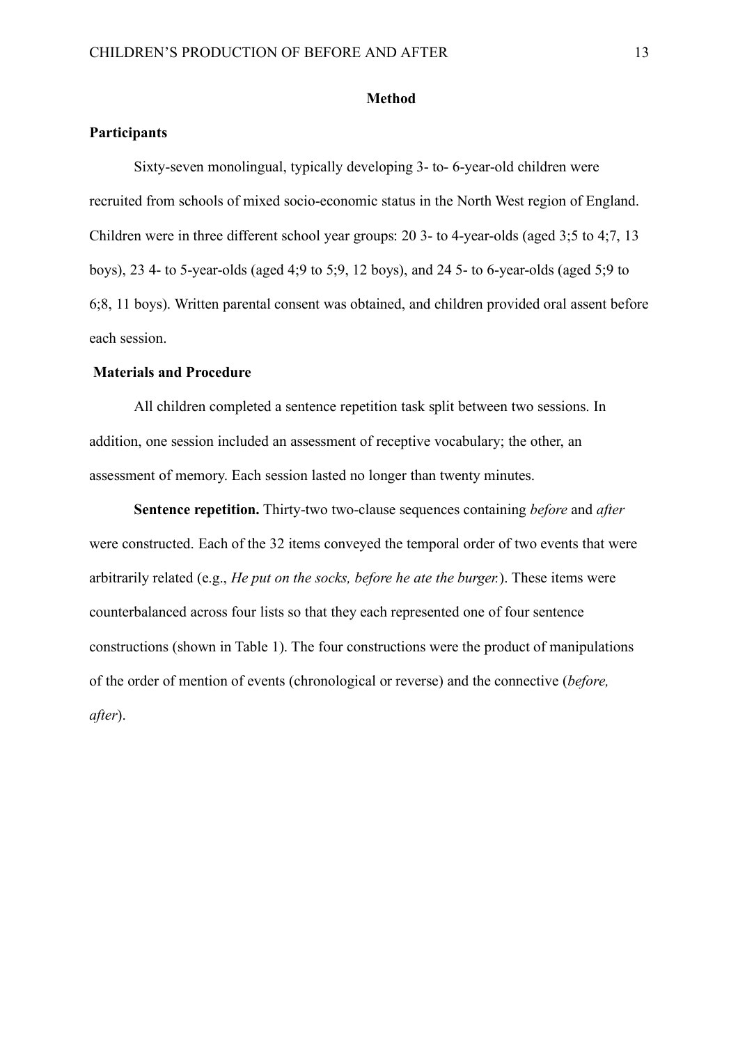## Method

### Participants

Sixty-seven monolingual, typically developing 3- to- 6-year-old children were recruited from schools of mixed socio-economic status in the North West region of England. Children were in three different school year groups: 20 3- to 4-year-olds (aged 3;5 to 4;7, 13 boys), 23 4- to 5-year-olds (aged 4;9 to 5;9, 12 boys), and 24 5- to 6-year-olds (aged 5;9 to 6;8, 11 boys). Written parental consent was obtained, and children provided oral assent before each session.

### Materials and Procedure

All children completed a sentence repetition task split between two sessions. In addition, one session included an assessment of receptive vocabulary; the other, an assessment of memory. Each session lasted no longer than twenty minutes.

**Sentence repetition.** Thirty-two two-clause sequences containing *before* and *after* were constructed. Each of the 32 items conveyed the temporal order of two events that were arbitrarily related (e.g., *He put on the socks, before he ate the burger.*). These items were counterbalanced across four lists so that they each represented one of four sentence constructions (shown in Table 1). The four constructions were the product of manipulations of the order of mention of events (chronological or reverse) and the connective (*before, after*).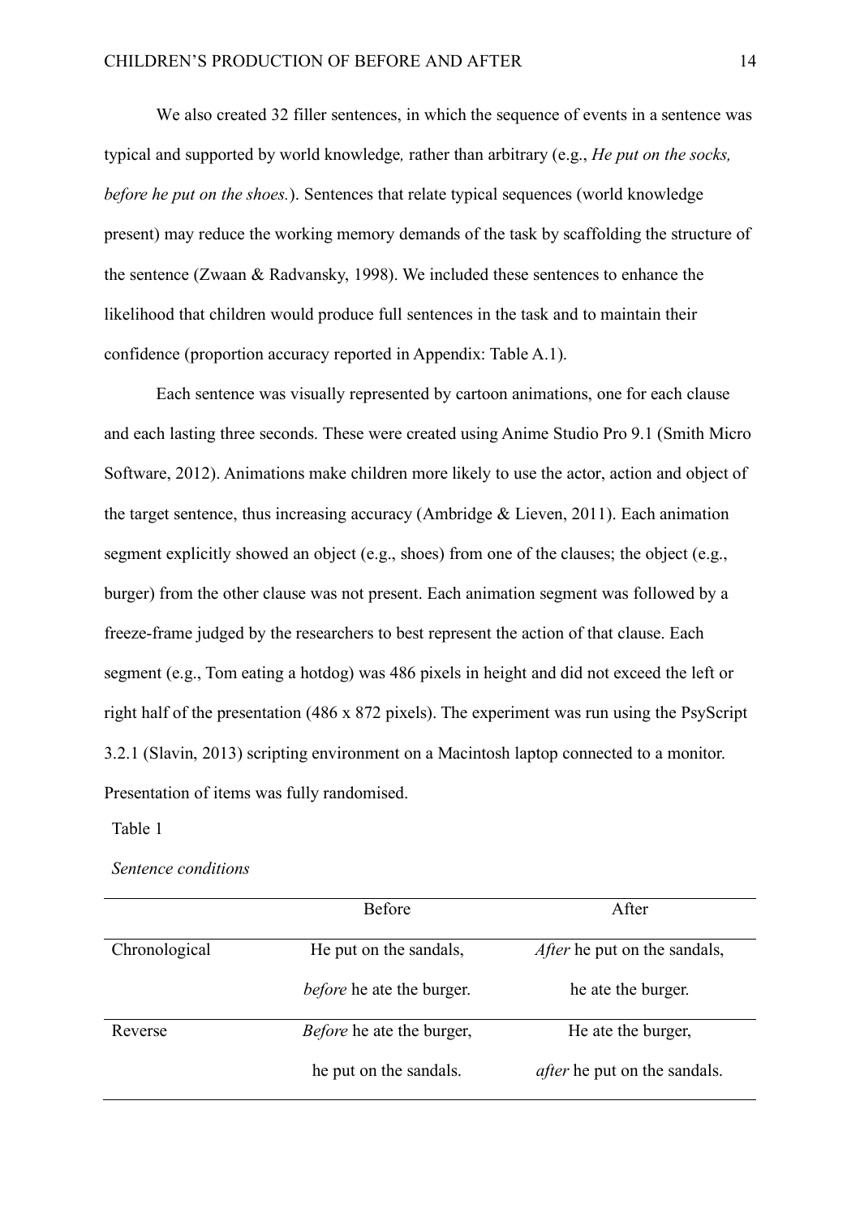We also created 32 filler sentences, in which the sequence of events in a sentence was typical and supported by world knowledge*,* rather than arbitrary (e.g., *He put on the socks, before he put on the shoes.*). Sentences that relate typical sequences (world knowledge present) may reduce the working memory demands of the task by scaffolding the structure of the sentence (Zwaan & Radvansky, 1998). We included these sentences to enhance the likelihood that children would produce full sentences in the task and to maintain their confidence (proportion accuracy reported in Appendix: Table A.1).

Each sentence was visually represented by cartoon animations, one for each clause and each lasting three seconds. These were created using Anime Studio Pro 9.1 (Smith Micro Software, 2012). Animations make children more likely to use the actor, action and object of the target sentence, thus increasing accuracy (Ambridge & Lieven, 2011). Each animation segment explicitly showed an object (e.g., shoes) from one of the clauses; the object (e.g., burger) from the other clause was not present. Each animation segment was followed by a freeze-frame judged by the researchers to best represent the action of that clause. Each segment (e.g., Tom eating a hotdog) was 486 pixels in height and did not exceed the left or right half of the presentation (486 x 872 pixels). The experiment was run using the PsyScript 3.2.1 (Slavin, 2013) scripting environment on a Macintosh laptop connected to a monitor. Presentation of items was fully randomised.

Table 1

*Sentence conditions*

| | Before | After |
|---|---|---|
| Chronological | He put on the sandals, *before* he ate the burger. | *After* he put on the sandals, he ate the burger. |
| Reverse | *Before* he ate the burger, he put on the sandals. | He ate the burger, *after* he put on the sandals. |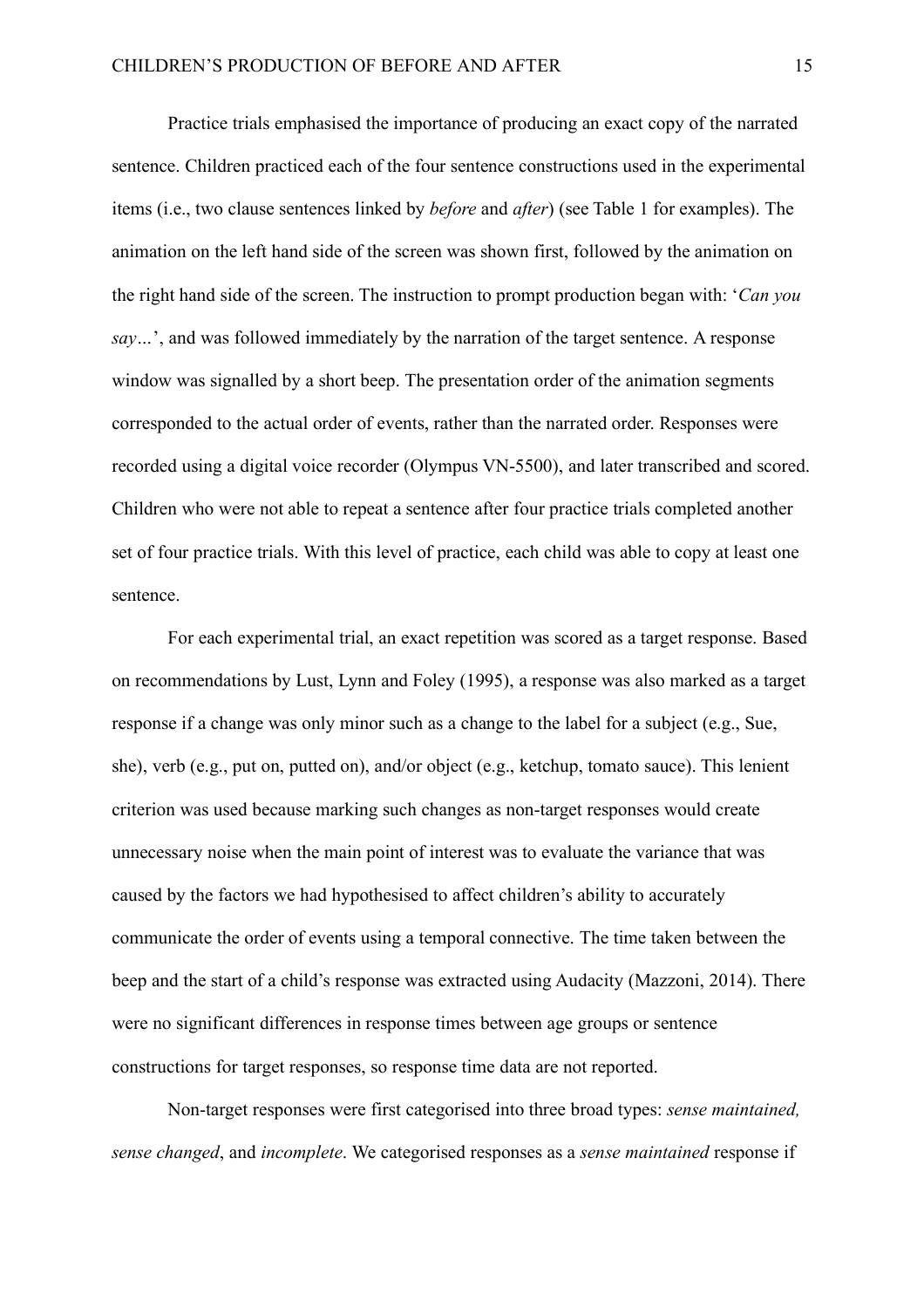Practice trials emphasised the importance of producing an exact copy of the narrated sentence. Children practiced each of the four sentence constructions used in the experimental items (i.e., two clause sentences linked by *before* and *after*) (see Table 1 for examples). The animation on the left hand side of the screen was shown first, followed by the animation on the right hand side of the screen. The instruction to prompt production began with: '*Can you say…*', and was followed immediately by the narration of the target sentence. A response window was signalled by a short beep. The presentation order of the animation segments corresponded to the actual order of events, rather than the narrated order. Responses were recorded using a digital voice recorder (Olympus VN-5500), and later transcribed and scored. Children who were not able to repeat a sentence after four practice trials completed another set of four practice trials. With this level of practice, each child was able to copy at least one sentence.

For each experimental trial, an exact repetition was scored as a target response. Based on recommendations by Lust, Lynn and Foley (1995), a response was also marked as a target response if a change was only minor such as a change to the label for a subject (e.g., Sue, she), verb (e.g., put on, putted on), and/or object (e.g., ketchup, tomato sauce). This lenient criterion was used because marking such changes as non-target responses would create unnecessary noise when the main point of interest was to evaluate the variance that was caused by the factors we had hypothesised to affect children's ability to accurately communicate the order of events using a temporal connective. The time taken between the beep and the start of a child's response was extracted using Audacity (Mazzoni, 2014). There were no significant differences in response times between age groups or sentence constructions for target responses, so response time data are not reported.

Non-target responses were first categorised into three broad types: *sense maintained, sense changed*, and *incomplete*. We categorised responses as a *sense maintained* response if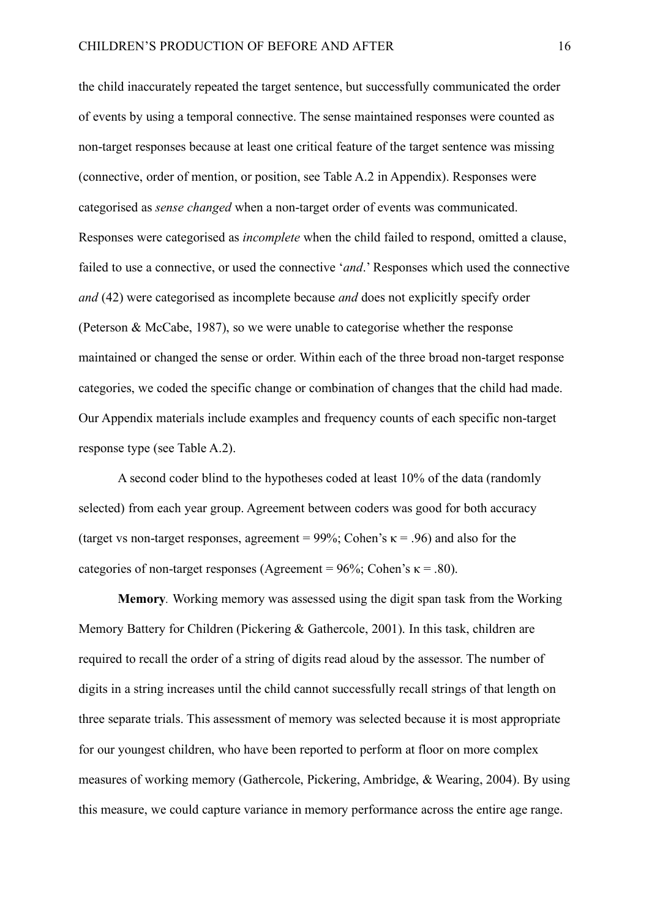the child inaccurately repeated the target sentence, but successfully communicated the order of events by using a temporal connective. The sense maintained responses were counted as non-target responses because at least one critical feature of the target sentence was missing (connective, order of mention, or position, see Table A.2 in Appendix). Responses were categorised as *sense changed* when a non-target order of events was communicated. Responses were categorised as *incomplete* when the child failed to respond, omitted a clause, failed to use a connective, or used the connective '*and*.' Responses which used the connective *and* (42) were categorised as incomplete because *and* does not explicitly specify order (Peterson & McCabe, 1987), so we were unable to categorise whether the response maintained or changed the sense or order. Within each of the three broad non-target response categories, we coded the specific change or combination of changes that the child had made. Our Appendix materials include examples and frequency counts of each specific non-target response type (see Table A.2).

A second coder blind to the hypotheses coded at least 10% of the data (randomly selected) from each year group. Agreement between coders was good for both accuracy (target vs non-target responses, agreement = 99%; Cohen's $\kappa$ = .96) and also for the categories of non-target responses (Agreement = 96%; Cohen's $\kappa$ = .80).

**Memory**. Working memory was assessed using the digit span task from the Working Memory Battery for Children (Pickering & Gathercole, 2001). In this task, children are required to recall the order of a string of digits read aloud by the assessor. The number of digits in a string increases until the child cannot successfully recall strings of that length on three separate trials. This assessment of memory was selected because it is most appropriate for our youngest children, who have been reported to perform at floor on more complex measures of working memory (Gathercole, Pickering, Ambridge, & Wearing, 2004). By using this measure, we could capture variance in memory performance across the entire age range.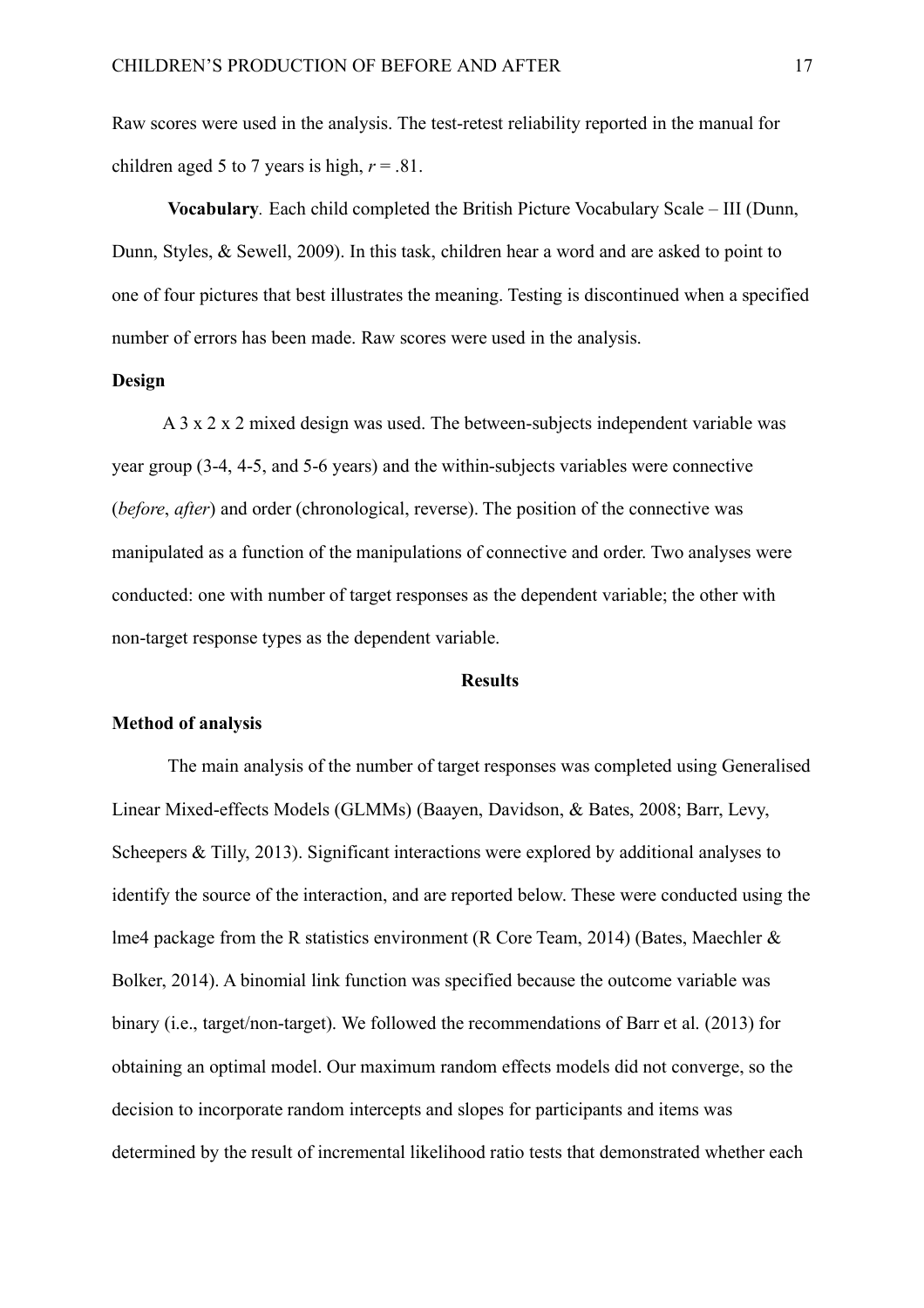Raw scores were used in the analysis. The test-retest reliability reported in the manual for children aged 5 to 7 years is high, $r = .81$.

**Vocabulary**. Each child completed the British Picture Vocabulary Scale – III (Dunn, Dunn, Styles, & Sewell, 2009). In this task, children hear a word and are asked to point to one of four pictures that best illustrates the meaning. Testing is discontinued when a specified number of errors has been made. Raw scores were used in the analysis.

### Design

A 3 x 2 x 2 mixed design was used. The between-subjects independent variable was year group (3-4, 4-5, and 5-6 years) and the within-subjects variables were connective (*before*, *after*) and order (chronological, reverse). The position of the connective was manipulated as a function of the manipulations of connective and order. Two analyses were conducted: one with number of target responses as the dependent variable; the other with non-target response types as the dependent variable.

## Results

### Method of analysis

The main analysis of the number of target responses was completed using Generalised Linear Mixed-effects Models (GLMMs) (Baayen, Davidson, & Bates, 2008; Barr, Levy, Scheepers & Tilly, 2013). Significant interactions were explored by additional analyses to identify the source of the interaction, and are reported below. These were conducted using the lme4 package from the R statistics environment (R Core Team, 2014) (Bates, Maechler & Bolker, 2014). A binomial link function was specified because the outcome variable was binary (i.e., target/non-target). We followed the recommendations of Barr et al. (2013) for obtaining an optimal model. Our maximum random effects models did not converge, so the decision to incorporate random intercepts and slopes for participants and items was determined by the result of incremental likelihood ratio tests that demonstrated whether each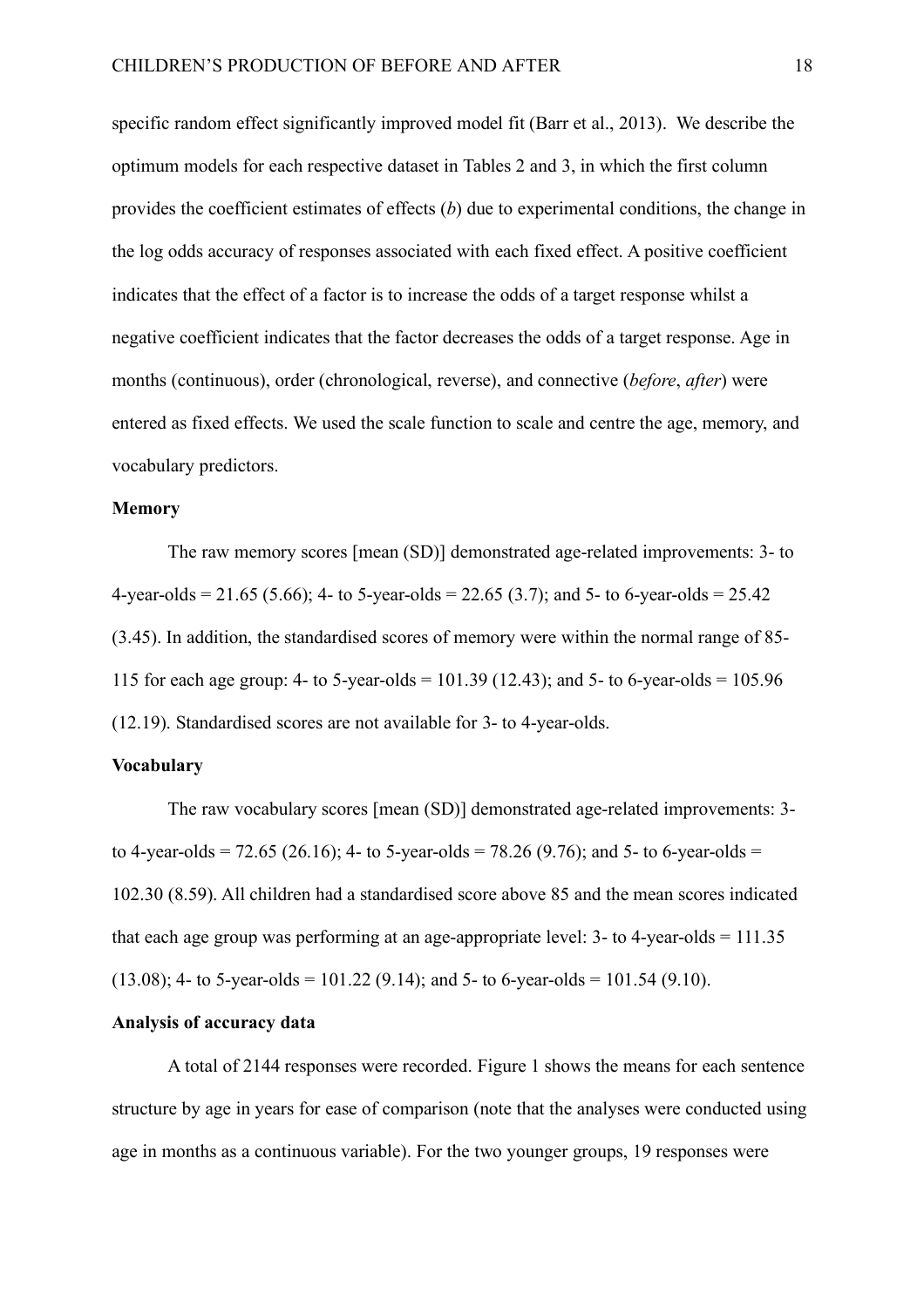specific random effect significantly improved model fit (Barr et al., 2013). We describe the optimum models for each respective dataset in Tables 2 and 3, in which the first column provides the coefficient estimates of effects (*b*) due to experimental conditions, the change in the log odds accuracy of responses associated with each fixed effect. A positive coefficient indicates that the effect of a factor is to increase the odds of a target response whilst a negative coefficient indicates that the factor decreases the odds of a target response. Age in months (continuous), order (chronological, reverse), and connective (*before*, *after*) were entered as fixed effects. We used the scale function to scale and centre the age, memory, and vocabulary predictors.

### Memory

The raw memory scores [mean (SD)] demonstrated age-related improvements: 3- to 4-year-olds = 21.65 (5.66); 4- to 5-year-olds = 22.65 (3.7); and 5- to 6-year-olds = 25.42 (3.45). In addition, the standardised scores of memory were within the normal range of 85-115 for each age group: 4- to 5-year-olds = 101.39 (12.43); and 5- to 6-year-olds = 105.96 (12.19). Standardised scores are not available for 3- to 4-year-olds.

### Vocabulary

The raw vocabulary scores [mean (SD)] demonstrated age-related improvements: 3- to 4-year-olds = 72.65 (26.16); 4- to 5-year-olds = 78.26 (9.76); and 5- to 6-year-olds = 102.30 (8.59). All children had a standardised score above 85 and the mean scores indicated that each age group was performing at an age-appropriate level: 3- to 4-year-olds = 111.35 (13.08); 4- to 5-year-olds = 101.22 (9.14); and 5- to 6-year-olds = 101.54 (9.10).

### Analysis of accuracy data

A total of 2144 responses were recorded. Figure 1 shows the means for each sentence structure by age in years for ease of comparison (note that the analyses were conducted using age in months as a continuous variable). For the two younger groups, 19 responses were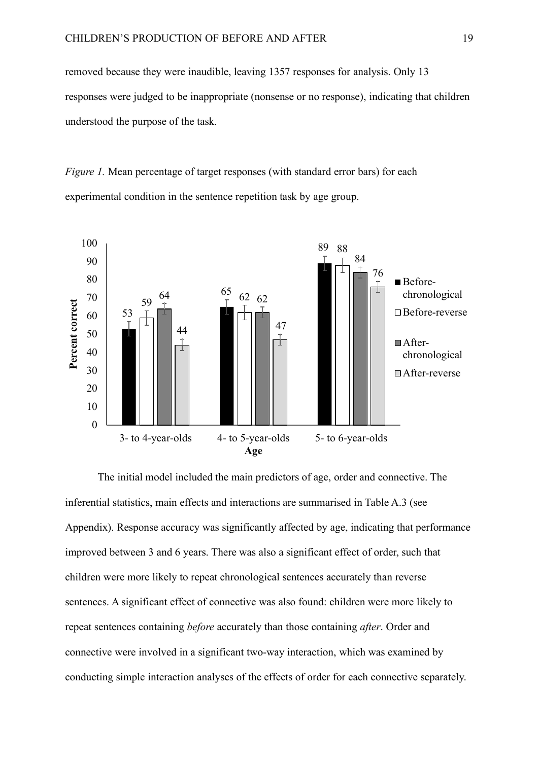removed because they were inaudible, leaving 1357 responses for analysis. Only 13 responses were judged to be inappropriate (nonsense or no response), indicating that children understood the purpose of the task.

*Figure 1.* Mean percentage of target responses (with standard error bars) for each experimental condition in the sentence repetition task by age group.

Percent correct

100
90
80
70
60
50
40
30
20
10
0

53 59 64 44
65 62 62 47
89 88 84 76

3- to 4-year-olds
4- to 5-year-olds
5- to 6-year-olds

Age

Before-chronological
Before-reverse
After-chronological
After-reverse

The initial model included the main predictors of age, order and connective. The inferential statistics, main effects and interactions are summarised in Table A.3 (see Appendix). Response accuracy was significantly affected by age, indicating that performance improved between 3 and 6 years. There was also a significant effect of order, such that children were more likely to repeat chronological sentences accurately than reverse sentences. A significant effect of connective was also found: children were more likely to repeat sentences containing *before* accurately than those containing *after*. Order and connective were involved in a significant two-way interaction, which was examined by conducting simple interaction analyses of the effects of order for each connective separately.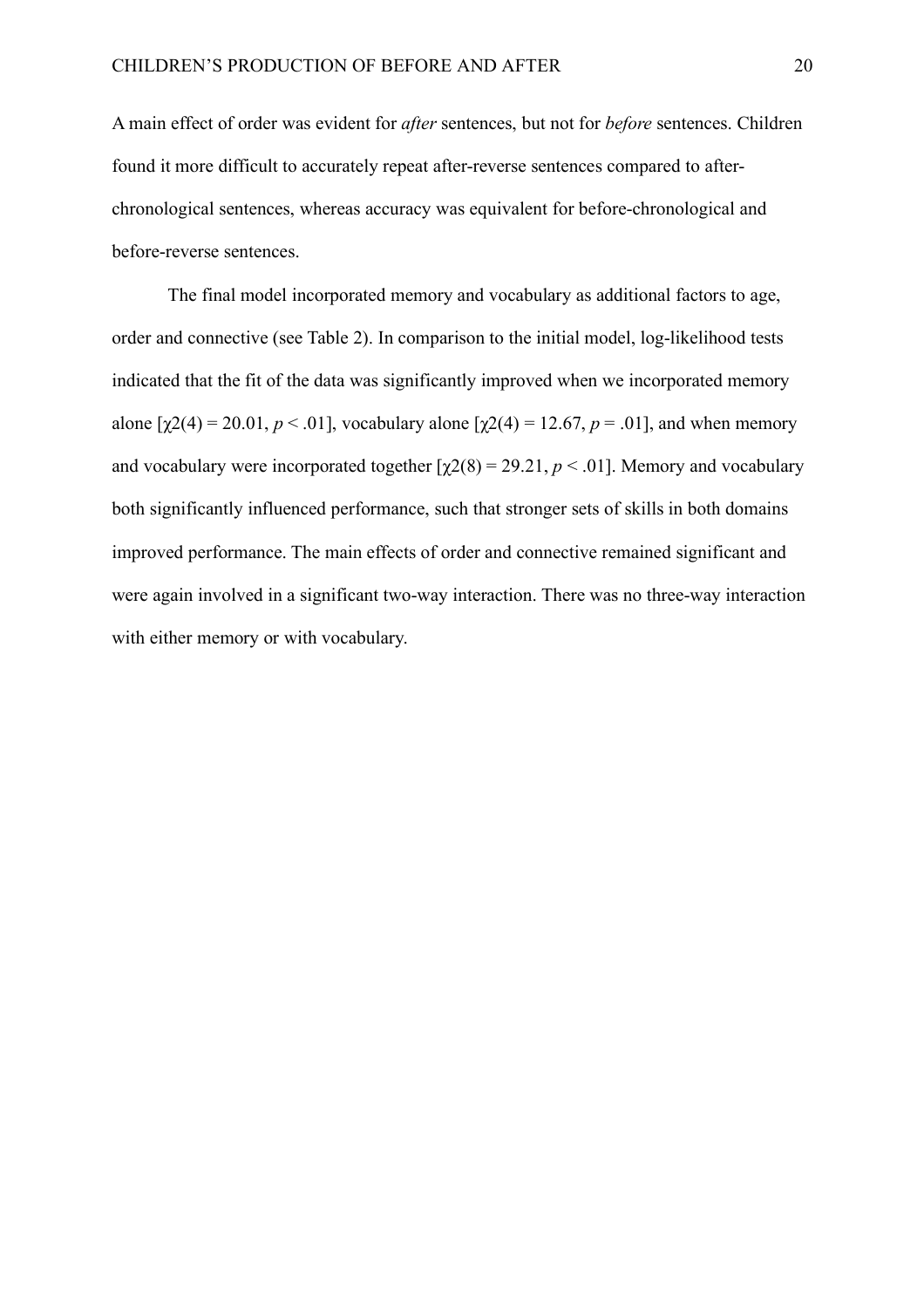A main effect of order was evident for *after* sentences, but not for *before* sentences. Children found it more difficult to accurately repeat after-reverse sentences compared to after-chronological sentences, whereas accuracy was equivalent for before-chronological and before-reverse sentences.

The final model incorporated memory and vocabulary as additional factors to age, order and connective (see Table 2). In comparison to the initial model, log-likelihood tests indicated that the fit of the data was significantly improved when we incorporated memory alone [$\chi 2(4) = 20.01$, $p < .01$], vocabulary alone [$\chi 2(4) = 12.67$, $p = .01$], and when memory and vocabulary were incorporated together [$\chi 2(8) = 29.21$, $p < .01$]. Memory and vocabulary both significantly influenced performance, such that stronger sets of skills in both domains improved performance. The main effects of order and connective remained significant and were again involved in a significant two-way interaction. There was no three-way interaction with either memory or with vocabulary.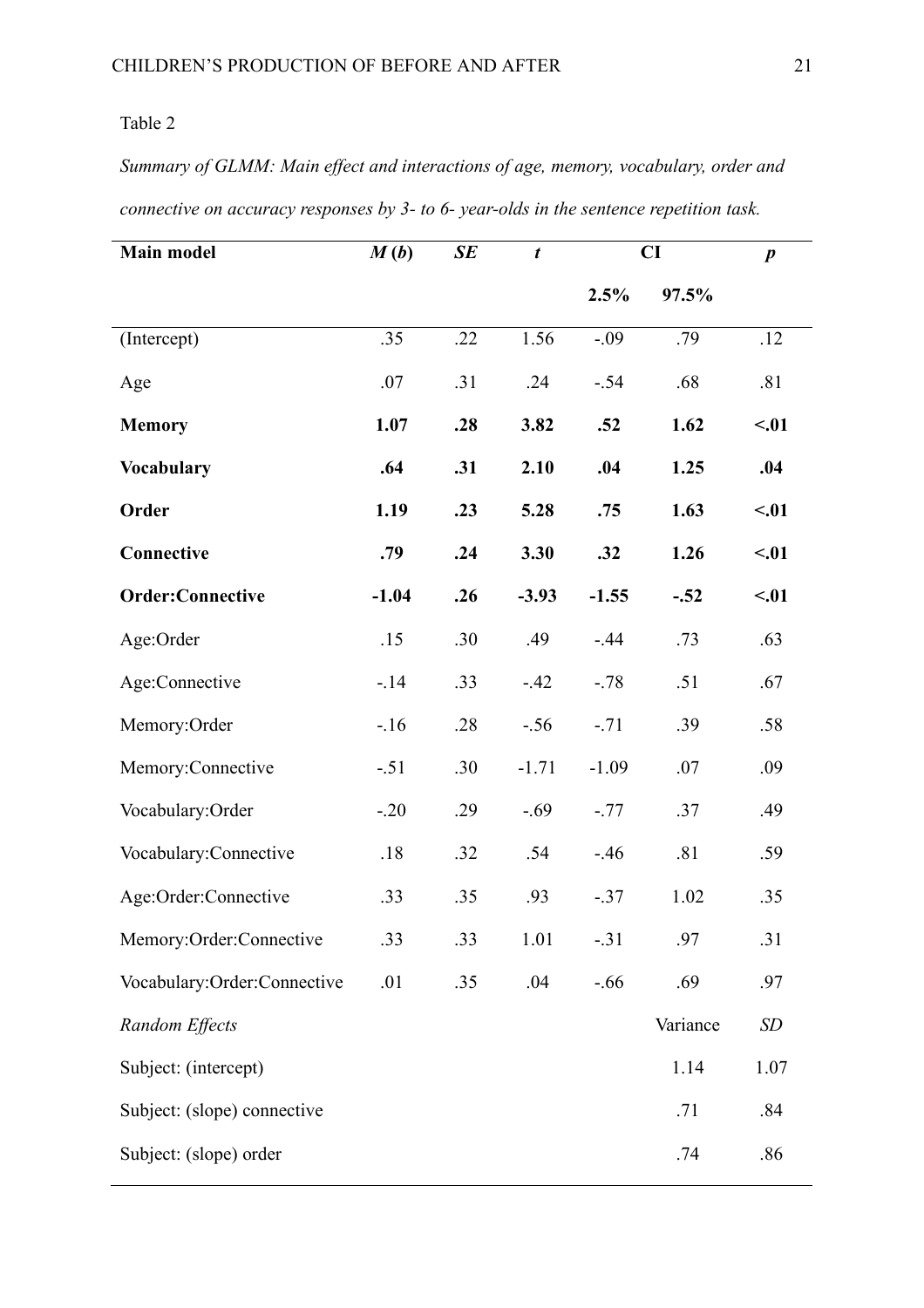Table 2

*Summary of GLMM: Main effect and interactions of age, memory, vocabulary, order and connective on accuracy responses by 3- to 6- year-olds in the sentence repetition task.*

| **Main model** | ***M* (*b*)** | ***SE*** | ***t*** | **CI** | | ***p*** |
|---|---|---|---|---|---|---|
| | | | | **2.5%** | **97.5%** | |
| (Intercept) | .35 | .22 | 1.56 | -.09 | .79 | .12 |
| Age | .07 | .31 | .24 | -.54 | .68 | .81 |
| **Memory** | **1.07** | **.28** | **3.82** | **.52** | **1.62** | **<.01** |
| **Vocabulary** | **.64** | **.31** | **2.10** | **.04** | **1.25** | **.04** |
| **Order** | **1.19** | **.23** | **5.28** | **.75** | **1.63** | **<.01** |
| **Connective** | **.79** | **.24** | **3.30** | **.32** | **1.26** | **<.01** |
| **Order:Connective** | **-1.04** | **.26** | **-3.93** | **-1.55** | **-.52** | **<.01** |
| Age:Order | .15 | .30 | .49 | -.44 | .73 | .63 |
| Age:Connective | -.14 | .33 | -.42 | -.78 | .51 | .67 |
| Memory:Order | -.16 | .28 | -.56 | -.71 | .39 | .58 |
| Memory:Connective | -.51 | .30 | -1.71 | -1.09 | .07 | .09 |
| Vocabulary:Order | -.20 | .29 | -.69 | -.77 | .37 | .49 |
| Vocabulary:Connective | .18 | .32 | .54 | -.46 | .81 | .59 |
| Age:Order:Connective | .33 | .35 | .93 | -.37 | 1.02 | .35 |
| Memory:Order:Connective | .33 | .33 | 1.01 | -.31 | .97 | .31 |
| Vocabulary:Order:Connective | .01 | .35 | .04 | -.66 | .69 | .97 |
| *Random Effects* | | | | | Variance | *SD* |
| Subject: (intercept) | | | | | 1.14 | 1.07 |
| Subject: (slope) connective | | | | | .71 | .84 |
| Subject: (slope) order | | | | | .74 | .86 |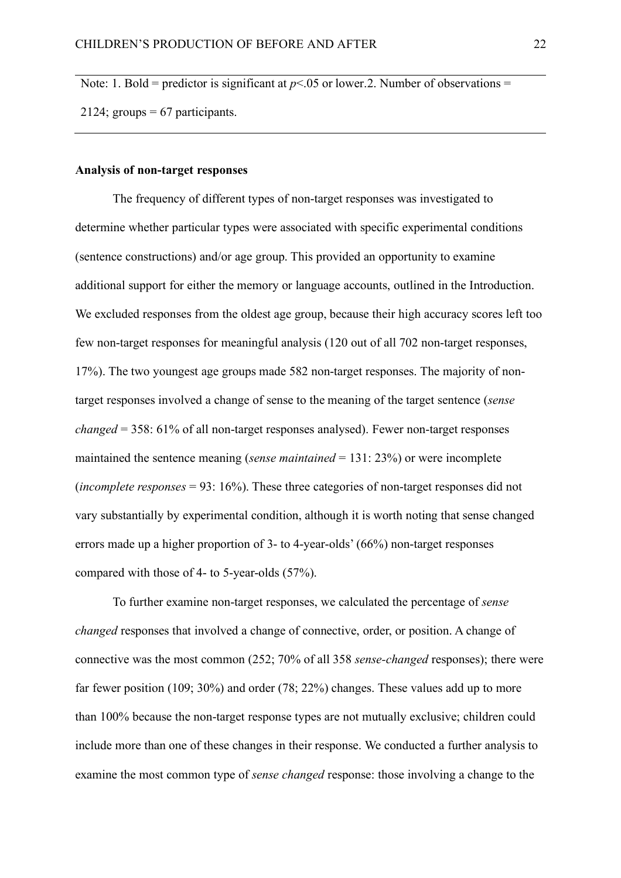Note: 1. Bold = predictor is significant at $p<.05$ or lower.2. Number of observations = 2124; groups = 67 participants.

**Analysis of non-target responses**

The frequency of different types of non-target responses was investigated to determine whether particular types were associated with specific experimental conditions (sentence constructions) and/or age group. This provided an opportunity to examine additional support for either the memory or language accounts, outlined in the Introduction. We excluded responses from the oldest age group, because their high accuracy scores left too few non-target responses for meaningful analysis (120 out of all 702 non-target responses, 17%). The two youngest age groups made 582 non-target responses. The majority of non-target responses involved a change of sense to the meaning of the target sentence (*sense changed* = 358: 61% of all non-target responses analysed). Fewer non-target responses maintained the sentence meaning (*sense maintained* = 131: 23%) or were incomplete (*incomplete responses* = 93: 16%). These three categories of non-target responses did not vary substantially by experimental condition, although it is worth noting that sense changed errors made up a higher proportion of 3- to 4-year-olds' (66%) non-target responses compared with those of 4- to 5-year-olds (57%).

To further examine non-target responses, we calculated the percentage of *sense changed* responses that involved a change of connective, order, or position. A change of connective was the most common (252; 70% of all 358 *sense-changed* responses); there were far fewer position (109; 30%) and order (78; 22%) changes. These values add up to more than 100% because the non-target response types are not mutually exclusive; children could include more than one of these changes in their response. We conducted a further analysis to examine the most common type of *sense changed* response: those involving a change to the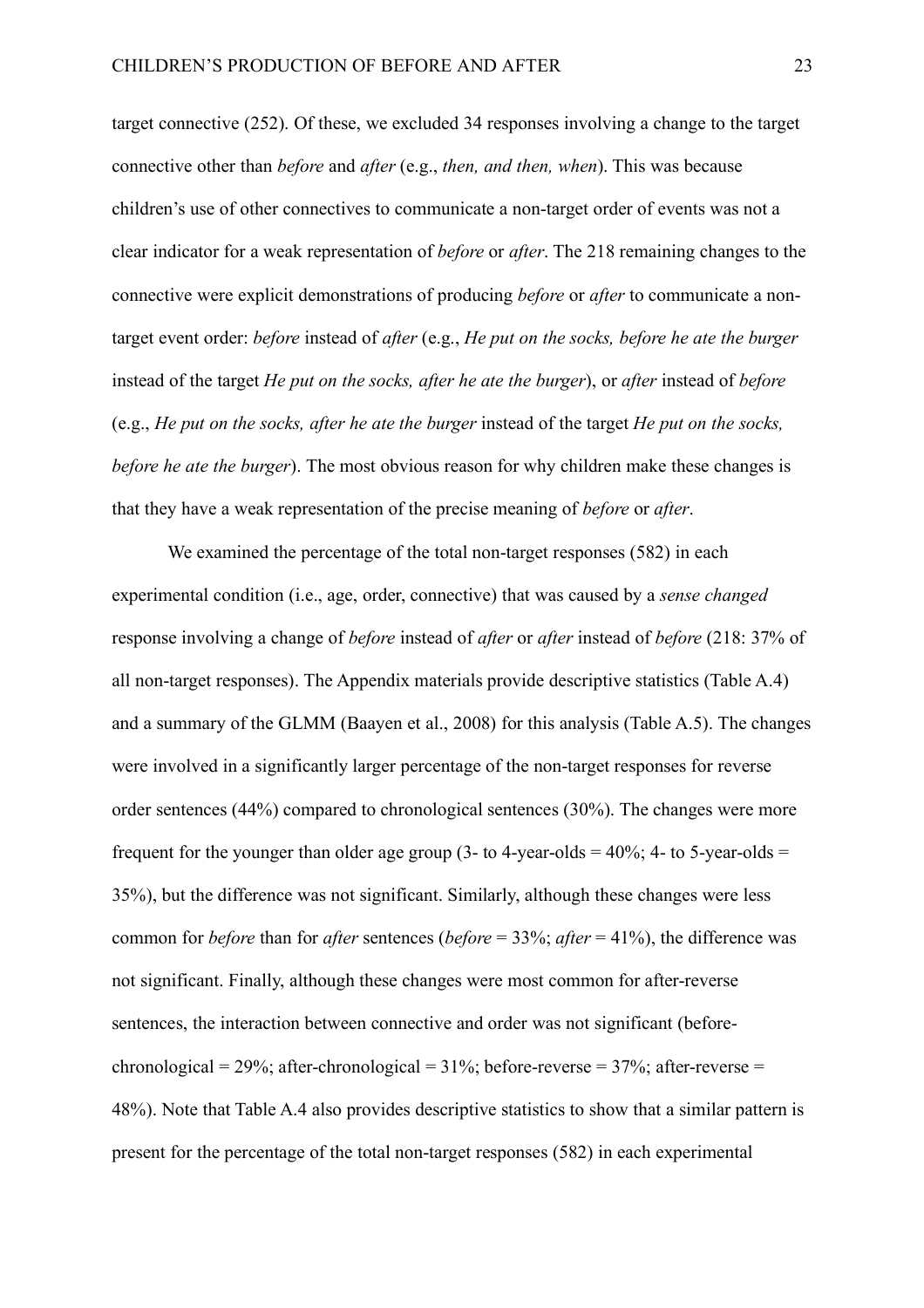target connective (252). Of these, we excluded 34 responses involving a change to the target connective other than *before* and *after* (e.g., *then, and then, when*). This was because children's use of other connectives to communicate a non-target order of events was not a clear indicator for a weak representation of *before* or *after*. The 218 remaining changes to the connective were explicit demonstrations of producing *before* or *after* to communicate a non-target event order: *before* instead of *after* (e.g., *He put on the socks, before he ate the burger* instead of the target *He put on the socks, after he ate the burger*), or *after* instead of *before* (e.g., *He put on the socks, after he ate the burger* instead of the target *He put on the socks, before he ate the burger*). The most obvious reason for why children make these changes is that they have a weak representation of the precise meaning of *before* or *after*.

We examined the percentage of the total non-target responses (582) in each experimental condition (i.e., age, order, connective) that was caused by a *sense changed* response involving a change of *before* instead of *after* or *after* instead of *before* (218: 37% of all non-target responses). The Appendix materials provide descriptive statistics (Table A.4) and a summary of the GLMM (Baayen et al., 2008) for this analysis (Table A.5). The changes were involved in a significantly larger percentage of the non-target responses for reverse order sentences (44%) compared to chronological sentences (30%). The changes were more frequent for the younger than older age group (3- to 4-year-olds = 40%; 4- to 5-year-olds = 35%), but the difference was not significant. Similarly, although these changes were less common for *before* than for *after* sentences (*before* = 33%; *after* = 41%), the difference was not significant. Finally, although these changes were most common for after-reverse sentences, the interaction between connective and order was not significant (before-chronological = 29%; after-chronological = 31%; before-reverse = 37%; after-reverse = 48%). Note that Table A.4 also provides descriptive statistics to show that a similar pattern is present for the percentage of the total non-target responses (582) in each experimental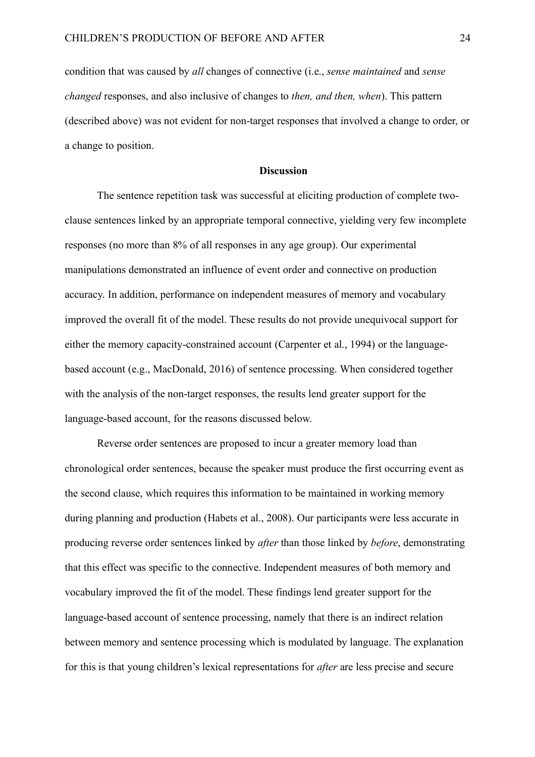condition that was caused by *all* changes of connective (i.e., *sense maintained* and *sense changed* responses, and also inclusive of changes to *then, and then, when*). This pattern (described above) was not evident for non-target responses that involved a change to order, or a change to position.

## Discussion

The sentence repetition task was successful at eliciting production of complete two-clause sentences linked by an appropriate temporal connective, yielding very few incomplete responses (no more than 8% of all responses in any age group). Our experimental manipulations demonstrated an influence of event order and connective on production accuracy. In addition, performance on independent measures of memory and vocabulary improved the overall fit of the model. These results do not provide unequivocal support for either the memory capacity-constrained account (Carpenter et al., 1994) or the language-based account (e.g., MacDonald, 2016) of sentence processing. When considered together with the analysis of the non-target responses, the results lend greater support for the language-based account, for the reasons discussed below.

Reverse order sentences are proposed to incur a greater memory load than chronological order sentences, because the speaker must produce the first occurring event as the second clause, which requires this information to be maintained in working memory during planning and production (Habets et al., 2008). Our participants were less accurate in producing reverse order sentences linked by *after* than those linked by *before*, demonstrating that this effect was specific to the connective. Independent measures of both memory and vocabulary improved the fit of the model. These findings lend greater support for the language-based account of sentence processing, namely that there is an indirect relation between memory and sentence processing which is modulated by language. The explanation for this is that young children's lexical representations for *after* are less precise and secure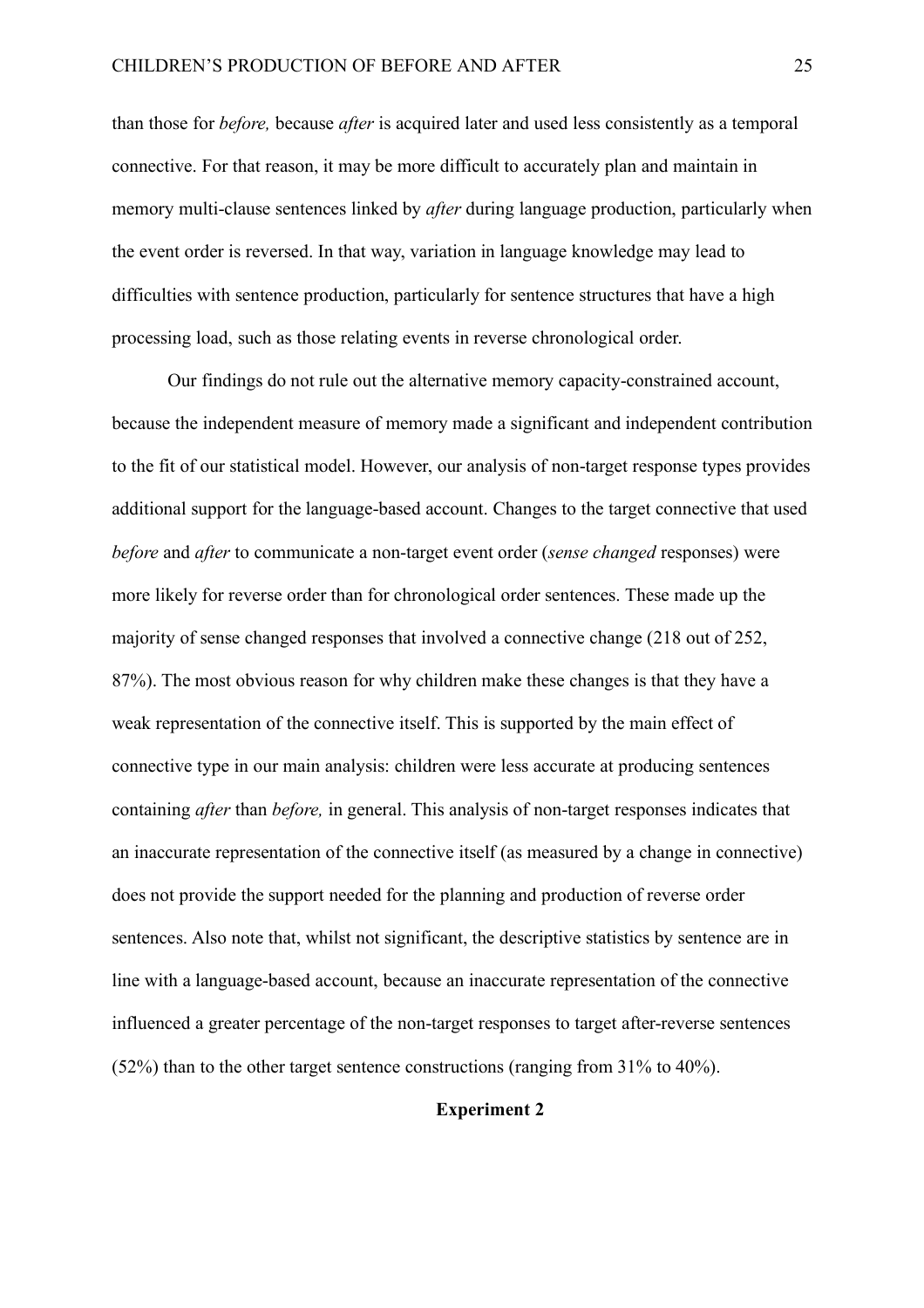than those for *before,* because *after* is acquired later and used less consistently as a temporal connective. For that reason, it may be more difficult to accurately plan and maintain in memory multi-clause sentences linked by *after* during language production, particularly when the event order is reversed. In that way, variation in language knowledge may lead to difficulties with sentence production, particularly for sentence structures that have a high processing load, such as those relating events in reverse chronological order.

Our findings do not rule out the alternative memory capacity-constrained account, because the independent measure of memory made a significant and independent contribution to the fit of our statistical model. However, our analysis of non-target response types provides additional support for the language-based account. Changes to the target connective that used *before* and *after* to communicate a non-target event order (*sense changed* responses) were more likely for reverse order than for chronological order sentences. These made up the majority of sense changed responses that involved a connective change (218 out of 252, 87%). The most obvious reason for why children make these changes is that they have a weak representation of the connective itself. This is supported by the main effect of connective type in our main analysis: children were less accurate at producing sentences containing *after* than *before,* in general. This analysis of non-target responses indicates that an inaccurate representation of the connective itself (as measured by a change in connective) does not provide the support needed for the planning and production of reverse order sentences. Also note that, whilst not significant, the descriptive statistics by sentence are in line with a language-based account, because an inaccurate representation of the connective influenced a greater percentage of the non-target responses to target after-reverse sentences (52%) than to the other target sentence constructions (ranging from 31% to 40%).

## Experiment 2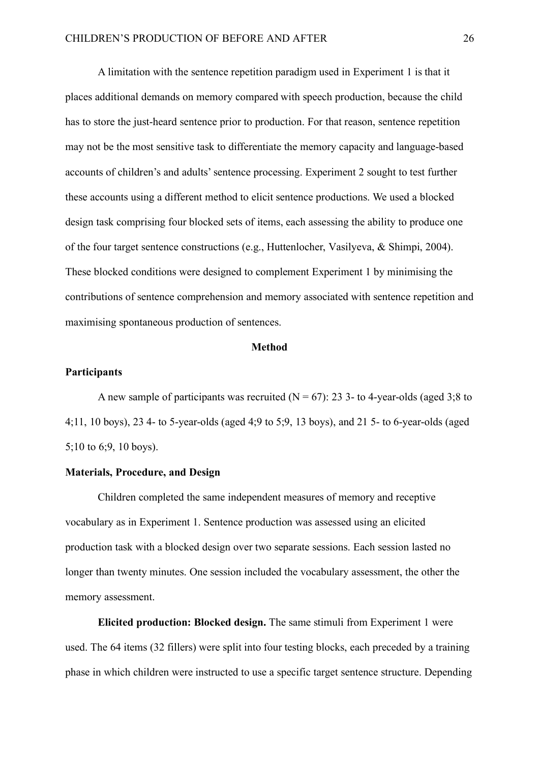A limitation with the sentence repetition paradigm used in Experiment 1 is that it places additional demands on memory compared with speech production, because the child has to store the just-heard sentence prior to production. For that reason, sentence repetition may not be the most sensitive task to differentiate the memory capacity and language-based accounts of children's and adults' sentence processing. Experiment 2 sought to test further these accounts using a different method to elicit sentence productions. We used a blocked design task comprising four blocked sets of items, each assessing the ability to produce one of the four target sentence constructions (e.g., Huttenlocher, Vasilyeva, & Shimpi, 2004). These blocked conditions were designed to complement Experiment 1 by minimising the contributions of sentence comprehension and memory associated with sentence repetition and maximising spontaneous production of sentences.

## Method

### Participants

A new sample of participants was recruited (N = 67): 23 3- to 4-year-olds (aged 3;8 to 4;11, 10 boys), 23 4- to 5-year-olds (aged 4;9 to 5;9, 13 boys), and 21 5- to 6-year-olds (aged 5;10 to 6;9, 10 boys).

### Materials, Procedure, and Design

Children completed the same independent measures of memory and receptive vocabulary as in Experiment 1. Sentence production was assessed using an elicited production task with a blocked design over two separate sessions. Each session lasted no longer than twenty minutes. One session included the vocabulary assessment, the other the memory assessment.

**Elicited production: Blocked design.** The same stimuli from Experiment 1 were used. The 64 items (32 fillers) were split into four testing blocks, each preceded by a training phase in which children were instructed to use a specific target sentence structure. Depending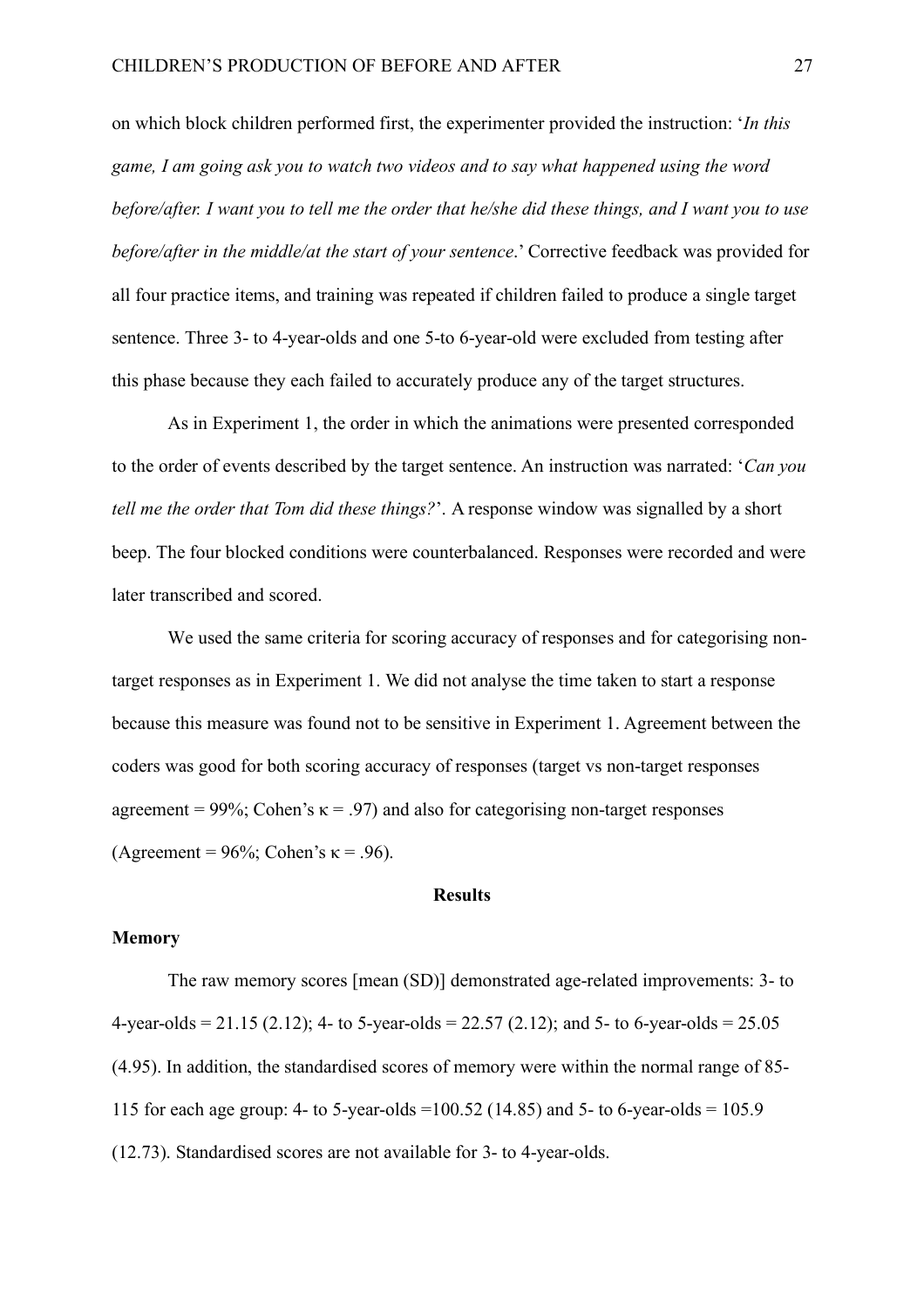on which block children performed first, the experimenter provided the instruction: '*In this game, I am going ask you to watch two videos and to say what happened using the word before/after. I want you to tell me the order that he/she did these things, and I want you to use before/after in the middle/at the start of your sentence*.' Corrective feedback was provided for all four practice items, and training was repeated if children failed to produce a single target sentence. Three 3- to 4-year-olds and one 5-to 6-year-old were excluded from testing after this phase because they each failed to accurately produce any of the target structures.

As in Experiment 1, the order in which the animations were presented corresponded to the order of events described by the target sentence. An instruction was narrated: '*Can you tell me the order that Tom did these things?*'. A response window was signalled by a short beep. The four blocked conditions were counterbalanced. Responses were recorded and were later transcribed and scored.

We used the same criteria for scoring accuracy of responses and for categorising non-target responses as in Experiment 1. We did not analyse the time taken to start a response because this measure was found not to be sensitive in Experiment 1. Agreement between the coders was good for both scoring accuracy of responses (target vs non-target responses agreement = 99%; Cohen's $\kappa$ = .97) and also for categorising non-target responses (Agreement = 96%; Cohen's $\kappa$ = .96).

## Results

### Memory

The raw memory scores [mean (SD)] demonstrated age-related improvements: 3- to 4-year-olds = 21.15 (2.12); 4- to 5-year-olds = 22.57 (2.12); and 5- to 6-year-olds = 25.05 (4.95). In addition, the standardised scores of memory were within the normal range of 85-115 for each age group: 4- to 5-year-olds =100.52 (14.85) and 5- to 6-year-olds = 105.9 (12.73). Standardised scores are not available for 3- to 4-year-olds.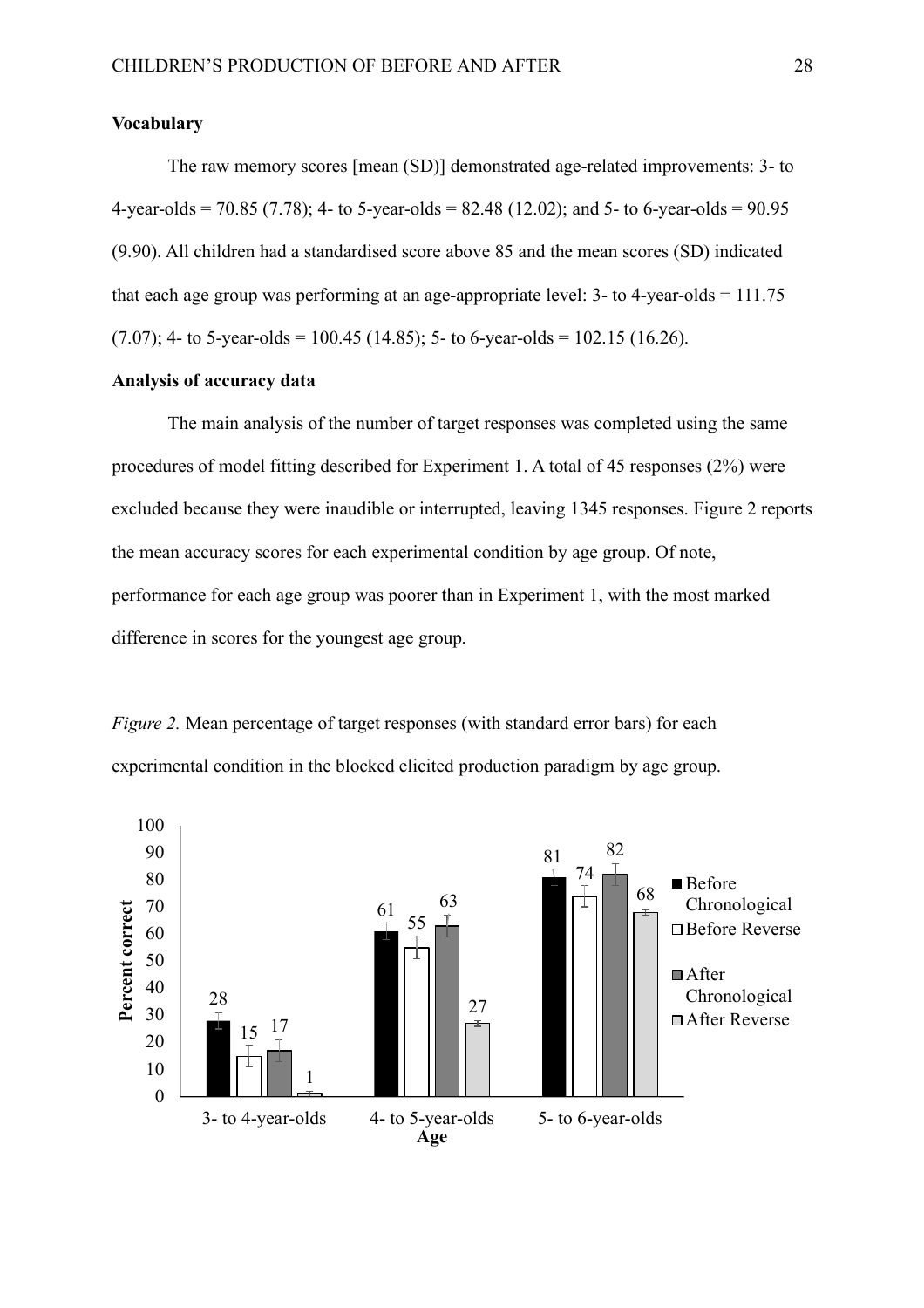**Vocabulary**

The raw memory scores [mean (SD)] demonstrated age-related improvements: 3- to 4-year-olds = 70.85 (7.78); 4- to 5-year-olds = 82.48 (12.02); and 5- to 6-year-olds = 90.95 (9.90). All children had a standardised score above 85 and the mean scores (SD) indicated that each age group was performing at an age-appropriate level: 3- to 4-year-olds = 111.75 (7.07); 4- to 5-year-olds = 100.45 (14.85); 5- to 6-year-olds = 102.15 (16.26).

**Analysis of accuracy data**

The main analysis of the number of target responses was completed using the same procedures of model fitting described for Experiment 1. A total of 45 responses (2%) were excluded because they were inaudible or interrupted, leaving 1345 responses. Figure 2 reports the mean accuracy scores for each experimental condition by age group. Of note, performance for each age group was poorer than in Experiment 1, with the most marked difference in scores for the youngest age group.

*Figure 2.* Mean percentage of target responses (with standard error bars) for each experimental condition in the blocked elicited production paradigm by age group.

Percent correct

100
90
80
70
60
50
40
30
20
10
0

28 15 17 1

61 55 63 27

81 74 82 68

3- to 4-year-olds
4- to 5-year-olds
5- to 6-year-olds

Age

Before Chronological
Before Reverse
After Chronological
After Reverse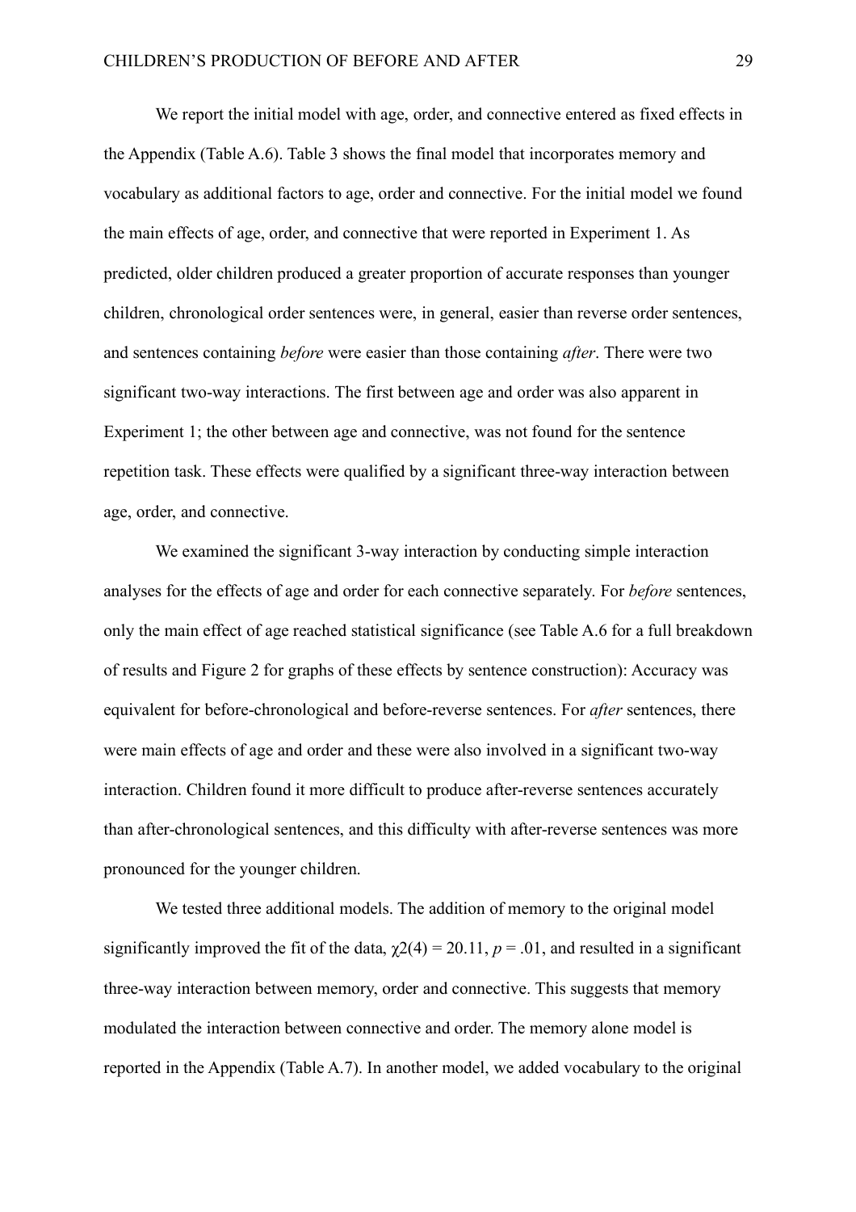We report the initial model with age, order, and connective entered as fixed effects in the Appendix (Table A.6). Table 3 shows the final model that incorporates memory and vocabulary as additional factors to age, order and connective. For the initial model we found the main effects of age, order, and connective that were reported in Experiment 1. As predicted, older children produced a greater proportion of accurate responses than younger children, chronological order sentences were, in general, easier than reverse order sentences, and sentences containing *before* were easier than those containing *after*. There were two significant two-way interactions. The first between age and order was also apparent in Experiment 1; the other between age and connective, was not found for the sentence repetition task. These effects were qualified by a significant three-way interaction between age, order, and connective.

We examined the significant 3-way interaction by conducting simple interaction analyses for the effects of age and order for each connective separately. For *before* sentences, only the main effect of age reached statistical significance (see Table A.6 for a full breakdown of results and Figure 2 for graphs of these effects by sentence construction): Accuracy was equivalent for before-chronological and before-reverse sentences. For *after* sentences, there were main effects of age and order and these were also involved in a significant two-way interaction. Children found it more difficult to produce after-reverse sentences accurately than after-chronological sentences, and this difficulty with after-reverse sentences was more pronounced for the younger children.

We tested three additional models. The addition of memory to the original model significantly improved the fit of the data, $\chi 2(4) = 20.11$, $p = .01$, and resulted in a significant three-way interaction between memory, order and connective. This suggests that memory modulated the interaction between connective and order. The memory alone model is reported in the Appendix (Table A.7). In another model, we added vocabulary to the original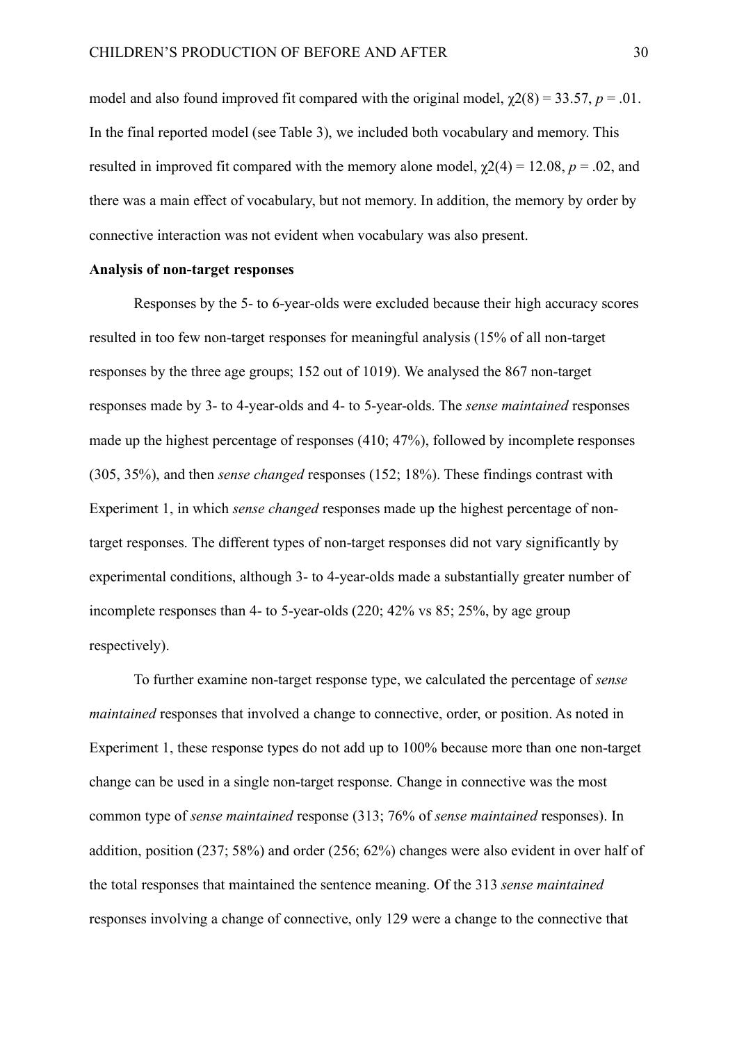model and also found improved fit compared with the original model, $\chi2(8) = 33.57$, $p = .01$. In the final reported model (see Table 3), we included both vocabulary and memory. This resulted in improved fit compared with the memory alone model, $\chi2(4) = 12.08$, $p = .02$, and there was a main effect of vocabulary, but not memory. In addition, the memory by order by connective interaction was not evident when vocabulary was also present.

**Analysis of non-target responses**

Responses by the 5- to 6-year-olds were excluded because their high accuracy scores resulted in too few non-target responses for meaningful analysis (15% of all non-target responses by the three age groups; 152 out of 1019). We analysed the 867 non-target responses made by 3- to 4-year-olds and 4- to 5-year-olds. The *sense maintained* responses made up the highest percentage of responses (410; 47%), followed by incomplete responses (305, 35%), and then *sense changed* responses (152; 18%). These findings contrast with Experiment 1, in which *sense changed* responses made up the highest percentage of non-target responses. The different types of non-target responses did not vary significantly by experimental conditions, although 3- to 4-year-olds made a substantially greater number of incomplete responses than 4- to 5-year-olds (220; 42% vs 85; 25%, by age group respectively).

To further examine non-target response type, we calculated the percentage of *sense maintained* responses that involved a change to connective, order, or position. As noted in Experiment 1, these response types do not add up to 100% because more than one non-target change can be used in a single non-target response. Change in connective was the most common type of *sense maintained* response (313; 76% of *sense maintained* responses). In addition, position (237; 58%) and order (256; 62%) changes were also evident in over half of the total responses that maintained the sentence meaning. Of the 313 *sense maintained* responses involving a change of connective, only 129 were a change to the connective that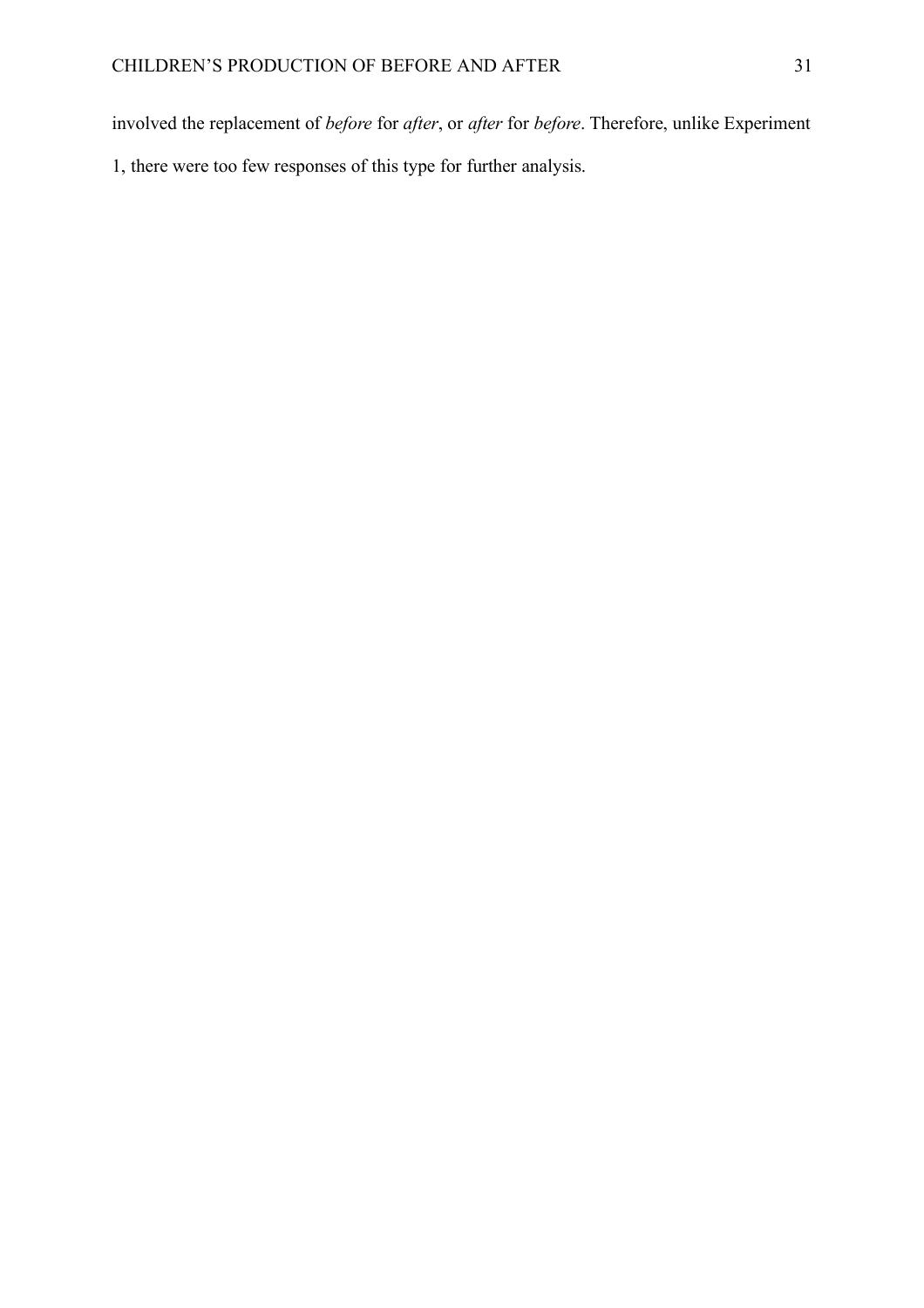involved the replacement of *before* for *after*, or *after* for *before*. Therefore, unlike Experiment 1, there were too few responses of this type for further analysis.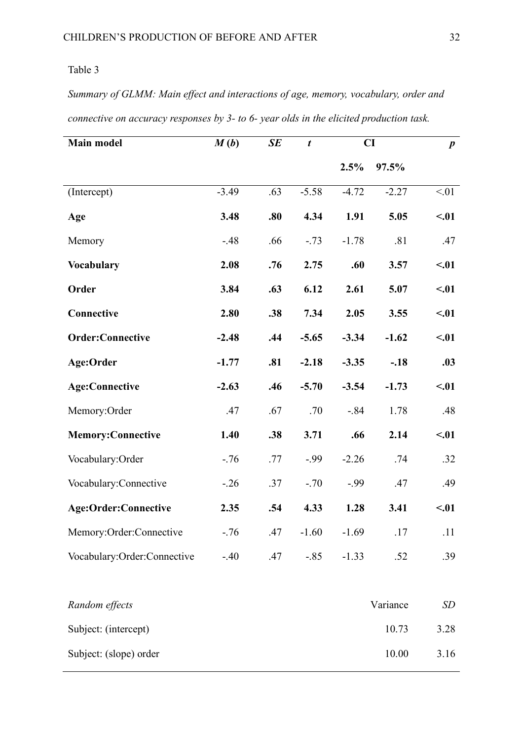Table 3

*Summary of GLMM: Main effect and interactions of age, memory, vocabulary, order and connective on accuracy responses by 3- to 6- year olds in the elicited production task.*

| **Main model** | ***M* (*b*)** | ***SE*** | ***t*** | **CI** | | ***p*** |
|---|---|---|---|---|---|---|
| | | | | **2.5%** | **97.5%** | |
| (Intercept) | -3.49 | .63 | -5.58 | -4.72 | -2.27 | <.01 |
| **Age** | **3.48** | **.80** | **4.34** | **1.91** | **5.05** | **<.01** |
| Memory | -.48 | .66 | -.73 | -1.78 | .81 | .47 |
| **Vocabulary** | **2.08** | **.76** | **2.75** | **.60** | **3.57** | **<.01** |
| **Order** | **3.84** | **.63** | **6.12** | **2.61** | **5.07** | **<.01** |
| **Connective** | **2.80** | **.38** | **7.34** | **2.05** | **3.55** | **<.01** |
| **Order:Connective** | **-2.48** | **.44** | **-5.65** | **-3.34** | **-1.62** | **<.01** |
| **Age:Order** | **-1.77** | **.81** | **-2.18** | **-3.35** | **-.18** | **.03** |
| **Age:Connective** | **-2.63** | **.46** | **-5.70** | **-3.54** | **-1.73** | **<.01** |
| Memory:Order | .47 | .67 | .70 | -.84 | 1.78 | .48 |
| **Memory:Connective** | **1.40** | **.38** | **3.71** | **.66** | **2.14** | **<.01** |
| Vocabulary:Order | -.76 | .77 | -.99 | -2.26 | .74 | .32 |
| Vocabulary:Connective | -.26 | .37 | -.70 | -.99 | .47 | .49 |
| **Age:Order:Connective** | **2.35** | **.54** | **4.33** | **1.28** | **3.41** | **<.01** |
| Memory:Order:Connective | -.76 | .47 | -1.60 | -1.69 | .17 | .11 |
| Vocabulary:Order:Connective | -.40 | .47 | -.85 | -1.33 | .52 | .39 |
| | | | | | | |
| *Random effects* | | | | | Variance | *SD* |
| Subject: (intercept) | | | | | 10.73 | 3.28 |
| Subject: (slope) order | | | | | 10.00 | 3.16 |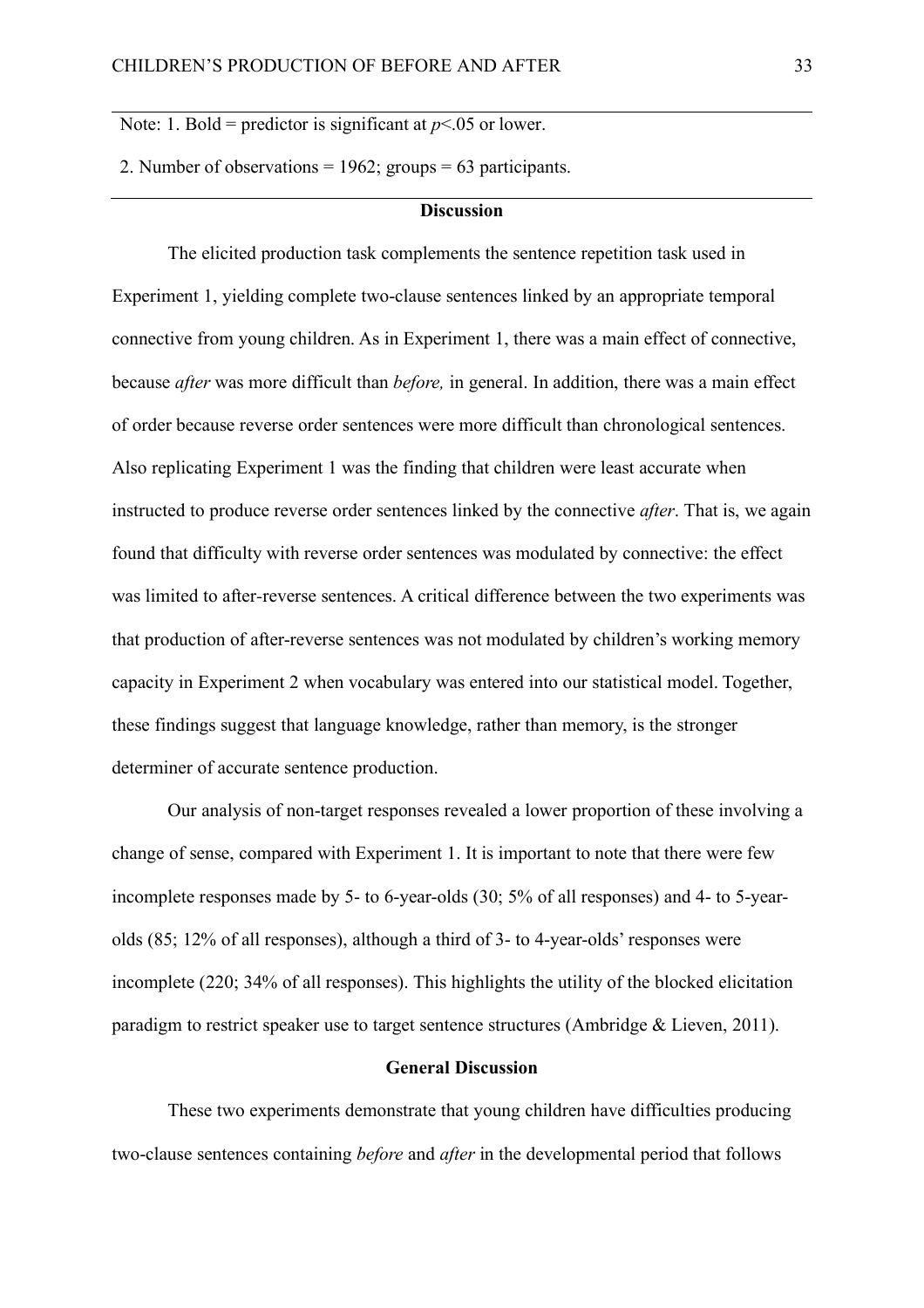Note: 1. Bold = predictor is significant at $p$<.05 or lower.

2. Number of observations = 1962; groups = 63 participants.

## Discussion

The elicited production task complements the sentence repetition task used in Experiment 1, yielding complete two-clause sentences linked by an appropriate temporal connective from young children. As in Experiment 1, there was a main effect of connective, because *after* was more difficult than *before,* in general. In addition, there was a main effect of order because reverse order sentences were more difficult than chronological sentences. Also replicating Experiment 1 was the finding that children were least accurate when instructed to produce reverse order sentences linked by the connective *after*. That is, we again found that difficulty with reverse order sentences was modulated by connective: the effect was limited to after-reverse sentences. A critical difference between the two experiments was that production of after-reverse sentences was not modulated by children's working memory capacity in Experiment 2 when vocabulary was entered into our statistical model. Together, these findings suggest that language knowledge, rather than memory, is the stronger determiner of accurate sentence production.

Our analysis of non-target responses revealed a lower proportion of these involving a change of sense, compared with Experiment 1. It is important to note that there were few incomplete responses made by 5- to 6-year-olds (30; 5% of all responses) and 4- to 5-year-olds (85; 12% of all responses), although a third of 3- to 4-year-olds' responses were incomplete (220; 34% of all responses). This highlights the utility of the blocked elicitation paradigm to restrict speaker use to target sentence structures (Ambridge & Lieven, 2011).

## General Discussion

These two experiments demonstrate that young children have difficulties producing two-clause sentences containing *before* and *after* in the developmental period that follows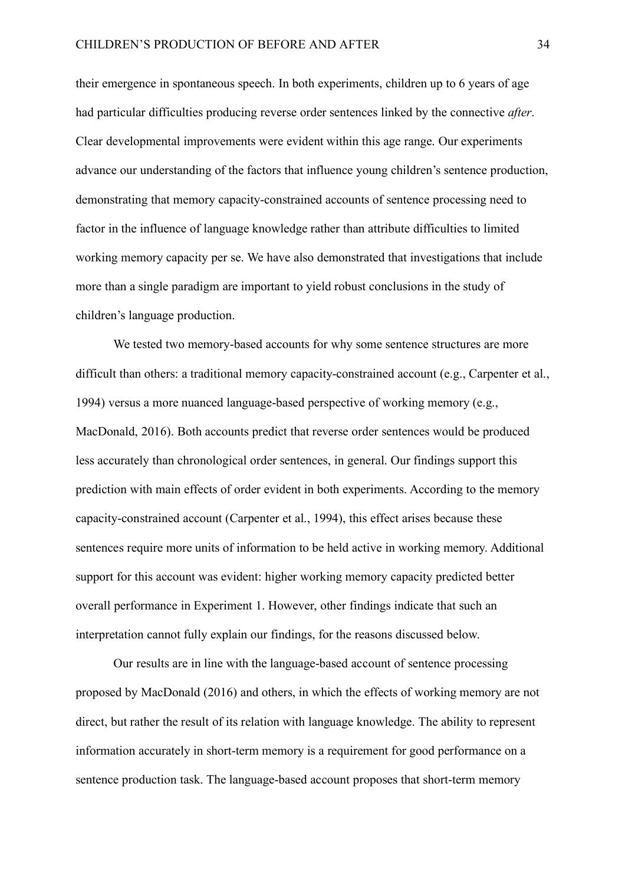their emergence in spontaneous speech. In both experiments, children up to 6 years of age had particular difficulties producing reverse order sentences linked by the connective *after*. Clear developmental improvements were evident within this age range. Our experiments advance our understanding of the factors that influence young children's sentence production, demonstrating that memory capacity-constrained accounts of sentence processing need to factor in the influence of language knowledge rather than attribute difficulties to limited working memory capacity per se. We have also demonstrated that investigations that include more than a single paradigm are important to yield robust conclusions in the study of children's language production.

We tested two memory-based accounts for why some sentence structures are more difficult than others: a traditional memory capacity-constrained account (e.g., Carpenter et al., 1994) versus a more nuanced language-based perspective of working memory (e.g., MacDonald, 2016). Both accounts predict that reverse order sentences would be produced less accurately than chronological order sentences, in general. Our findings support this prediction with main effects of order evident in both experiments. According to the memory capacity-constrained account (Carpenter et al., 1994), this effect arises because these sentences require more units of information to be held active in working memory. Additional support for this account was evident: higher working memory capacity predicted better overall performance in Experiment 1. However, other findings indicate that such an interpretation cannot fully explain our findings, for the reasons discussed below.

Our results are in line with the language-based account of sentence processing proposed by MacDonald (2016) and others, in which the effects of working memory are not direct, but rather the result of its relation with language knowledge. The ability to represent information accurately in short-term memory is a requirement for good performance on a sentence production task. The language-based account proposes that short-term memory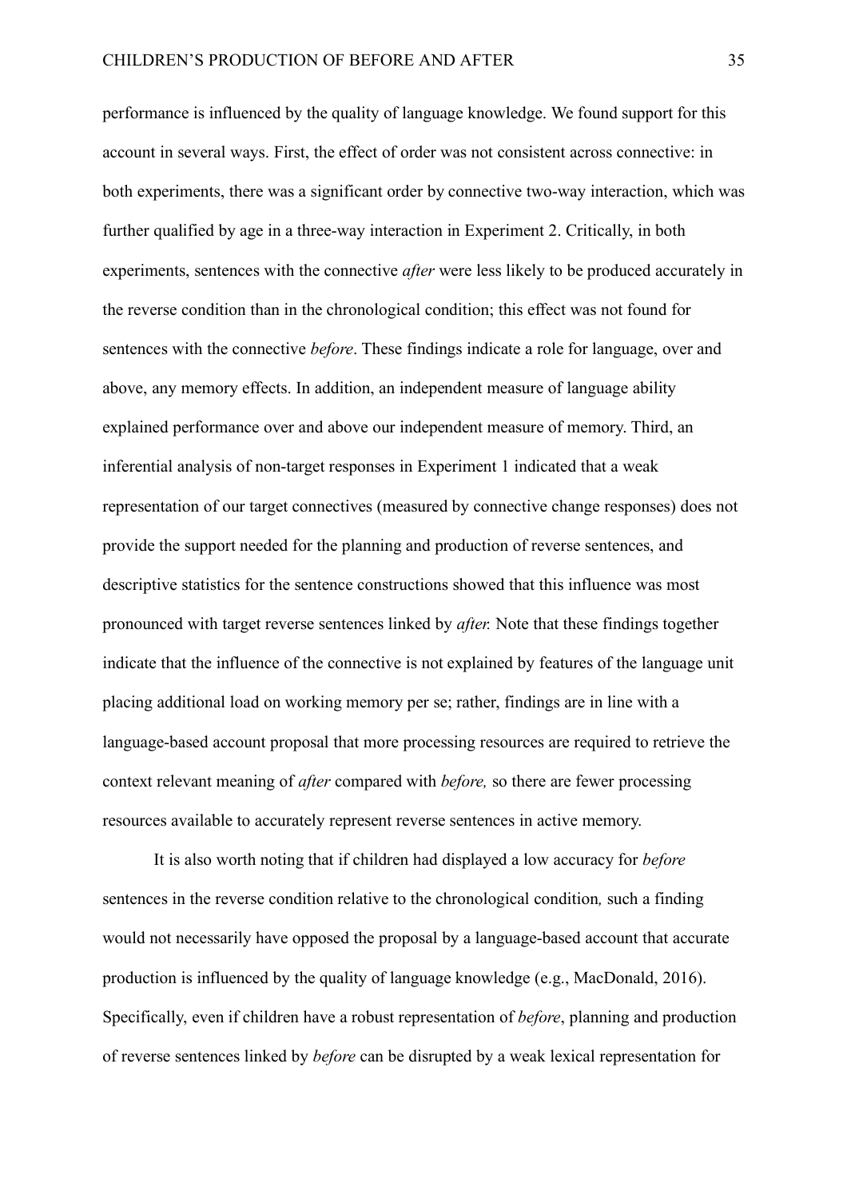performance is influenced by the quality of language knowledge. We found support for this account in several ways. First, the effect of order was not consistent across connective: in both experiments, there was a significant order by connective two-way interaction, which was further qualified by age in a three-way interaction in Experiment 2. Critically, in both experiments, sentences with the connective *after* were less likely to be produced accurately in the reverse condition than in the chronological condition; this effect was not found for sentences with the connective *before*. These findings indicate a role for language, over and above, any memory effects. In addition, an independent measure of language ability explained performance over and above our independent measure of memory. Third, an inferential analysis of non-target responses in Experiment 1 indicated that a weak representation of our target connectives (measured by connective change responses) does not provide the support needed for the planning and production of reverse sentences, and descriptive statistics for the sentence constructions showed that this influence was most pronounced with target reverse sentences linked by *after.* Note that these findings together indicate that the influence of the connective is not explained by features of the language unit placing additional load on working memory per se; rather, findings are in line with a language-based account proposal that more processing resources are required to retrieve the context relevant meaning of *after* compared with *before,* so there are fewer processing resources available to accurately represent reverse sentences in active memory.

It is also worth noting that if children had displayed a low accuracy for *before* sentences in the reverse condition relative to the chronological condition*,* such a finding would not necessarily have opposed the proposal by a language-based account that accurate production is influenced by the quality of language knowledge (e.g., MacDonald, 2016). Specifically, even if children have a robust representation of *before*, planning and production of reverse sentences linked by *before* can be disrupted by a weak lexical representation for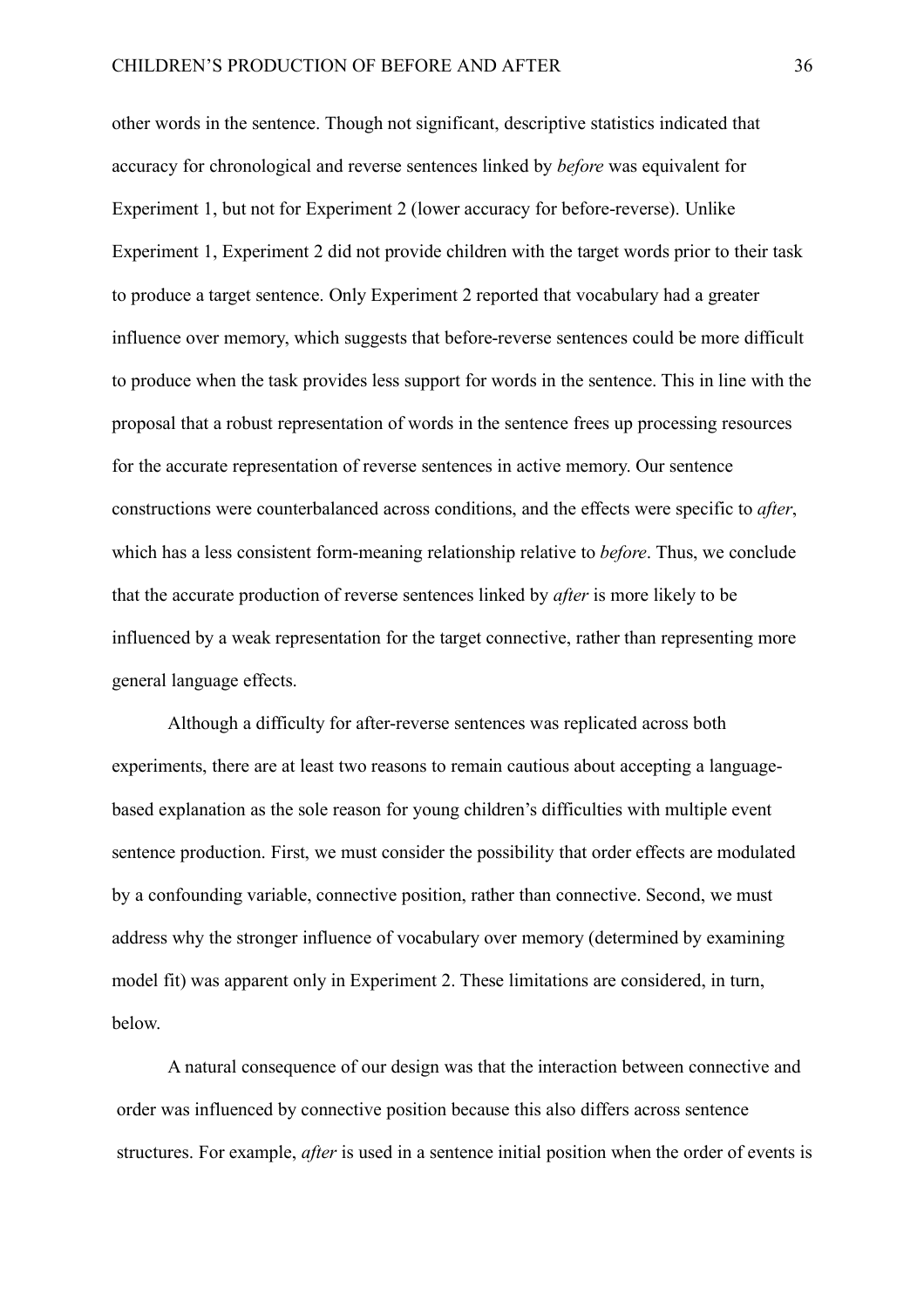other words in the sentence. Though not significant, descriptive statistics indicated that accuracy for chronological and reverse sentences linked by *before* was equivalent for Experiment 1, but not for Experiment 2 (lower accuracy for before-reverse). Unlike Experiment 1, Experiment 2 did not provide children with the target words prior to their task to produce a target sentence. Only Experiment 2 reported that vocabulary had a greater influence over memory, which suggests that before-reverse sentences could be more difficult to produce when the task provides less support for words in the sentence. This in line with the proposal that a robust representation of words in the sentence frees up processing resources for the accurate representation of reverse sentences in active memory. Our sentence constructions were counterbalanced across conditions, and the effects were specific to *after*, which has a less consistent form-meaning relationship relative to *before*. Thus, we conclude that the accurate production of reverse sentences linked by *after* is more likely to be influenced by a weak representation for the target connective, rather than representing more general language effects.

Although a difficulty for after-reverse sentences was replicated across both experiments, there are at least two reasons to remain cautious about accepting a language-based explanation as the sole reason for young children's difficulties with multiple event sentence production. First, we must consider the possibility that order effects are modulated by a confounding variable, connective position, rather than connective. Second, we must address why the stronger influence of vocabulary over memory (determined by examining model fit) was apparent only in Experiment 2. These limitations are considered, in turn, below.

A natural consequence of our design was that the interaction between connective and order was influenced by connective position because this also differs across sentence structures. For example, *after* is used in a sentence initial position when the order of events is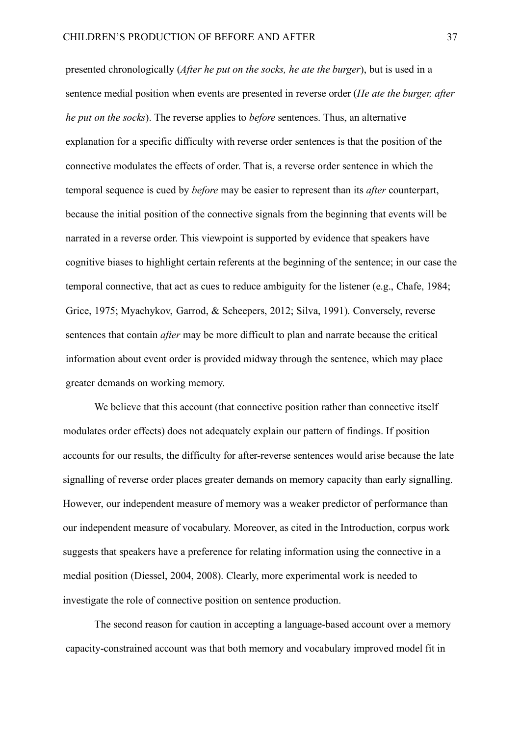presented chronologically (*After he put on the socks, he ate the burger*), but is used in a sentence medial position when events are presented in reverse order (*He ate the burger, after he put on the socks*). The reverse applies to *before* sentences. Thus, an alternative explanation for a specific difficulty with reverse order sentences is that the position of the connective modulates the effects of order. That is, a reverse order sentence in which the temporal sequence is cued by *before* may be easier to represent than its *after* counterpart, because the initial position of the connective signals from the beginning that events will be narrated in a reverse order. This viewpoint is supported by evidence that speakers have cognitive biases to highlight certain referents at the beginning of the sentence; in our case the temporal connective, that act as cues to reduce ambiguity for the listener (e.g., Chafe, 1984; Grice, 1975; Myachykov, Garrod, & Scheepers, 2012; Silva, 1991). Conversely, reverse sentences that contain *after* may be more difficult to plan and narrate because the critical information about event order is provided midway through the sentence, which may place greater demands on working memory.

We believe that this account (that connective position rather than connective itself modulates order effects) does not adequately explain our pattern of findings. If position accounts for our results, the difficulty for after-reverse sentences would arise because the late signalling of reverse order places greater demands on memory capacity than early signalling. However, our independent measure of memory was a weaker predictor of performance than our independent measure of vocabulary. Moreover, as cited in the Introduction, corpus work suggests that speakers have a preference for relating information using the connective in a medial position (Diessel, 2004, 2008). Clearly, more experimental work is needed to investigate the role of connective position on sentence production.

The second reason for caution in accepting a language-based account over a memory capacity-constrained account was that both memory and vocabulary improved model fit in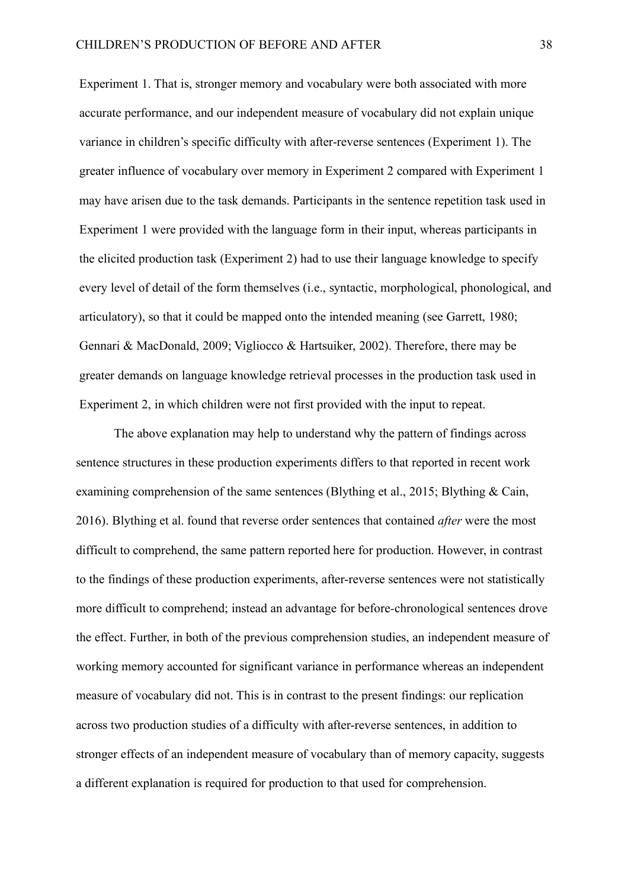Experiment 1. That is, stronger memory and vocabulary were both associated with more accurate performance, and our independent measure of vocabulary did not explain unique variance in children's specific difficulty with after-reverse sentences (Experiment 1). The greater influence of vocabulary over memory in Experiment 2 compared with Experiment 1 may have arisen due to the task demands. Participants in the sentence repetition task used in Experiment 1 were provided with the language form in their input, whereas participants in the elicited production task (Experiment 2) had to use their language knowledge to specify every level of detail of the form themselves (i.e., syntactic, morphological, phonological, and articulatory), so that it could be mapped onto the intended meaning (see Garrett, 1980; Gennari & MacDonald, 2009; Vigliocco & Hartsuiker, 2002). Therefore, there may be greater demands on language knowledge retrieval processes in the production task used in Experiment 2, in which children were not first provided with the input to repeat.

The above explanation may help to understand why the pattern of findings across sentence structures in these production experiments differs to that reported in recent work examining comprehension of the same sentences (Blything et al., 2015; Blything & Cain, 2016). Blything et al. found that reverse order sentences that contained *after* were the most difficult to comprehend, the same pattern reported here for production. However, in contrast to the findings of these production experiments, after-reverse sentences were not statistically more difficult to comprehend; instead an advantage for before-chronological sentences drove the effect. Further, in both of the previous comprehension studies, an independent measure of working memory accounted for significant variance in performance whereas an independent measure of vocabulary did not. This is in contrast to the present findings: our replication across two production studies of a difficulty with after-reverse sentences, in addition to stronger effects of an independent measure of vocabulary than of memory capacity, suggests a different explanation is required for production to that used for comprehension.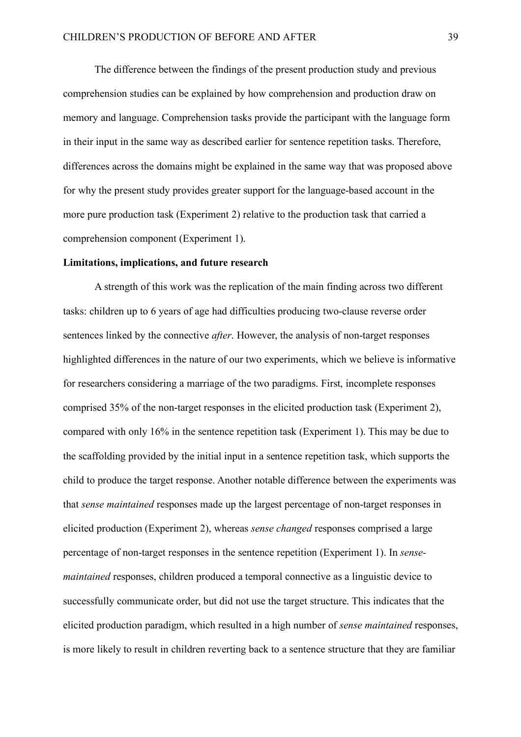The difference between the findings of the present production study and previous comprehension studies can be explained by how comprehension and production draw on memory and language. Comprehension tasks provide the participant with the language form in their input in the same way as described earlier for sentence repetition tasks. Therefore, differences across the domains might be explained in the same way that was proposed above for why the present study provides greater support for the language-based account in the more pure production task (Experiment 2) relative to the production task that carried a comprehension component (Experiment 1).

**Limitations, implications, and future research**

A strength of this work was the replication of the main finding across two different tasks: children up to 6 years of age had difficulties producing two-clause reverse order sentences linked by the connective *after*. However, the analysis of non-target responses highlighted differences in the nature of our two experiments, which we believe is informative for researchers considering a marriage of the two paradigms. First, incomplete responses comprised 35% of the non-target responses in the elicited production task (Experiment 2), compared with only 16% in the sentence repetition task (Experiment 1). This may be due to the scaffolding provided by the initial input in a sentence repetition task, which supports the child to produce the target response. Another notable difference between the experiments was that *sense maintained* responses made up the largest percentage of non-target responses in elicited production (Experiment 2), whereas *sense changed* responses comprised a large percentage of non-target responses in the sentence repetition (Experiment 1). In *sense-maintained* responses, children produced a temporal connective as a linguistic device to successfully communicate order, but did not use the target structure. This indicates that the elicited production paradigm, which resulted in a high number of *sense maintained* responses, is more likely to result in children reverting back to a sentence structure that they are familiar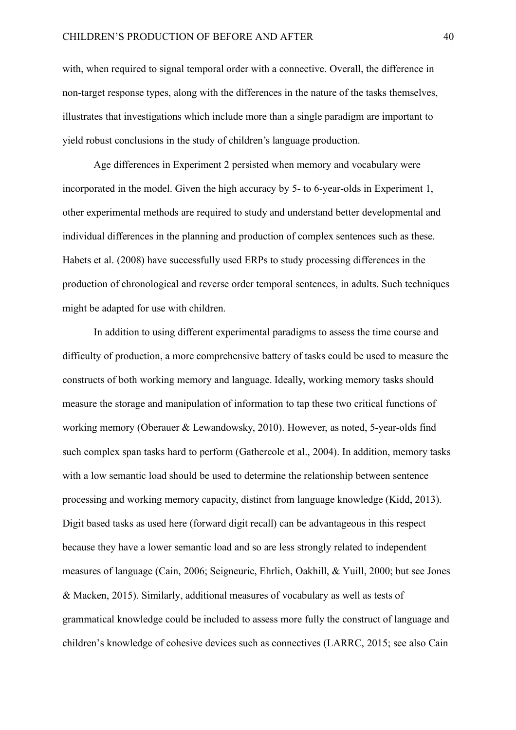with, when required to signal temporal order with a connective. Overall, the difference in non-target response types, along with the differences in the nature of the tasks themselves, illustrates that investigations which include more than a single paradigm are important to yield robust conclusions in the study of children's language production.

Age differences in Experiment 2 persisted when memory and vocabulary were incorporated in the model. Given the high accuracy by 5- to 6-year-olds in Experiment 1, other experimental methods are required to study and understand better developmental and individual differences in the planning and production of complex sentences such as these. Habets et al. (2008) have successfully used ERPs to study processing differences in the production of chronological and reverse order temporal sentences, in adults. Such techniques might be adapted for use with children.

In addition to using different experimental paradigms to assess the time course and difficulty of production, a more comprehensive battery of tasks could be used to measure the constructs of both working memory and language. Ideally, working memory tasks should measure the storage and manipulation of information to tap these two critical functions of working memory (Oberauer & Lewandowsky, 2010). However, as noted, 5-year-olds find such complex span tasks hard to perform (Gathercole et al., 2004). In addition, memory tasks with a low semantic load should be used to determine the relationship between sentence processing and working memory capacity, distinct from language knowledge (Kidd, 2013). Digit based tasks as used here (forward digit recall) can be advantageous in this respect because they have a lower semantic load and so are less strongly related to independent measures of language (Cain, 2006; Seigneuric, Ehrlich, Oakhill, & Yuill, 2000; but see Jones & Macken, 2015). Similarly, additional measures of vocabulary as well as tests of grammatical knowledge could be included to assess more fully the construct of language and children's knowledge of cohesive devices such as connectives (LARRC, 2015; see also Cain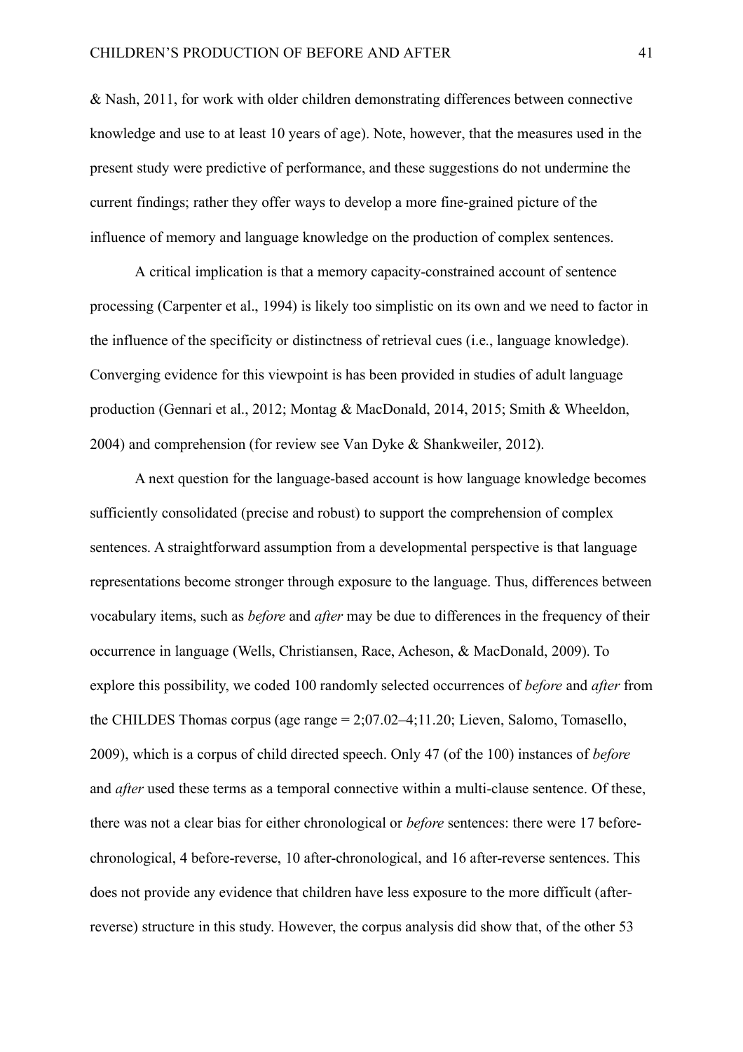& Nash, 2011, for work with older children demonstrating differences between connective knowledge and use to at least 10 years of age). Note, however, that the measures used in the present study were predictive of performance, and these suggestions do not undermine the current findings; rather they offer ways to develop a more fine-grained picture of the influence of memory and language knowledge on the production of complex sentences.

A critical implication is that a memory capacity-constrained account of sentence processing (Carpenter et al., 1994) is likely too simplistic on its own and we need to factor in the influence of the specificity or distinctness of retrieval cues (i.e., language knowledge). Converging evidence for this viewpoint is has been provided in studies of adult language production (Gennari et al., 2012; Montag & MacDonald, 2014, 2015; Smith & Wheeldon, 2004) and comprehension (for review see Van Dyke & Shankweiler, 2012).

A next question for the language-based account is how language knowledge becomes sufficiently consolidated (precise and robust) to support the comprehension of complex sentences. A straightforward assumption from a developmental perspective is that language representations become stronger through exposure to the language. Thus, differences between vocabulary items, such as *before* and *after* may be due to differences in the frequency of their occurrence in language (Wells, Christiansen, Race, Acheson, & MacDonald, 2009). To explore this possibility, we coded 100 randomly selected occurrences of *before* and *after* from the CHILDES Thomas corpus (age range = 2;07.02–4;11.20; Lieven, Salomo, Tomasello, 2009), which is a corpus of child directed speech. Only 47 (of the 100) instances of *before* and *after* used these terms as a temporal connective within a multi-clause sentence. Of these, there was not a clear bias for either chronological or *before* sentences: there were 17 before-chronological, 4 before-reverse, 10 after-chronological, and 16 after-reverse sentences. This does not provide any evidence that children have less exposure to the more difficult (after-reverse) structure in this study. However, the corpus analysis did show that, of the other 53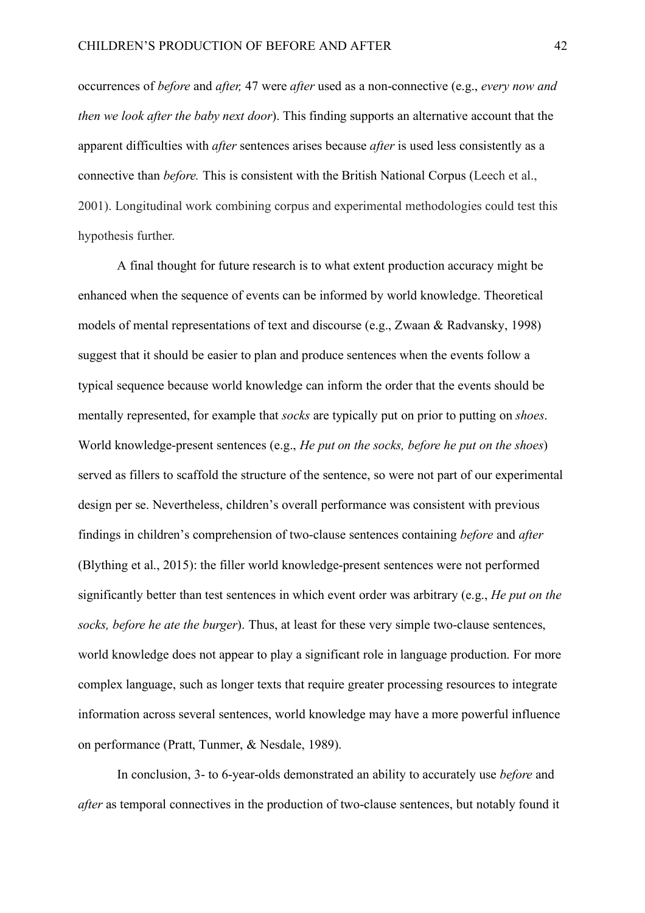occurrences of *before* and *after,* 47 were *after* used as a non-connective (e.g., *every now and then we look after the baby next door*). This finding supports an alternative account that the apparent difficulties with *after* sentences arises because *after* is used less consistently as a connective than *before.* This is consistent with the British National Corpus (Leech et al., 2001). Longitudinal work combining corpus and experimental methodologies could test this hypothesis further.

A final thought for future research is to what extent production accuracy might be enhanced when the sequence of events can be informed by world knowledge. Theoretical models of mental representations of text and discourse (e.g., Zwaan & Radvansky, 1998) suggest that it should be easier to plan and produce sentences when the events follow a typical sequence because world knowledge can inform the order that the events should be mentally represented, for example that *socks* are typically put on prior to putting on *shoes*. World knowledge-present sentences (e.g., *He put on the socks, before he put on the shoes*) served as fillers to scaffold the structure of the sentence, so were not part of our experimental design per se. Nevertheless, children's overall performance was consistent with previous findings in children's comprehension of two-clause sentences containing *before* and *after* (Blything et al., 2015): the filler world knowledge-present sentences were not performed significantly better than test sentences in which event order was arbitrary (e.g., *He put on the socks, before he ate the burger*). Thus, at least for these very simple two-clause sentences, world knowledge does not appear to play a significant role in language production. For more complex language, such as longer texts that require greater processing resources to integrate information across several sentences, world knowledge may have a more powerful influence on performance (Pratt, Tunmer, & Nesdale, 1989).

In conclusion, 3- to 6-year-olds demonstrated an ability to accurately use *before* and *after* as temporal connectives in the production of two-clause sentences, but notably found it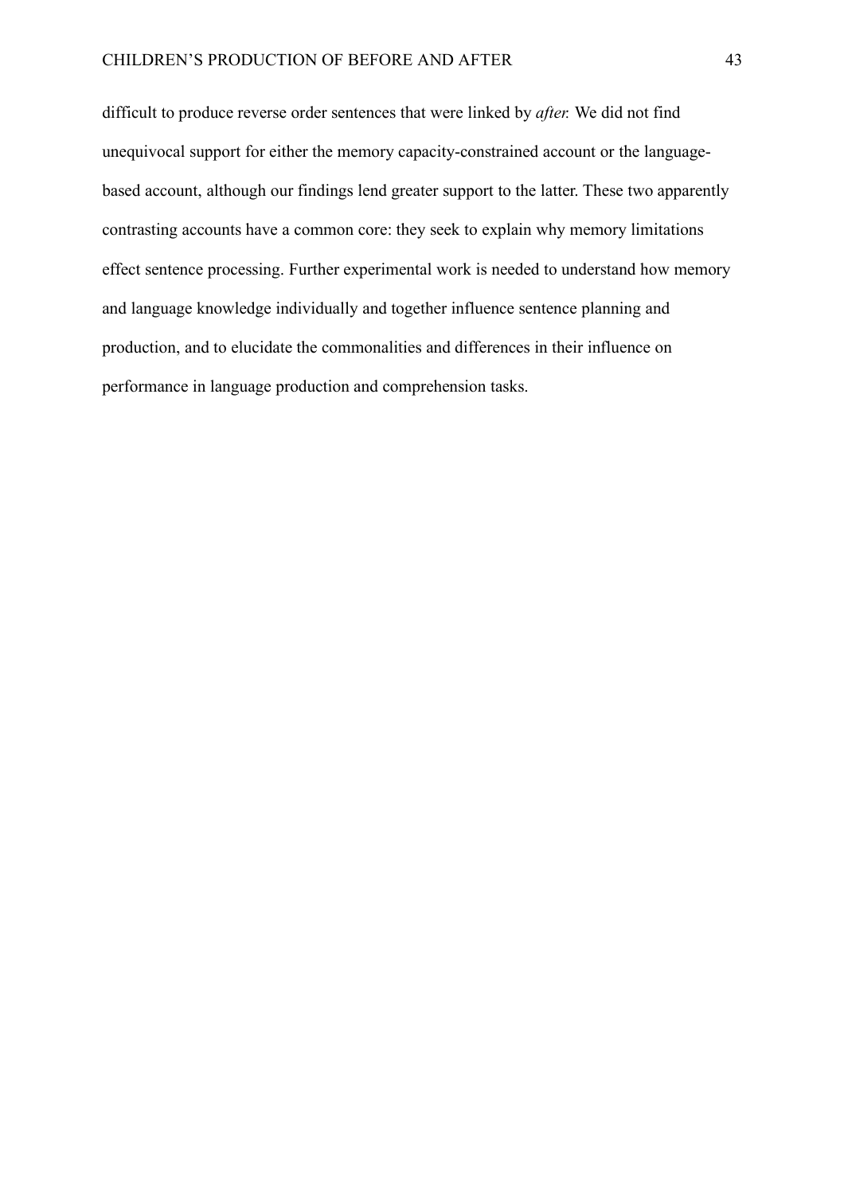difficult to produce reverse order sentences that were linked by *after.* We did not find unequivocal support for either the memory capacity-constrained account or the language-based account, although our findings lend greater support to the latter. These two apparently contrasting accounts have a common core: they seek to explain why memory limitations effect sentence processing. Further experimental work is needed to understand how memory and language knowledge individually and together influence sentence planning and production, and to elucidate the commonalities and differences in their influence on performance in language production and comprehension tasks.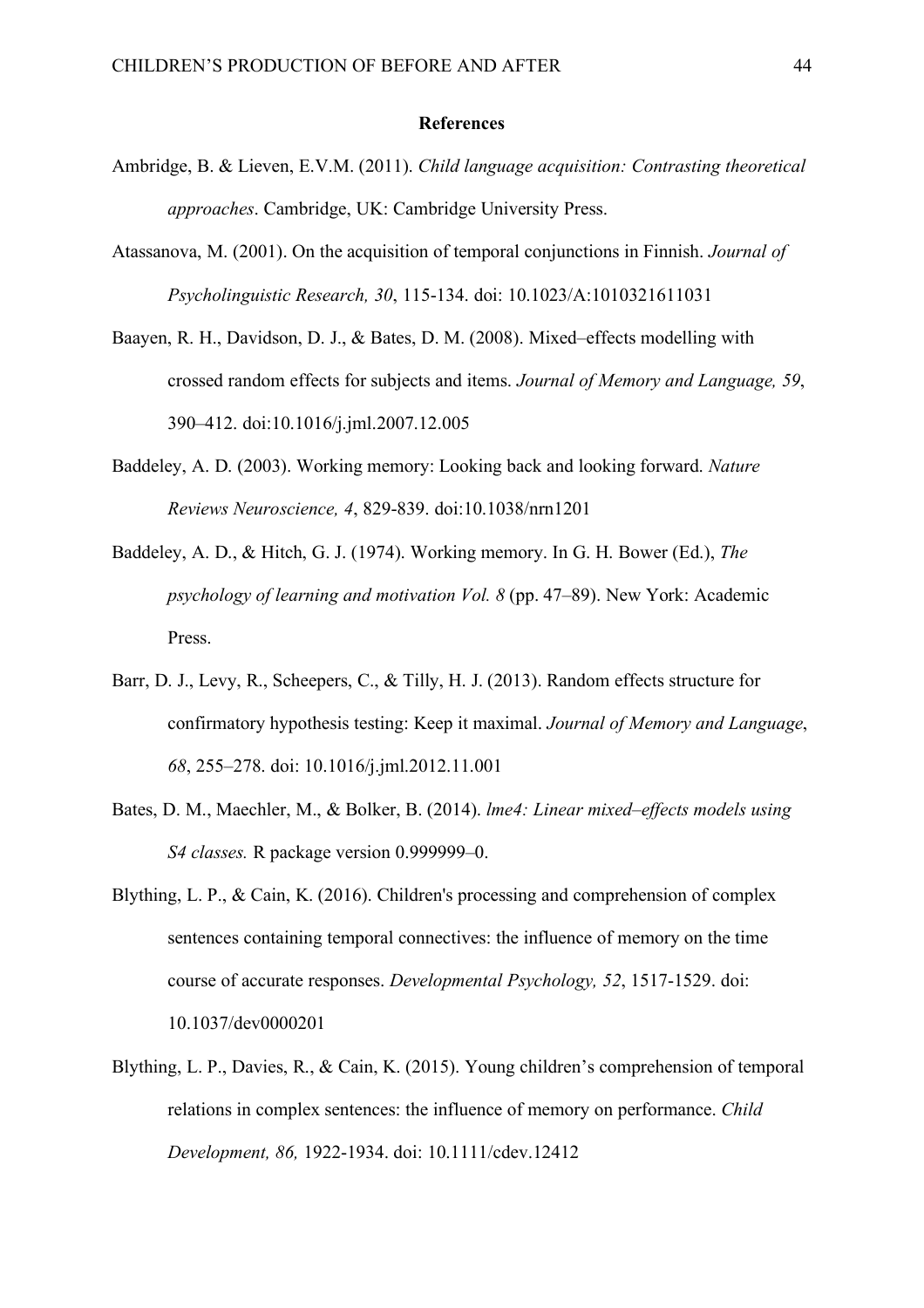**References**

Ambridge, B. & Lieven, E.V.M. (2011). *Child language acquisition: Contrasting theoretical approaches*. Cambridge, UK: Cambridge University Press.

Atassanova, M. (2001). On the acquisition of temporal conjunctions in Finnish. *Journal of Psycholinguistic Research, 30*, 115-134. doi: 10.1023/A:1010321611031

Baayen, R. H., Davidson, D. J., & Bates, D. M. (2008). Mixed–effects modelling with crossed random effects for subjects and items. *Journal of Memory and Language, 59*, 390–412. doi:10.1016/j.jml.2007.12.005

Baddeley, A. D. (2003). Working memory: Looking back and looking forward. *Nature Reviews Neuroscience, 4*, 829-839. doi:10.1038/nrn1201

Baddeley, A. D., & Hitch, G. J. (1974). Working memory. In G. H. Bower (Ed.), *The psychology of learning and motivation Vol. 8* (pp. 47–89). New York: Academic Press.

Barr, D. J., Levy, R., Scheepers, C., & Tilly, H. J. (2013). Random effects structure for confirmatory hypothesis testing: Keep it maximal. *Journal of Memory and Language*, *68*, 255–278. doi: 10.1016/j.jml.2012.11.001

Bates, D. M., Maechler, M., & Bolker, B. (2014). *lme4: Linear mixed–effects models using S4 classes.* R package version 0.999999–0.

Blything, L. P., & Cain, K. (2016). Children's processing and comprehension of complex sentences containing temporal connectives: the influence of memory on the time course of accurate responses. *Developmental Psychology, 52*, 1517-1529. doi: 10.1037/dev0000201

Blything, L. P., Davies, R., & Cain, K. (2015). Young children's comprehension of temporal relations in complex sentences: the influence of memory on performance. *Child Development, 86,* 1922-1934. doi: 10.1111/cdev.12412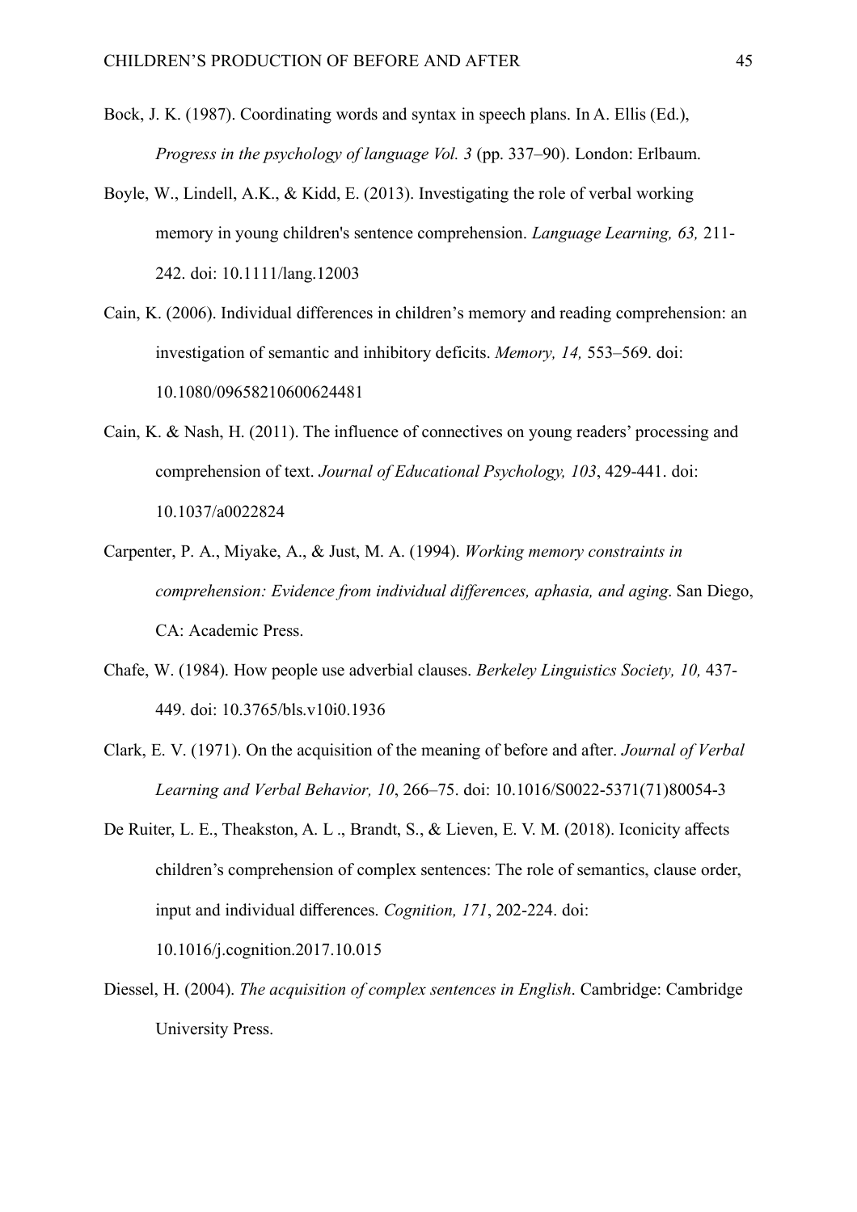Bock, J. K. (1987). Coordinating words and syntax in speech plans. In A. Ellis (Ed.), *Progress in the psychology of language Vol. 3* (pp. 337–90). London: Erlbaum.

Boyle, W., Lindell, A.K., & Kidd, E. (2013). Investigating the role of verbal working memory in young children's sentence comprehension. *Language Learning, 63,* 211-242. doi: 10.1111/lang.12003

Cain, K. (2006). Individual differences in children's memory and reading comprehension: an investigation of semantic and inhibitory deficits. *Memory, 14,* 553–569. doi: 10.1080/09658210600624481

Cain, K. & Nash, H. (2011). The influence of connectives on young readers' processing and comprehension of text. *Journal of Educational Psychology, 103*, 429-441. doi: 10.1037/a0022824

Carpenter, P. A., Miyake, A., & Just, M. A. (1994). *Working memory constraints in comprehension: Evidence from individual differences, aphasia, and aging*. San Diego, CA: Academic Press.

Chafe, W. (1984). How people use adverbial clauses. *Berkeley Linguistics Society, 10,* 437-449. doi: 10.3765/bls.v10i0.1936

Clark, E. V. (1971). On the acquisition of the meaning of before and after. *Journal of Verbal Learning and Verbal Behavior, 10*, 266–75. doi: 10.1016/S0022-5371(71)80054-3

De Ruiter, L. E., Theakston, A. L ., Brandt, S., & Lieven, E. V. M. (2018). Iconicity affects children's comprehension of complex sentences: The role of semantics, clause order, input and individual differences. *Cognition, 171*, 202-224. doi: 10.1016/j.cognition.2017.10.015

Diessel, H. (2004). *The acquisition of complex sentences in English*. Cambridge: Cambridge University Press.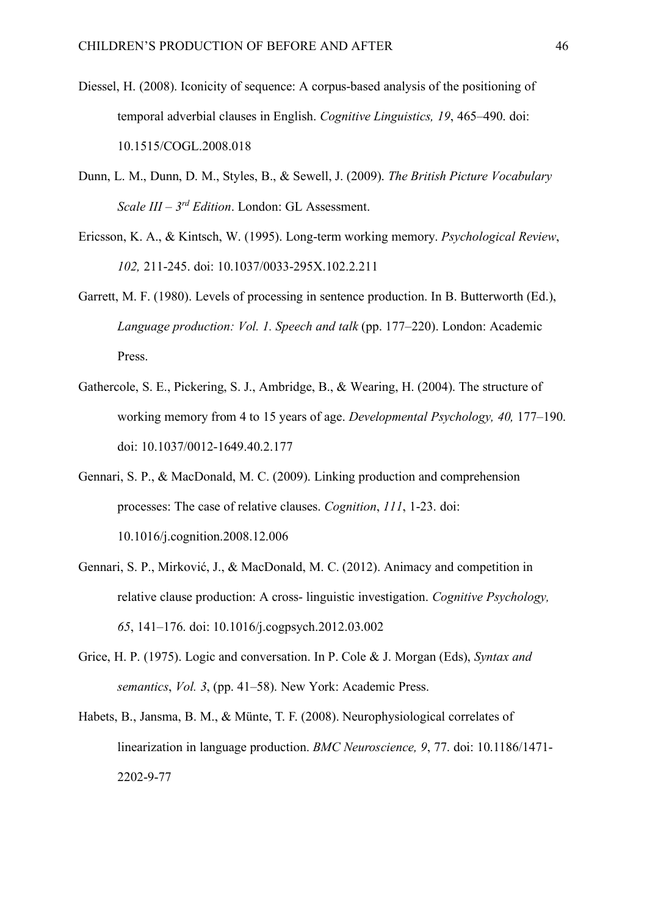Diessel, H. (2008). Iconicity of sequence: A corpus-based analysis of the positioning of temporal adverbial clauses in English. *Cognitive Linguistics, 19*, 465–490. doi: 10.1515/COGL.2008.018

Dunn, L. M., Dunn, D. M., Styles, B., & Sewell, J. (2009). *The British Picture Vocabulary Scale III – 3rd Edition*. London: GL Assessment.

Ericsson, K. A., & Kintsch, W. (1995). Long-term working memory. *Psychological Review*, *102,* 211-245. doi: 10.1037/0033-295X.102.2.211

Garrett, M. F. (1980). Levels of processing in sentence production. In B. Butterworth (Ed.), *Language production: Vol. 1. Speech and talk* (pp. 177–220). London: Academic Press.

Gathercole, S. E., Pickering, S. J., Ambridge, B., & Wearing, H. (2004). The structure of working memory from 4 to 15 years of age. *Developmental Psychology, 40,* 177–190. doi: 10.1037/0012-1649.40.2.177

Gennari, S. P., & MacDonald, M. C. (2009). Linking production and comprehension processes: The case of relative clauses. *Cognition*, *111*, 1-23. doi: 10.1016/j.cognition.2008.12.006

Gennari, S. P., Mirković, J., & MacDonald, M. C. (2012). Animacy and competition in relative clause production: A cross- linguistic investigation. *Cognitive Psychology, 65*, 141–176. doi: 10.1016/j.cogpsych.2012.03.002

Grice, H. P. (1975). Logic and conversation. In P. Cole & J. Morgan (Eds), *Syntax and semantics*, *Vol. 3*, (pp. 41–58). New York: Academic Press.

Habets, B., Jansma, B. M., & Münte, T. F. (2008). Neurophysiological correlates of linearization in language production. *BMC Neuroscience, 9*, 77. doi: 10.1186/1471-2202-9-77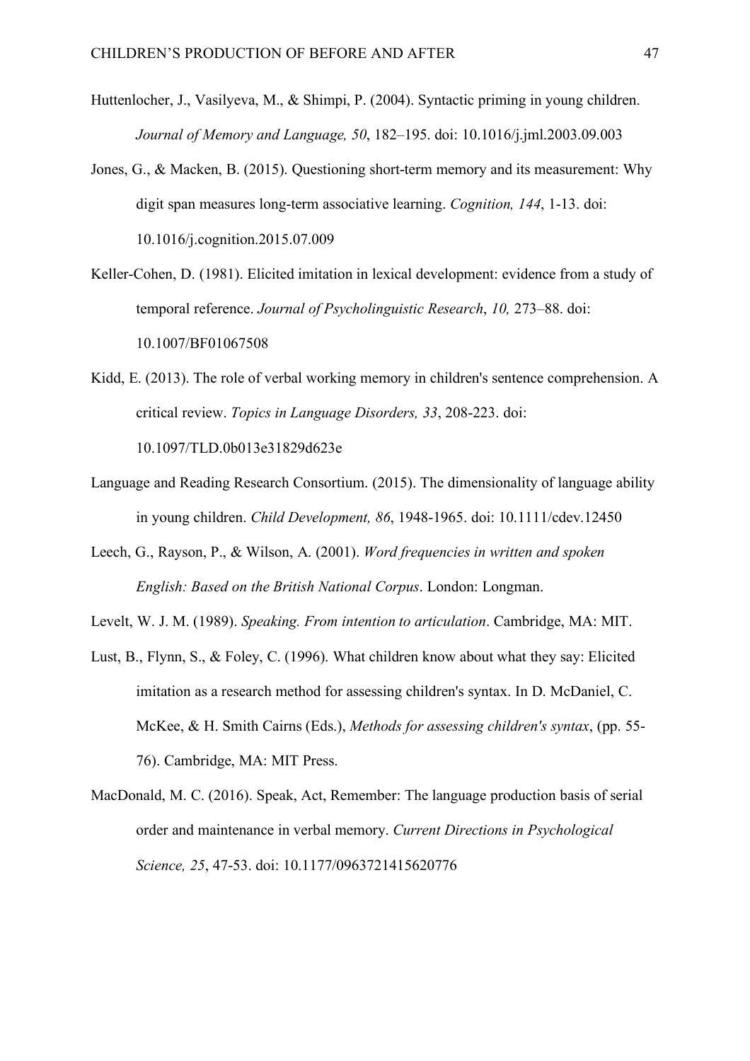Huttenlocher, J., Vasilyeva, M., & Shimpi, P. (2004). Syntactic priming in young children. *Journal of Memory and Language, 50*, 182–195. doi: 10.1016/j.jml.2003.09.003

Jones, G., & Macken, B. (2015). Questioning short-term memory and its measurement: Why digit span measures long-term associative learning. *Cognition, 144*, 1-13. doi: 10.1016/j.cognition.2015.07.009

Keller-Cohen, D. (1981). Elicited imitation in lexical development: evidence from a study of temporal reference. *Journal of Psycholinguistic Research*, *10,* 273–88. doi: 10.1007/BF01067508

Kidd, E. (2013). The role of verbal working memory in children's sentence comprehension. A critical review. *Topics in Language Disorders, 33*, 208-223. doi: 10.1097/TLD.0b013e31829d623e

Language and Reading Research Consortium. (2015). The dimensionality of language ability in young children. *Child Development, 86*, 1948-1965. doi: 10.1111/cdev.12450

Leech, G., Rayson, P., & Wilson, A. (2001). *Word frequencies in written and spoken English: Based on the British National Corpus*. London: Longman.

Levelt, W. J. M. (1989). *Speaking. From intention to articulation*. Cambridge, MA: MIT.

Lust, B., Flynn, S., & Foley, C. (1996). What children know about what they say: Elicited imitation as a research method for assessing children's syntax. In D. McDaniel, C. McKee, & H. Smith Cairns (Eds.), *Methods for assessing children's syntax*, (pp. 55-76). Cambridge, MA: MIT Press.

MacDonald, M. C. (2016). Speak, Act, Remember: The language production basis of serial order and maintenance in verbal memory. *Current Directions in Psychological Science, 25*, 47-53. doi: 10.1177/0963721415620776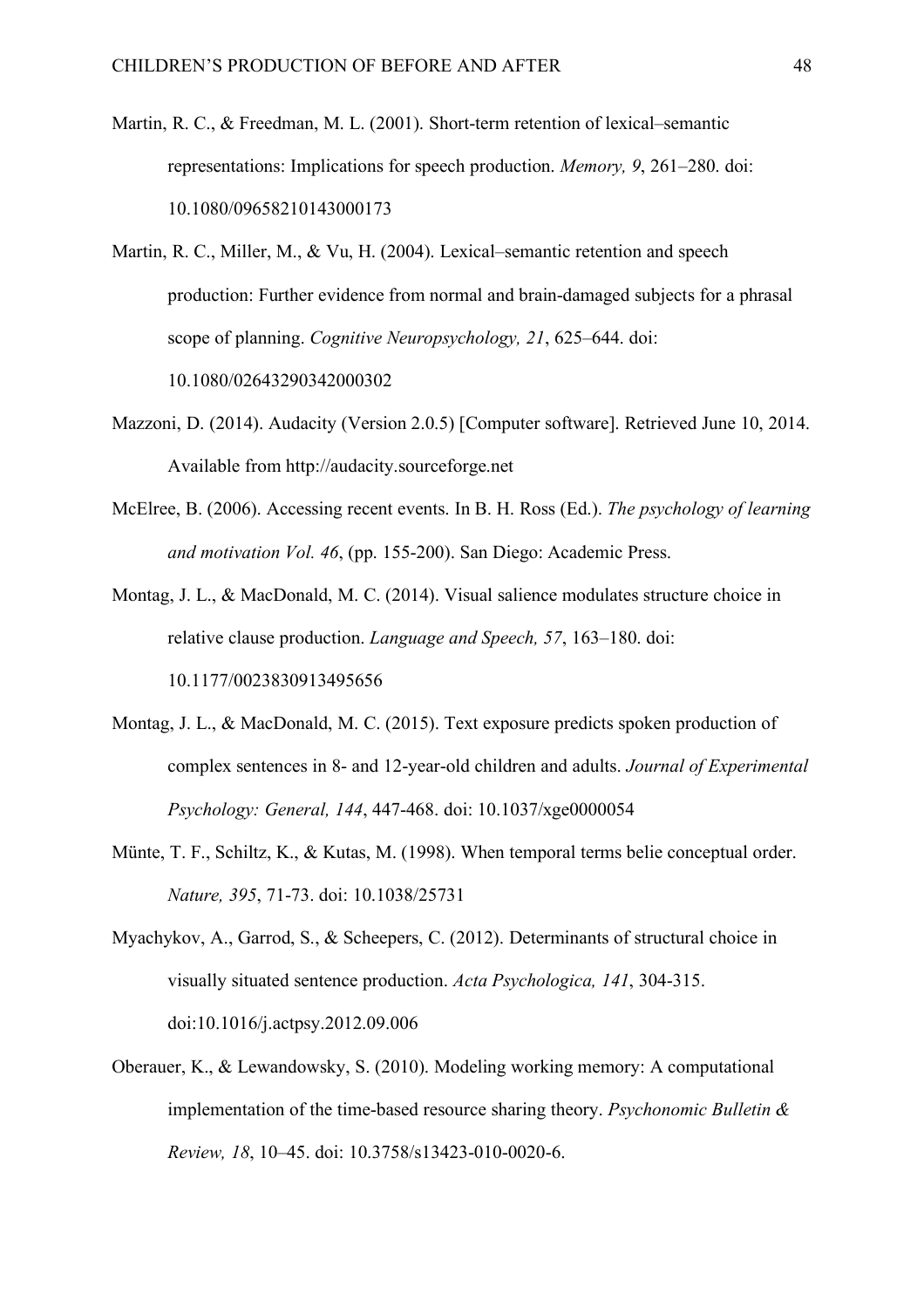Martin, R. C., & Freedman, M. L. (2001). Short-term retention of lexical–semantic representations: Implications for speech production. *Memory, 9*, 261–280. doi: 10.1080/09658210143000173

Martin, R. C., Miller, M., & Vu, H. (2004). Lexical–semantic retention and speech production: Further evidence from normal and brain-damaged subjects for a phrasal scope of planning. *Cognitive Neuropsychology, 21*, 625–644. doi: 10.1080/02643290342000302

Mazzoni, D. (2014). Audacity (Version 2.0.5) [Computer software]. Retrieved June 10, 2014. Available from http://audacity.sourceforge.net

McElree, B. (2006). Accessing recent events. In B. H. Ross (Ed.). *The psychology of learning and motivation Vol. 46*, (pp. 155-200). San Diego: Academic Press.

Montag, J. L., & MacDonald, M. C. (2014). Visual salience modulates structure choice in relative clause production. *Language and Speech, 57*, 163–180. doi: 10.1177/0023830913495656

Montag, J. L., & MacDonald, M. C. (2015). Text exposure predicts spoken production of complex sentences in 8- and 12-year-old children and adults. *Journal of Experimental Psychology: General, 144*, 447-468. doi: 10.1037/xge0000054

Münte, T. F., Schiltz, K., & Kutas, M. (1998). When temporal terms belie conceptual order. *Nature, 395*, 71-73. doi: 10.1038/25731

Myachykov, A., Garrod, S., & Scheepers, C. (2012). Determinants of structural choice in visually situated sentence production. *Acta Psychologica, 141*, 304-315. doi:10.1016/j.actpsy.2012.09.006

Oberauer, K., & Lewandowsky, S. (2010). Modeling working memory: A computational implementation of the time-based resource sharing theory. *Psychonomic Bulletin & Review, 18*, 10–45. doi: 10.3758/s13423-010-0020-6.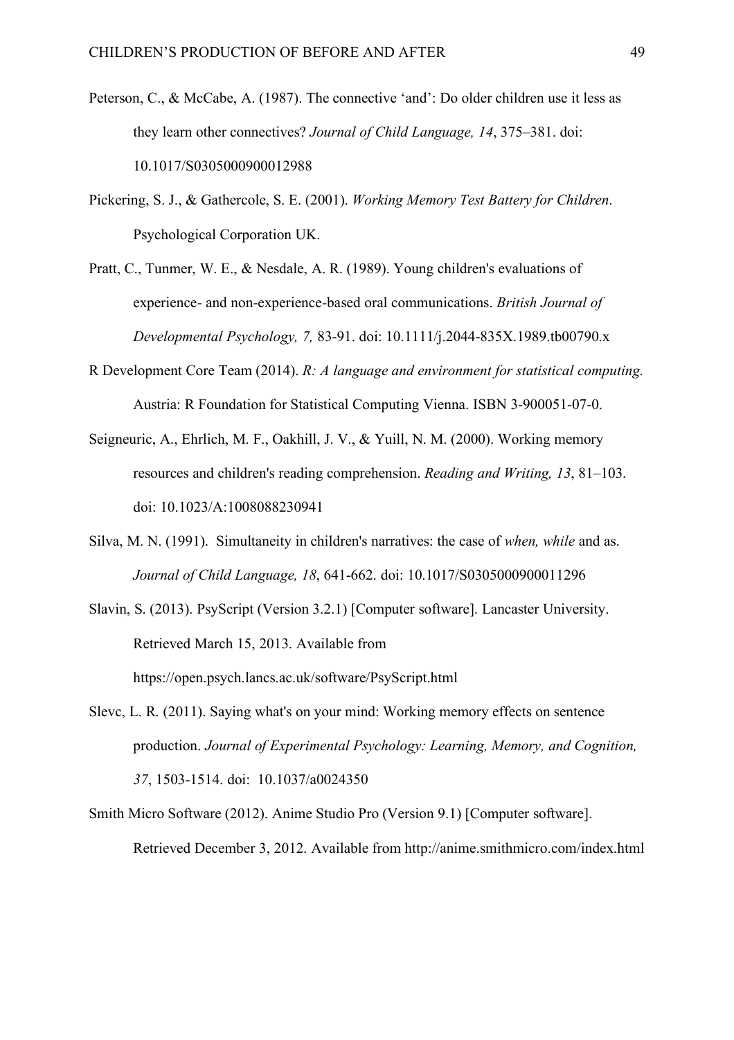Peterson, C., & McCabe, A. (1987). The connective 'and': Do older children use it less as they learn other connectives? *Journal of Child Language, 14*, 375–381. doi: 10.1017/S0305000900012988

Pickering, S. J., & Gathercole, S. E. (2001). *Working Memory Test Battery for Children*. Psychological Corporation UK.

Pratt, C., Tunmer, W. E., & Nesdale, A. R. (1989). Young children's evaluations of experience- and non-experience-based oral communications. *British Journal of Developmental Psychology, 7,* 83-91. doi: 10.1111/j.2044-835X.1989.tb00790.x

R Development Core Team (2014). *R: A language and environment for statistical computing.* Austria: R Foundation for Statistical Computing Vienna. ISBN 3-900051-07-0.

Seigneuric, A., Ehrlich, M. F., Oakhill, J. V., & Yuill, N. M. (2000). Working memory resources and children's reading comprehension. *Reading and Writing, 13*, 81–103. doi: 10.1023/A:1008088230941

Silva, M. N. (1991). Simultaneity in children's narratives: the case of *when, while* and as. *Journal of Child Language, 18*, 641-662. doi: 10.1017/S0305000900011296

Slavin, S. (2013). PsyScript (Version 3.2.1) [Computer software]. Lancaster University. Retrieved March 15, 2013. Available from https://open.psych.lancs.ac.uk/software/PsyScript.html

Slevc, L. R. (2011). Saying what's on your mind: Working memory effects on sentence production. *Journal of Experimental Psychology: Learning, Memory, and Cognition, 37*, 1503-1514. doi: 10.1037/a0024350

Smith Micro Software (2012). Anime Studio Pro (Version 9.1) [Computer software]. Retrieved December 3, 2012. Available from http://anime.smithmicro.com/index.html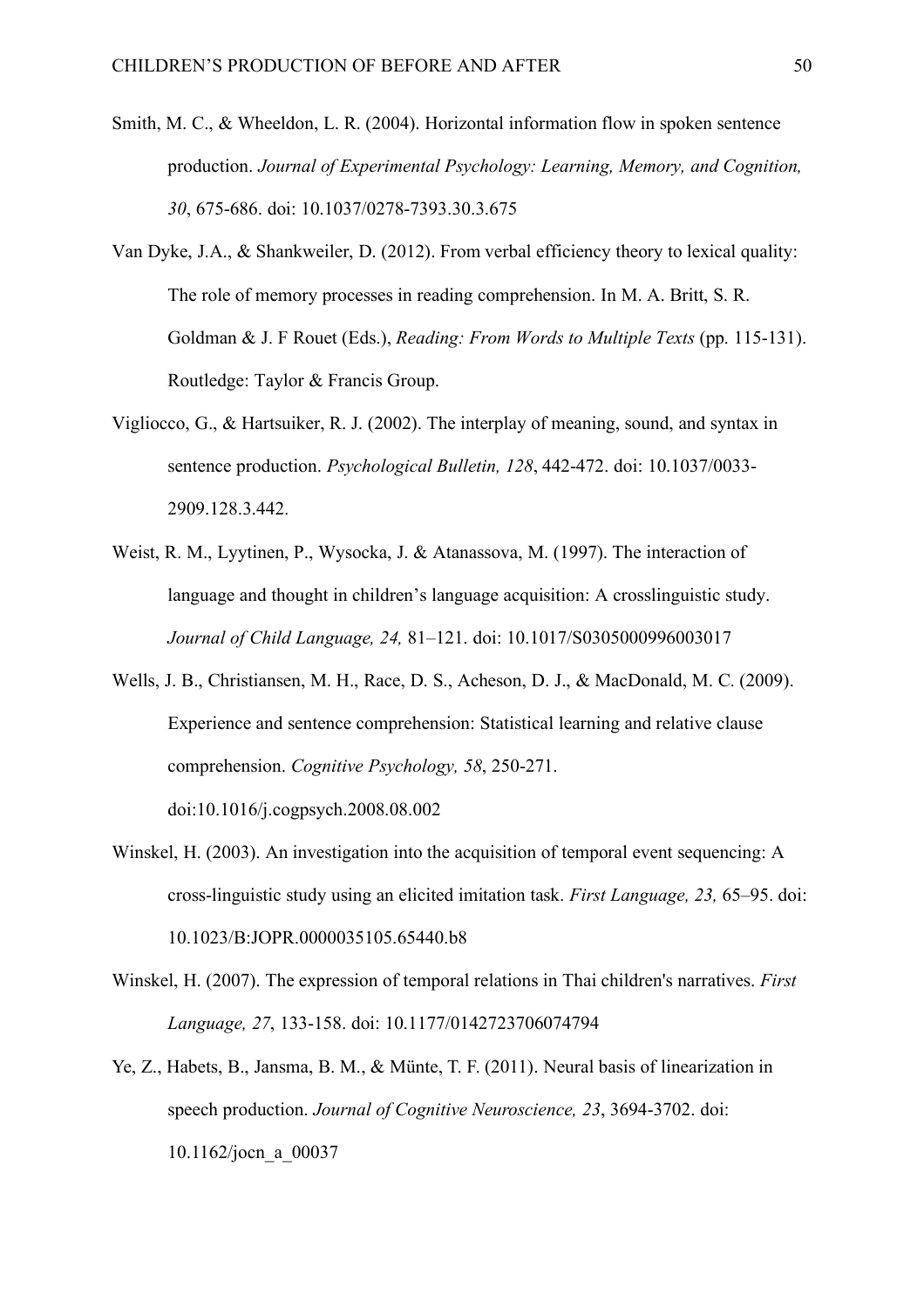Smith, M. C., & Wheeldon, L. R. (2004). Horizontal information flow in spoken sentence production. *Journal of Experimental Psychology: Learning, Memory, and Cognition, 30*, 675-686. doi: 10.1037/0278-7393.30.3.675

Van Dyke, J.A., & Shankweiler, D. (2012). From verbal efficiency theory to lexical quality: The role of memory processes in reading comprehension. In M. A. Britt, S. R. Goldman & J. F Rouet (Eds.), *Reading: From Words to Multiple Texts* (pp. 115-131). Routledge: Taylor & Francis Group.

Vigliocco, G., & Hartsuiker, R. J. (2002). The interplay of meaning, sound, and syntax in sentence production. *Psychological Bulletin, 128*, 442-472. doi: 10.1037/0033-2909.128.3.442.

Weist, R. M., Lyytinen, P., Wysocka, J. & Atanassova, M. (1997). The interaction of language and thought in children's language acquisition: A crosslinguistic study. *Journal of Child Language, 24,* 81–121. doi: 10.1017/S0305000996003017

Wells, J. B., Christiansen, M. H., Race, D. S., Acheson, D. J., & MacDonald, M. C. (2009). Experience and sentence comprehension: Statistical learning and relative clause comprehension. *Cognitive Psychology, 58*, 250-271. doi:10.1016/j.cogpsych.2008.08.002

Winskel, H. (2003). An investigation into the acquisition of temporal event sequencing: A cross-linguistic study using an elicited imitation task. *First Language, 23,* 65–95. doi: 10.1023/B:JOPR.0000035105.65440.b8

Winskel, H. (2007). The expression of temporal relations in Thai children's narratives. *First Language, 27*, 133-158. doi: 10.1177/0142723706074794

Ye, Z., Habets, B., Jansma, B. M., & Münte, T. F. (2011). Neural basis of linearization in speech production. *Journal of Cognitive Neuroscience, 23*, 3694-3702. doi: 10.1162/jocn_a_00037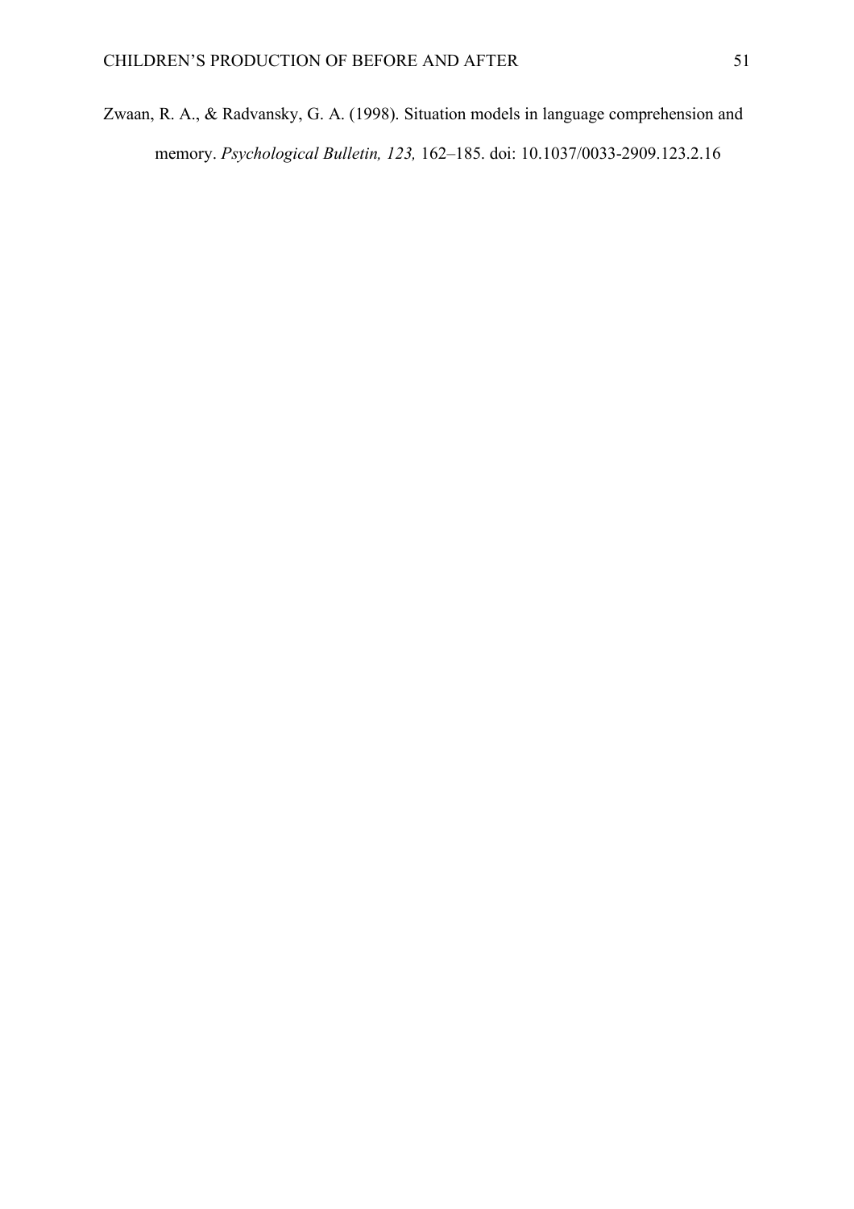Zwaan, R. A., & Radvansky, G. A. (1998). Situation models in language comprehension and memory. *Psychological Bulletin, 123,* 162–185. doi: 10.1037/0033-2909.123.2.16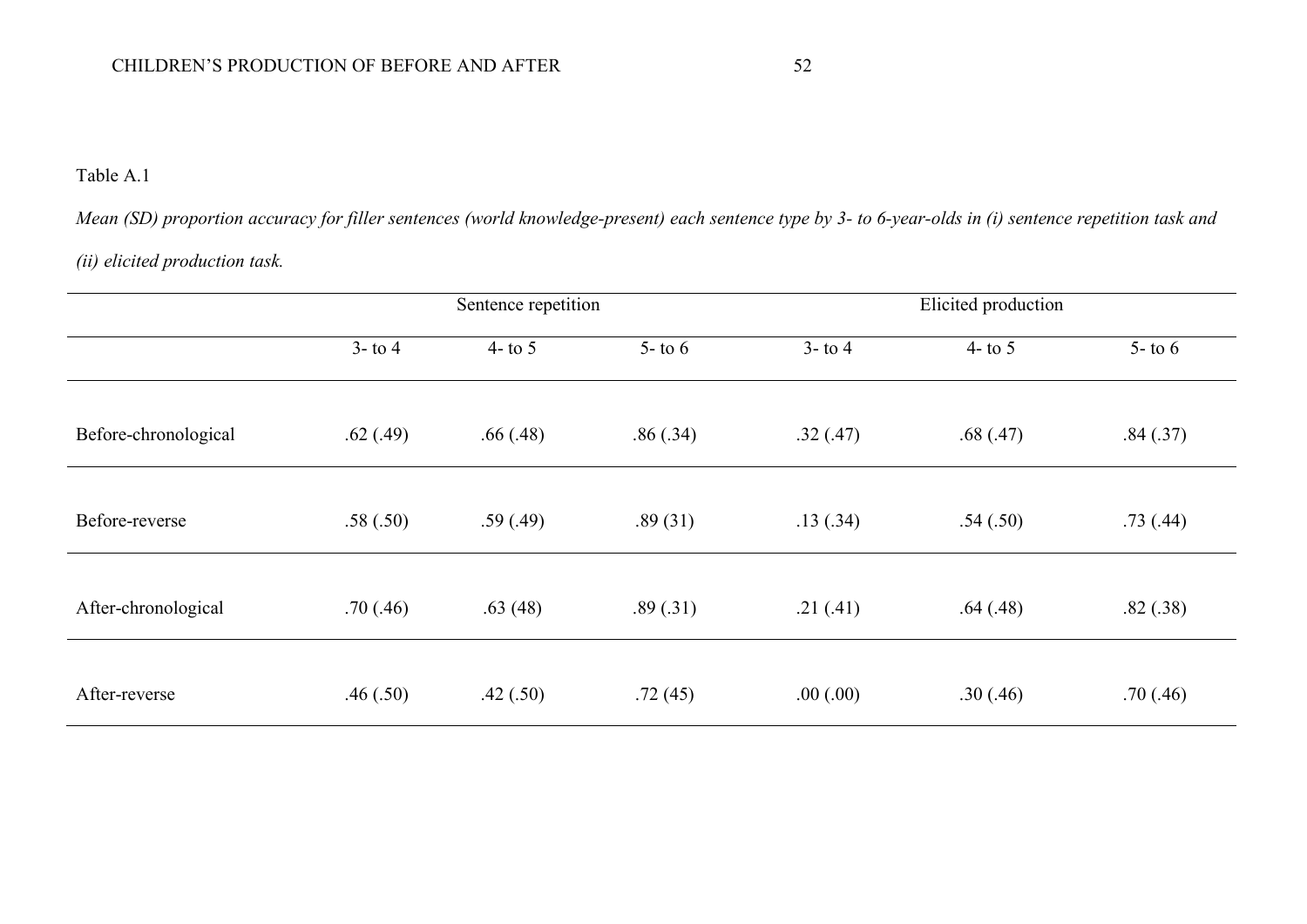Table A.1

*Mean (SD) proportion accuracy for filler sentences (world knowledge-present) each sentence type by 3- to 6-year-olds in (i) sentence repetition task and (ii) elicited production task.*

| | Sentence repetition | | | Elicited production | | |
|---|---|---|---|---|---|---|
| | 3- to 4 | 4- to 5 | 5- to 6 | 3- to 4 | 4- to 5 | 5- to 6 |
| Before-chronological | .62 (.49) | .66 (.48) | .86 (.34) | .32 (.47) | .68 (.47) | .84 (.37) |
| Before-reverse | .58 (.50) | .59 (.49) | .89 (31) | .13 (.34) | .54 (.50) | .73 (.44) |
| After-chronological | .70 (.46) | .63 (48) | .89 (.31) | .21 (.41) | .64 (.48) | .82 (.38) |
| After-reverse | .46 (.50) | .42 (.50) | .72 (45) | .00 (.00) | .30 (.46) | .70 (.46) |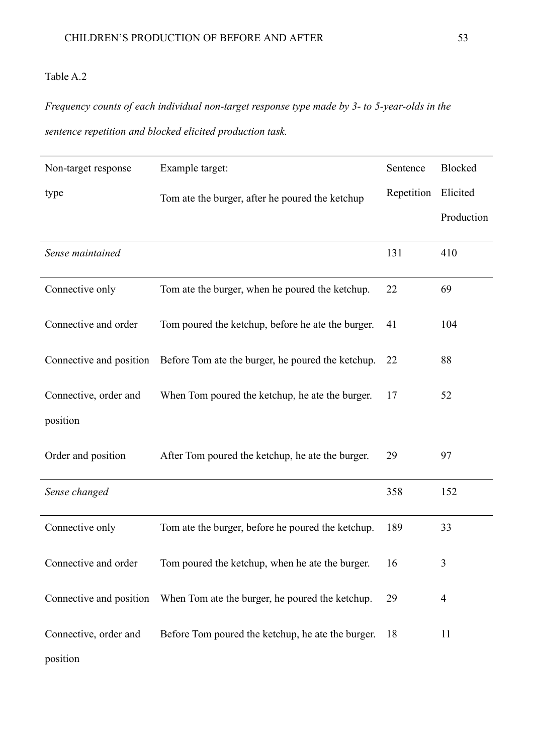Table A.2

*Frequency counts of each individual non-target response type made by 3- to 5-year-olds in the sentence repetition and blocked elicited production task.*

| Non-target response type | Example target: Tom ate the burger, after he poured the ketchup | Sentence Repetition | Blocked Elicited Production |
|---|---|---|---|
| *Sense maintained* | | 131 | 410 |
| Connective only | Tom ate the burger, when he poured the ketchup. | 22 | 69 |
| Connective and order | Tom poured the ketchup, before he ate the burger. | 41 | 104 |
| Connective and position | Before Tom ate the burger, he poured the ketchup. | 22 | 88 |
| Connective, order and position | When Tom poured the ketchup, he ate the burger. | 17 | 52 |
| Order and position | After Tom poured the ketchup, he ate the burger. | 29 | 97 |
| *Sense changed* | | 358 | 152 |
| Connective only | Tom ate the burger, before he poured the ketchup. | 189 | 33 |
| Connective and order | Tom poured the ketchup, when he ate the burger. | 16 | 3 |
| Connective and position | When Tom ate the burger, he poured the ketchup. | 29 | 4 |
| Connective, order and position | Before Tom poured the ketchup, he ate the burger. | 18 | 11 |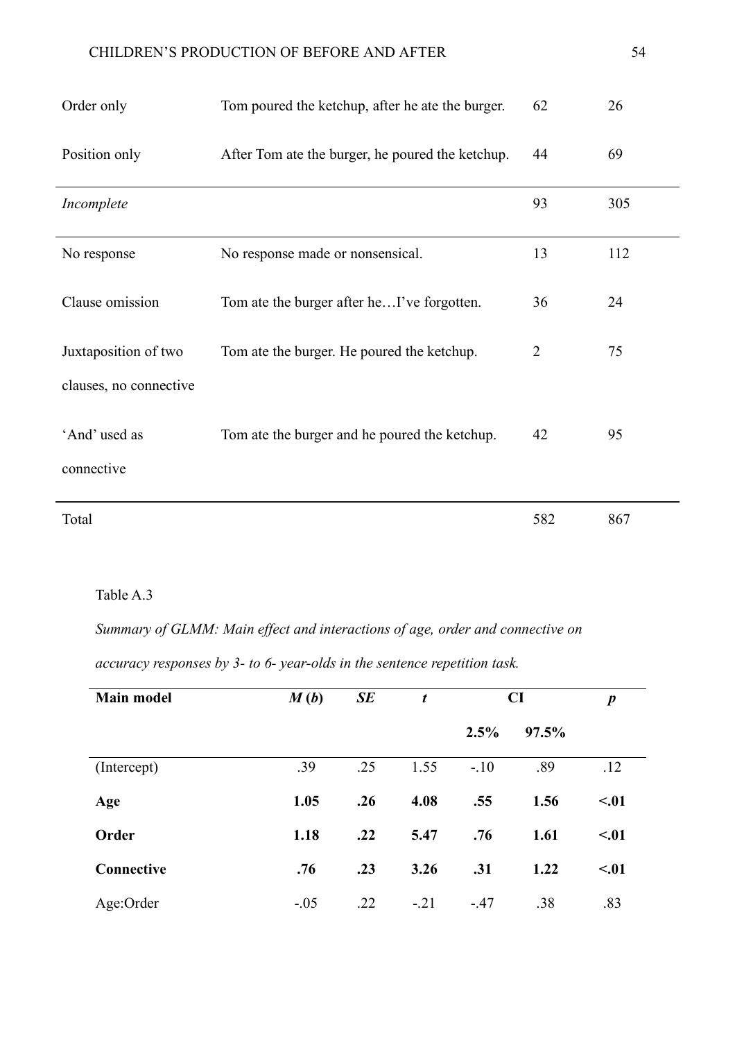| | | | |
|---|---|---|---|
| Order only | Tom poured the ketchup, after he ate the burger. | 62 | 26 |
| Position only | After Tom ate the burger, he poured the ketchup. | 44 | 69 |
| *Incomplete* | | 93 | 305 |
| No response | No response made or nonsensical. | 13 | 112 |
| Clause omission | Tom ate the burger after he…I've forgotten. | 36 | 24 |
| Juxtaposition of two clauses, no connective | Tom ate the burger. He poured the ketchup. | 2 | 75 |
| 'And' used as connective | Tom ate the burger and he poured the ketchup. | 42 | 95 |
| Total | | 582 | 867 |

Table A.3

*Summary of GLMM: Main effect and interactions of age, order and connective on accuracy responses by 3- to 6- year-olds in the sentence repetition task.*

| **Main model** | ***M* (*b*)** | ***SE*** | ***t*** | **CI** | | ***p*** |
|---|---|---|---|---|---|---|
| | | | | **2.5%** | **97.5%** | |
| (Intercept) | .39 | .25 | 1.55 | -.10 | .89 | .12 |
| **Age** | **1.05** | **.26** | **4.08** | **.55** | **1.56** | **<.01** |
| **Order** | **1.18** | **.22** | **5.47** | **.76** | **1.61** | **<.01** |
| **Connective** | **.76** | **.23** | **3.26** | **.31** | **1.22** | **<.01** |
| Age:Order | -.05 | .22 | -.21 | -.47 | .38 | .83 |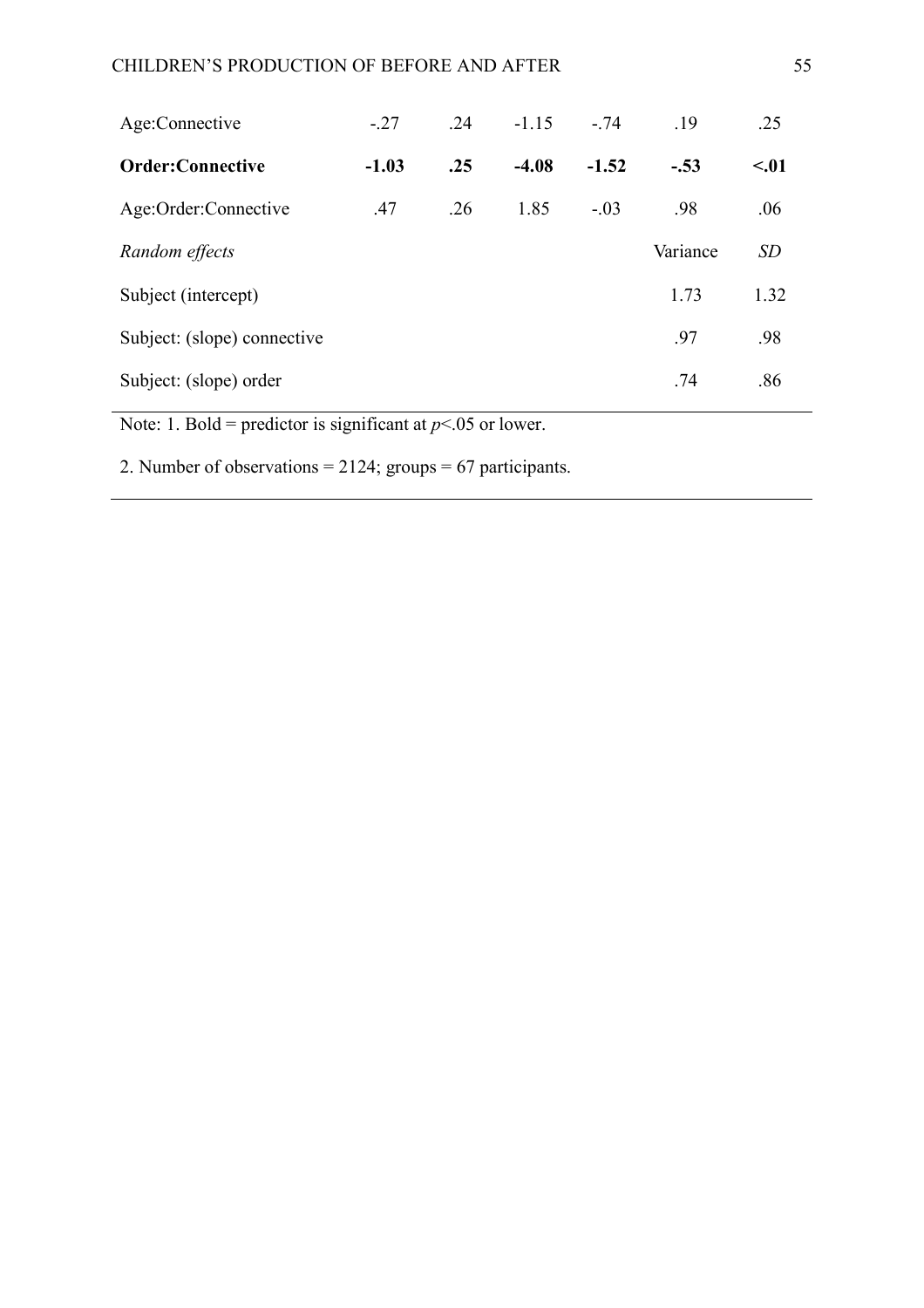| | | | | | | |
|---|---|---|---|---|---|---|
| Age:Connective | -.27 | .24 | -1.15 | -.74 | .19 | .25 |
| **Order:Connective** | **-1.03** | **.25** | **-4.08** | **-1.52** | **-.53** | **<.01** |
| Age:Order:Connective | .47 | .26 | 1.85 | -.03 | .98 | .06 |
| *Random effects* | | | | | Variance | *SD* |
| Subject (intercept) | | | | | 1.73 | 1.32 |
| Subject: (slope) connective | | | | | .97 | .98 |
| Subject: (slope) order | | | | | .74 | .86 |

Note: 1. Bold = predictor is significant at $p$<.05 or lower.

2. Number of observations = 2124; groups = 67 participants.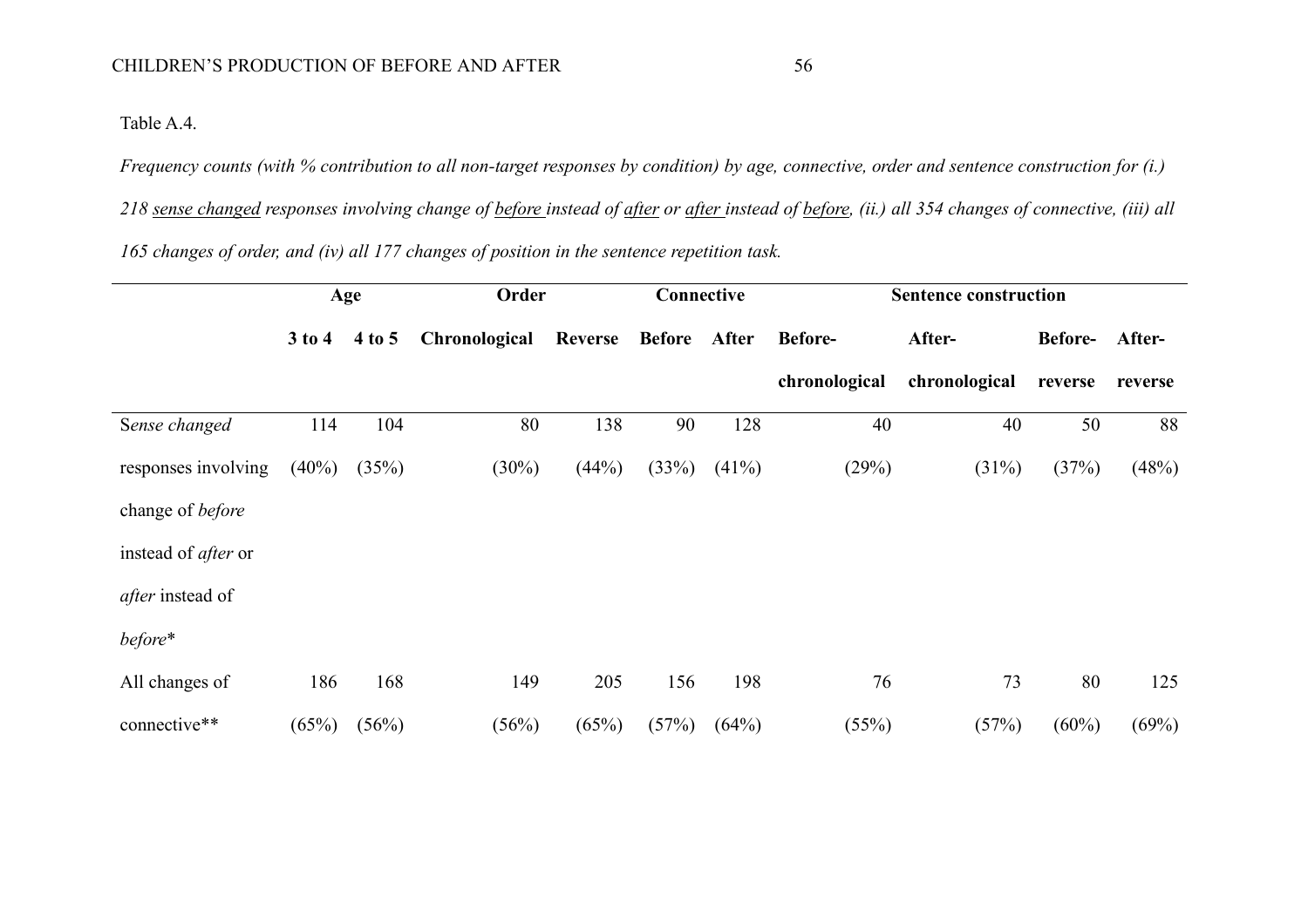Table A.4.

*Frequency counts (with % contribution to all non-target responses by condition) by age, connective, order and sentence construction for (i.) 218 sense changed responses involving change of before instead of after or after instead of before, (ii.) all 354 changes of connective, (iii) all 165 changes of order, and (iv) all 177 changes of position in the sentence repetition task.*

| | **Age** | | **Order** | | **Connective** | | **Sentence construction** | | | |
|---|---|---|---|---|---|---|---|---|---|---|
| | **3 to 4** | **4 to 5** | **Chronological** | **Reverse** | **Before** | **After** | **Before-chronological** | **After-chronological** | **Before-reverse** | **After-reverse** |
| S*ense changed* responses involving change of *before* instead of *after* or *after* instead of *before** | 114 (40%) | 104 (35%) | 80 (30%) | 138 (44%) | 90 (33%) | 128 (41%) | 40 (29%) | 40 (31%) | 50 (37%) | 88 (48%) |
| All changes of connective** | 186 (65%) | 168 (56%) | 149 (56%) | 205 (65%) | 156 (57%) | 198 (64%) | 76 (55%) | 73 (57%) | 80 (60%) | 125 (69%) |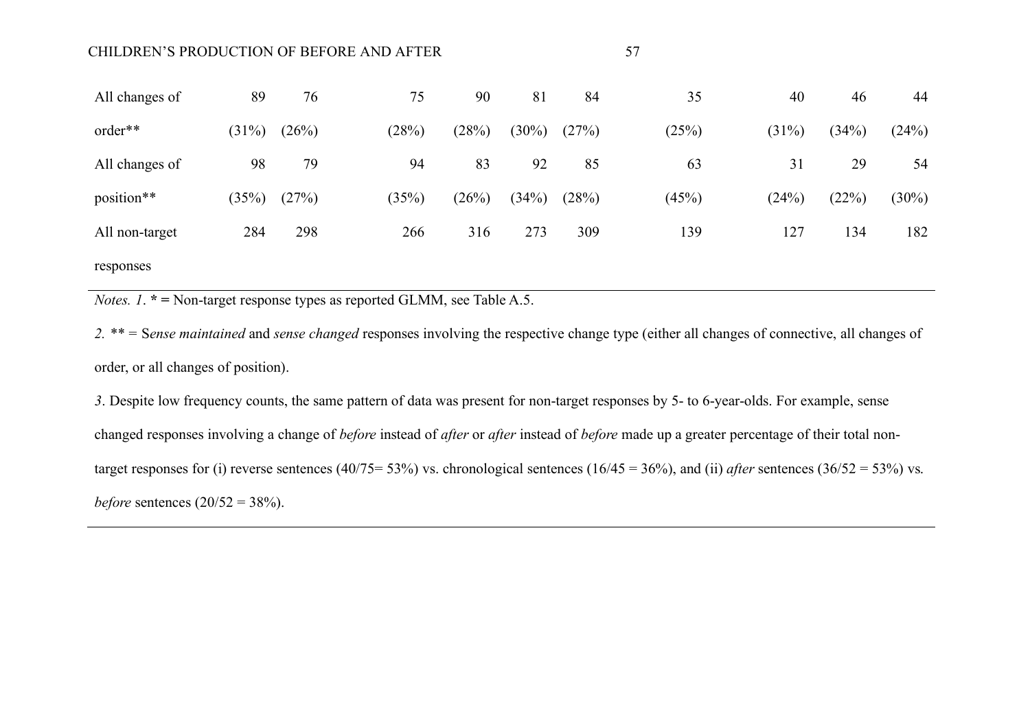| | | | | | | | | | | |
|---|---|---|---|---|---|---|---|---|---|---|
| All changes of order** | 89 (31%) | 76 (26%) | 75 (28%) | 90 (28%) | 81 (30%) | 84 (27%) | 35 (25%) | 40 (31%) | 46 (34%) | 44 (24%) |
| All changes of position** | 98 (35%) | 79 (27%) | 94 (35%) | 83 (26%) | 92 (34%) | 85 (28%) | 63 (45%) | 31 (24%) | 29 (22%) | 54 (30%) |
| All non-target responses | 284 | 298 | 266 | 316 | 273 | 309 | 139 | 127 | 134 | 182 |

*Notes. 1*. * = Non-target response types as reported GLMM, see Table A.5.

*2.* ** = S*ense maintained* and *sense changed* responses involving the respective change type (either all changes of connective, all changes of order, or all changes of position).

*3*. Despite low frequency counts, the same pattern of data was present for non-target responses by 5- to 6-year-olds. For example, sense changed responses involving a change of *before* instead of *after* or *after* instead of *before* made up a greater percentage of their total non-target responses for (i) reverse sentences (40/75= 53%) vs. chronological sentences (16/45 = 36%), and (ii) *after* sentences (36/52 = 53%) vs. *before* sentences (20/52 = 38%).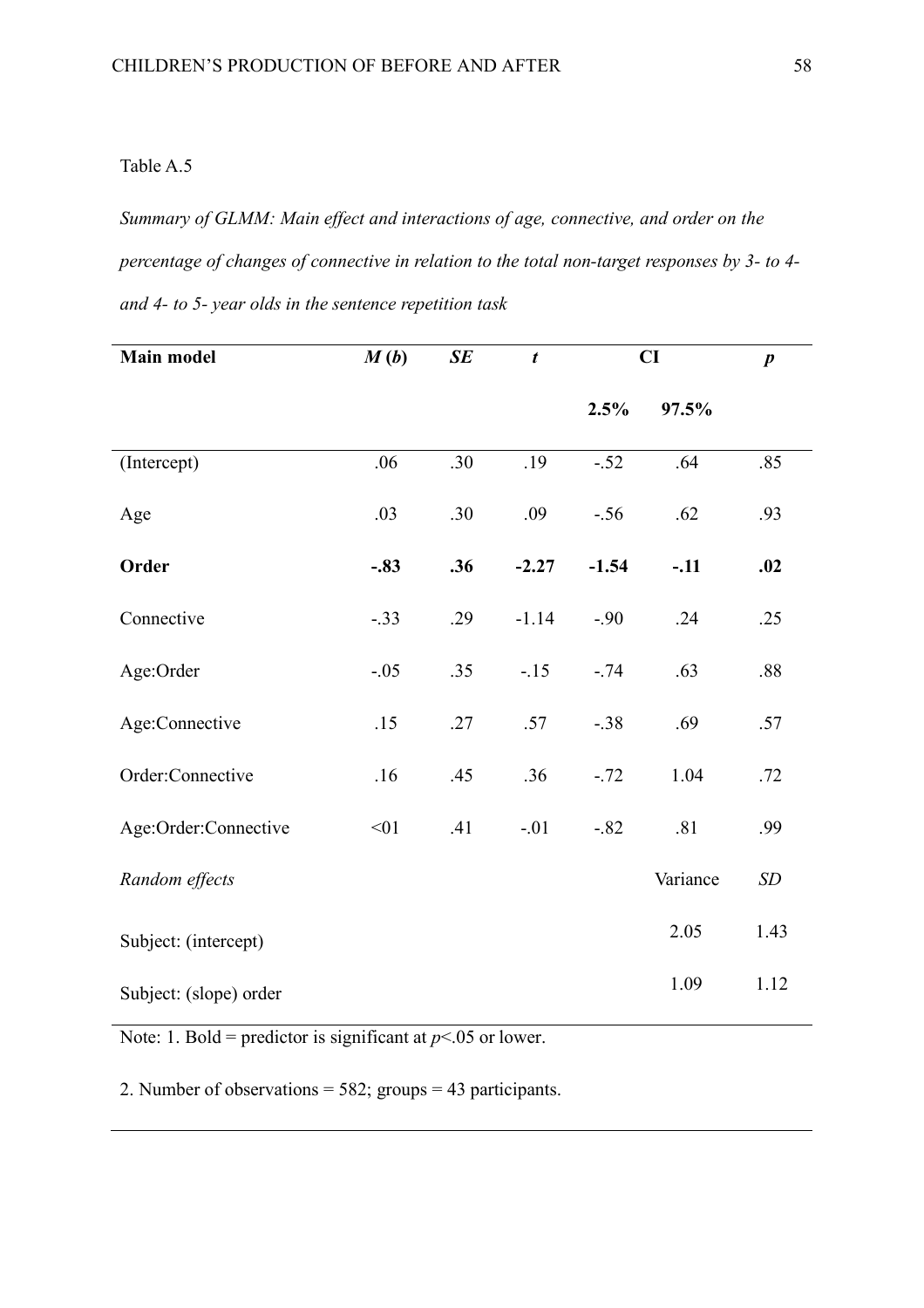Table A.5

*Summary of GLMM: Main effect and interactions of age, connective, and order on the percentage of changes of connective in relation to the total non-target responses by 3- to 4- and 4- to 5- year olds in the sentence repetition task*

| **Main model** | ***M* (*b*)** | ***SE*** | ***t*** | **CI** | | ***p*** |
|---|---|---|---|---|---|---|
| | | | | **2.5%** | **97.5%** | |
| (Intercept) | .06 | .30 | .19 | -.52 | .64 | .85 |
| Age | .03 | .30 | .09 | -.56 | .62 | .93 |
| **Order** | **-.83** | **.36** | **-2.27** | **-1.54** | **-.11** | **.02** |
| Connective | -.33 | .29 | -1.14 | -.90 | .24 | .25 |
| Age:Order | -.05 | .35 | -.15 | -.74 | .63 | .88 |
| Age:Connective | .15 | .27 | .57 | -.38 | .69 | .57 |
| Order:Connective | .16 | .45 | .36 | -.72 | 1.04 | .72 |
| Age:Order:Connective | <01 | .41 | -.01 | -.82 | .81 | .99 |
| *Random effects* | | | | | Variance | *SD* |
| Subject: (intercept) | | | | | 2.05 | 1.43 |
| Subject: (slope) order | | | | | 1.09 | 1.12 |

Note: 1. Bold = predictor is significant at $p<.05$ or lower.

2. Number of observations = 582; groups = 43 participants.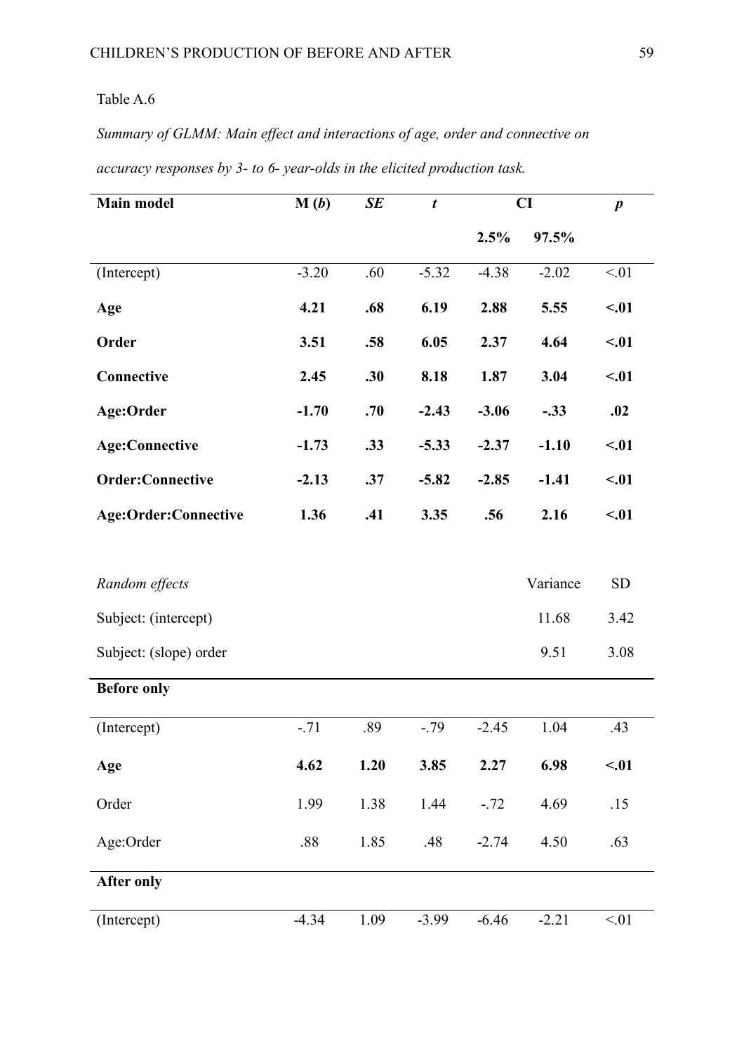Table A.6

*Summary of GLMM: Main effect and interactions of age, order and connective on accuracy responses by 3- to 6- year-olds in the elicited production task.*

| **Main model** | **M (*b*)** | ***SE*** | ***t*** | **CI** | | ***p*** |
|---|---|---|---|---|---|---|
| | | | | **2.5%** | **97.5%** | |
| (Intercept) | -3.20 | .60 | -5.32 | -4.38 | -2.02 | <.01 |
| **Age** | **4.21** | **.68** | **6.19** | **2.88** | **5.55** | **<.01** |
| **Order** | **3.51** | **.58** | **6.05** | **2.37** | **4.64** | **<.01** |
| **Connective** | **2.45** | **.30** | **8.18** | **1.87** | **3.04** | **<.01** |
| **Age:Order** | **-1.70** | **.70** | **-2.43** | **-3.06** | **-.33** | **.02** |
| **Age:Connective** | **-1.73** | **.33** | **-5.33** | **-2.37** | **-1.10** | **<.01** |
| **Order:Connective** | **-2.13** | **.37** | **-5.82** | **-2.85** | **-1.41** | **<.01** |
| **Age:Order:Connective** | **1.36** | **.41** | **3.35** | **.56** | **2.16** | **<.01** |
| | | | | | | |
| *Random effects* | | | | | Variance | SD |
| Subject: (intercept) | | | | | 11.68 | 3.42 |
| Subject: (slope) order | | | | | 9.51 | 3.08 |
| **Before only** | | | | | | |
| (Intercept) | -.71 | .89 | -.79 | -2.45 | 1.04 | .43 |
| **Age** | **4.62** | **1.20** | **3.85** | **2.27** | **6.98** | **<.01** |
| Order | 1.99 | 1.38 | 1.44 | -.72 | 4.69 | .15 |
| Age:Order | .88 | 1.85 | .48 | -2.74 | 4.50 | .63 |
| **After only** | | | | | | |
| (Intercept) | -4.34 | 1.09 | -3.99 | -6.46 | -2.21 | <.01 |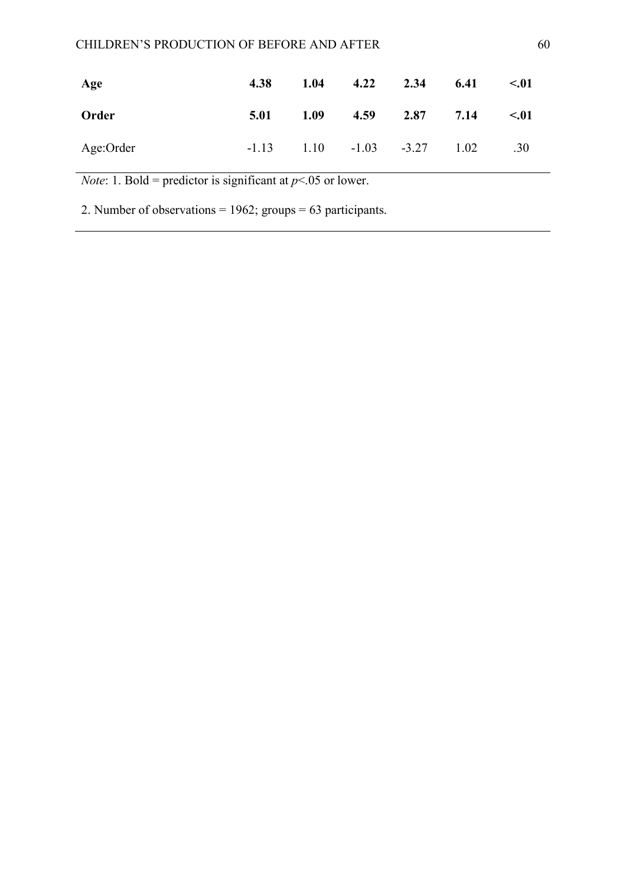| | | | | | | |
|---|---|---|---|---|---|---|
| **Age** | **4.38** | **1.04** | **4.22** | **2.34** | **6.41** | **<.01** |
| **Order** | **5.01** | **1.09** | **4.59** | **2.87** | **7.14** | **<.01** |
| Age:Order | -1.13 | 1.10 | -1.03 | -3.27 | 1.02 | .30 |

*Note*: 1. Bold = predictor is significant at $p$<.05 or lower.

2. Number of observations = 1962; groups = 63 participants.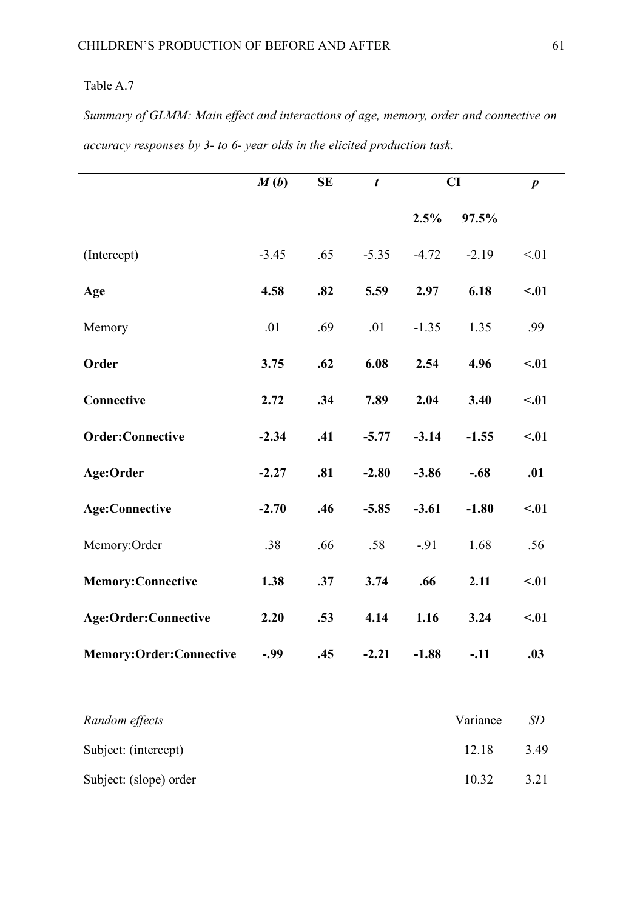Table A.7

*Summary of GLMM: Main effect and interactions of age, memory, order and connective on accuracy responses by 3- to 6- year olds in the elicited production task.*

| | ***M* (*b*)** | **SE** | ***t*** | **CI** | | ***p*** |
|---|---|---|---|---|---|---|
| | | | | **2.5%** | **97.5%** | |
| (Intercept) | -3.45 | .65 | -5.35 | -4.72 | -2.19 | <.01 |
| **Age** | **4.58** | **.82** | **5.59** | **2.97** | **6.18** | **<.01** |
| Memory | .01 | .69 | .01 | -1.35 | 1.35 | .99 |
| **Order** | **3.75** | **.62** | **6.08** | **2.54** | **4.96** | **<.01** |
| **Connective** | **2.72** | **.34** | **7.89** | **2.04** | **3.40** | **<.01** |
| **Order:Connective** | **-2.34** | **.41** | **-5.77** | **-3.14** | **-1.55** | **<.01** |
| **Age:Order** | **-2.27** | **.81** | **-2.80** | **-3.86** | **-.68** | **.01** |
| **Age:Connective** | **-2.70** | **.46** | **-5.85** | **-3.61** | **-1.80** | **<.01** |
| Memory:Order | .38 | .66 | .58 | -.91 | 1.68 | .56 |
| **Memory:Connective** | **1.38** | **.37** | **3.74** | **.66** | **2.11** | **<.01** |
| **Age:Order:Connective** | **2.20** | **.53** | **4.14** | **1.16** | **3.24** | **<.01** |
| **Memory:Order:Connective** | **-.99** | **.45** | **-2.21** | **-1.88** | **-.11** | **.03** |
| | | | | | | |
| *Random effects* | | | | | Variance | *SD* |
| Subject: (intercept) | | | | | 12.18 | 3.49 |
| Subject: (slope) order | | | | | 10.32 | 3.21 |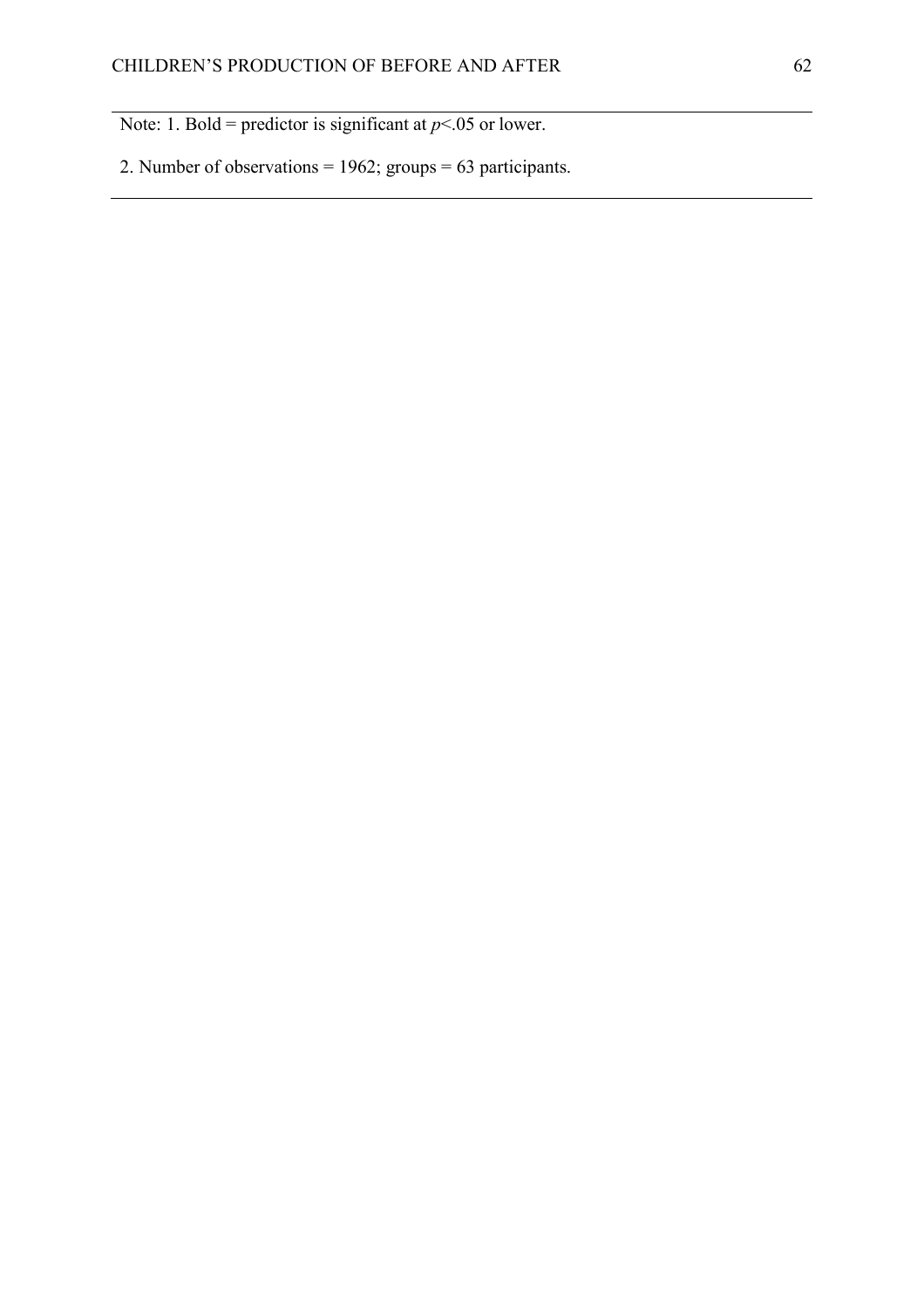Note: 1. Bold = predictor is significant at *p*<.05 or lower.

2. Number of observations = 1962; groups = 63 participants.